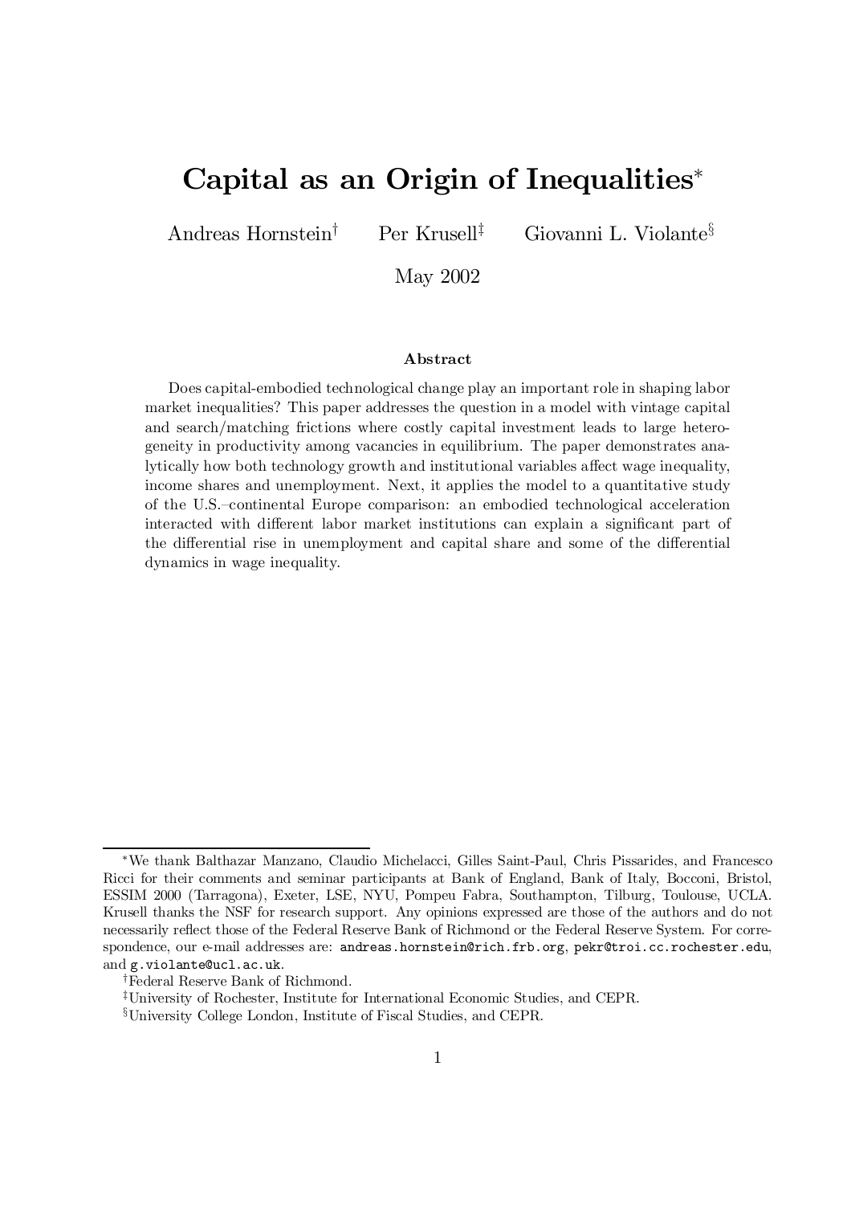# Capital as an Origin of Inequalities*

Andreas Hornstein[†] Per Krusell[‡] Giovanni L. Violante[§]

May 2002

### Abstract

Does capital-embodied technological change play an important role in shaping labor market inequalities? This paper addresses the question in a model with vintage capital and search/matching frictions where costly capital investment leads to large heterogeneity in productivity among vacancies in equilibrium. The paper demonstrates analytically how both technology growth and institutional variables affect wage inequality, income shares and unemployment. Next, it applies the model to a quantitative study of the U.S.–continental Europe comparison: an embodied technological acceleration interacted with different labor market institutions can explain a significant part of the differential rise in unemployment and capital share and some of the differential dynamics in wage inequality.

---

*We thank Balthazar Manzano, Claudio Michelacci, Gilles Saint-Paul, Chris Pissarides, and Francesco Ricci for their comments and seminar participants at Bank of England, Bank of Italy, Bocconi, Bristol, ESSIM 2000 (Tarragona), Exeter, LSE, NYU, Pompeu Fabra, Southampton, Tilburg, Toulouse, UCLA. Krusell thanks the NSF for research support. Any opinions expressed are those of the authors and do not necessarily reflect those of the Federal Reserve Bank of Richmond or the Federal Reserve System. For correspondence, our e-mail addresses are: `andreas.hornstein@rich.frb.org`, `pekr@troi.cc.rochester.edu`, and `g.violante@ucl.ac.uk`.

[†]Federal Reserve Bank of Richmond.

[‡]University of Rochester, Institute for International Economic Studies, and CEPR.

[§]University College London, Institute of Fiscal Studies, and CEPR.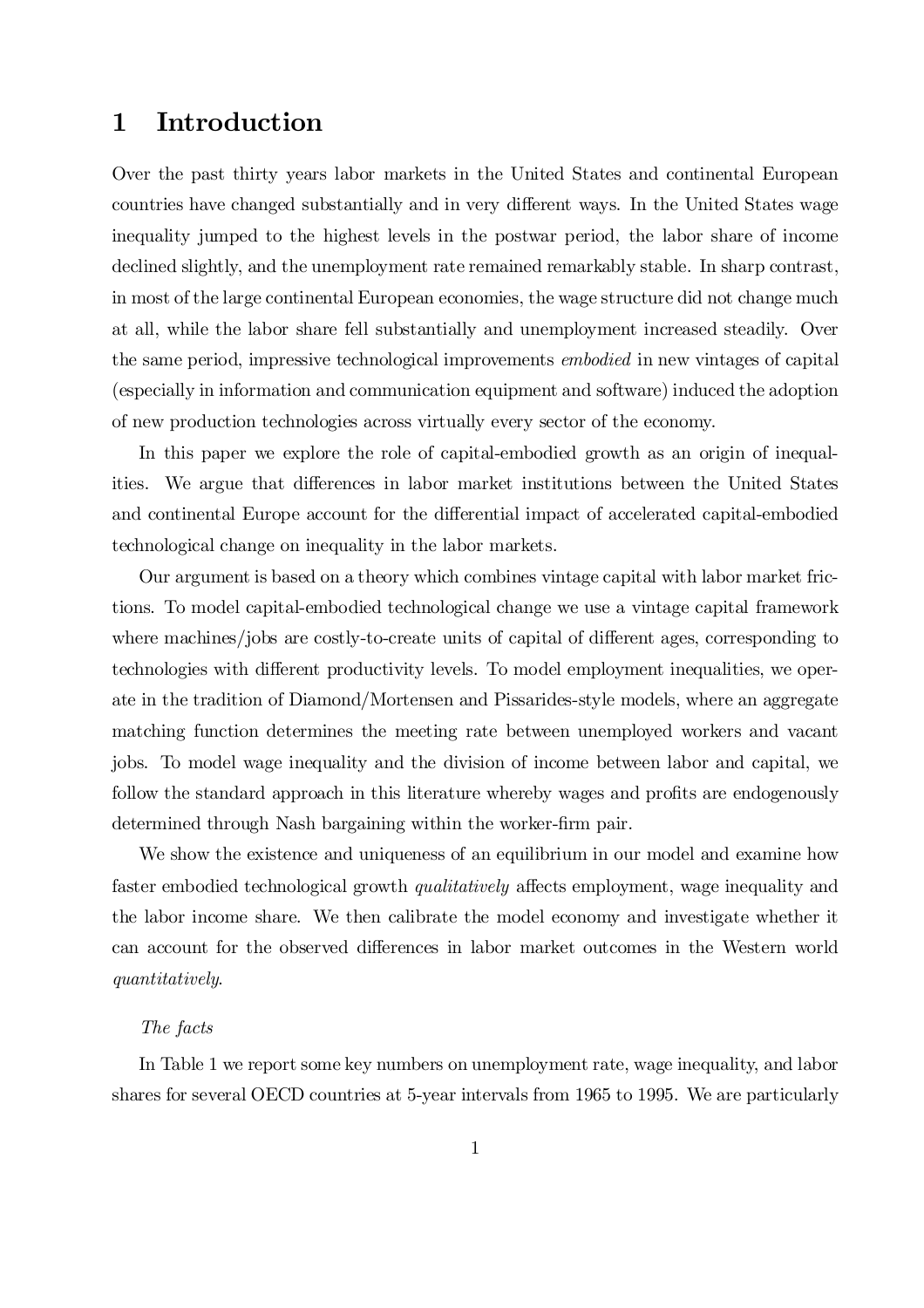# 1 Introduction

Over the past thirty years labor markets in the United States and continental European countries have changed substantially and in very different ways. In the United States wage inequality jumped to the highest levels in the postwar period, the labor share of income declined slightly, and the unemployment rate remained remarkably stable. In sharp contrast, in most of the large continental European economies, the wage structure did not change much at all, while the labor share fell substantially and unemployment increased steadily. Over the same period, impressive technological improvements *embodied* in new vintages of capital (especially in information and communication equipment and software) induced the adoption of new production technologies across virtually every sector of the economy.

In this paper we explore the role of capital-embodied growth as an origin of inequalities. We argue that differences in labor market institutions between the United States and continental Europe account for the differential impact of accelerated capital-embodied technological change on inequality in the labor markets.

Our argument is based on a theory which combines vintage capital with labor market frictions. To model capital-embodied technological change we use a vintage capital framework where machines/jobs are costly-to-create units of capital of different ages, corresponding to technologies with different productivity levels. To model employment inequalities, we operate in the tradition of Diamond/Mortensen and Pissarides-style models, where an aggregate matching function determines the meeting rate between unemployed workers and vacant jobs. To model wage inequality and the division of income between labor and capital, we follow the standard approach in this literature whereby wages and profits are endogenously determined through Nash bargaining within the worker-firm pair.

We show the existence and uniqueness of an equilibrium in our model and examine how faster embodied technological growth *qualitatively* affects employment, wage inequality and the labor income share. We then calibrate the model economy and investigate whether it can account for the observed differences in labor market outcomes in the Western world *quantitatively*.

*The facts*

In Table 1 we report some key numbers on unemployment rate, wage inequality, and labor shares for several OECD countries at 5-year intervals from 1965 to 1995. We are particularly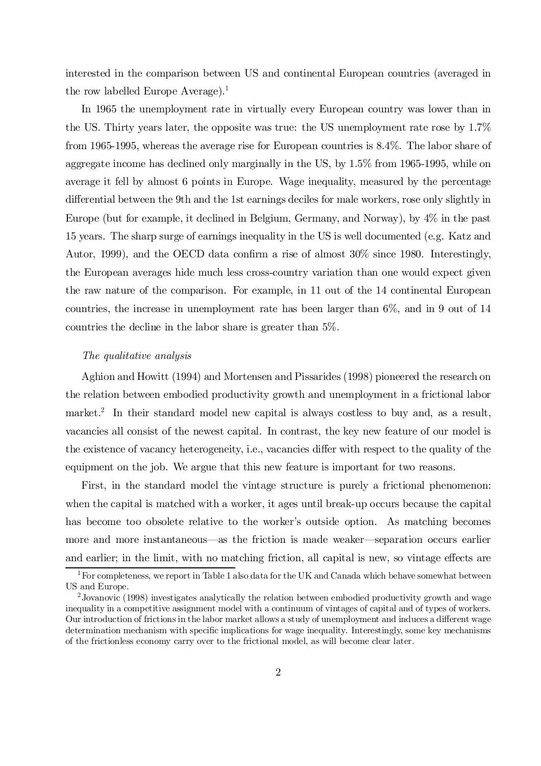interested in the comparison between US and continental European countries (averaged in the row labelled Europe Average).[1]

In 1965 the unemployment rate in virtually every European country was lower than in the US. Thirty years later, the opposite was true: the US unemployment rate rose by 1.7% from 1965-1995, whereas the average rise for European countries is 8.4%. The labor share of aggregate income has declined only marginally in the US, by 1.5% from 1965-1995, while on average it fell by almost 6 points in Europe. Wage inequality, measured by the percentage differential between the 9th and the 1st earnings deciles for male workers, rose only slightly in Europe (but for example, it declined in Belgium, Germany, and Norway), by 4% in the past 15 years. The sharp surge of earnings inequality in the US is well documented (e.g. Katz and Autor, 1999), and the OECD data confirm a rise of almost 30% since 1980. Interestingly, the European averages hide much less cross-country variation than one would expect given the raw nature of the comparison. For example, in 11 out of the 14 continental European countries, the increase in unemployment rate has been larger than 6%, and in 9 out of 14 countries the decline in the labor share is greater than 5%.

*The qualitative analysis*

Aghion and Howitt (1994) and Mortensen and Pissarides (1998) pioneered the research on the relation between embodied productivity growth and unemployment in a frictional labor market.[2] In their standard model new capital is always costless to buy and, as a result, vacancies all consist of the newest capital. In contrast, the key new feature of our model is the existence of vacancy heterogeneity, i.e., vacancies differ with respect to the quality of the equipment on the job. We argue that this new feature is important for two reasons.

First, in the standard model the vintage structure is purely a frictional phenomenon: when the capital is matched with a worker, it ages until break-up occurs because the capital has become too obsolete relative to the worker's outside option. As matching becomes more and more instantaneous—as the friction is made weaker—separation occurs earlier and earlier; in the limit, with no matching friction, all capital is new, so vintage effects are

[1] For completeness, we report in Table 1 also data for the UK and Canada which behave somewhat between US and Europe.

[2] Jovanovic (1998) investigates analytically the relation between embodied productivity growth and wage inequality in a competitive assignment model with a continuum of vintages of capital and of types of workers. Our introduction of frictions in the labor market allows a study of unemployment and induces a different wage determination mechanism with specific implications for wage inequality. Interestingly, some key mechanisms of the frictionless economy carry over to the frictional model, as will become clear later.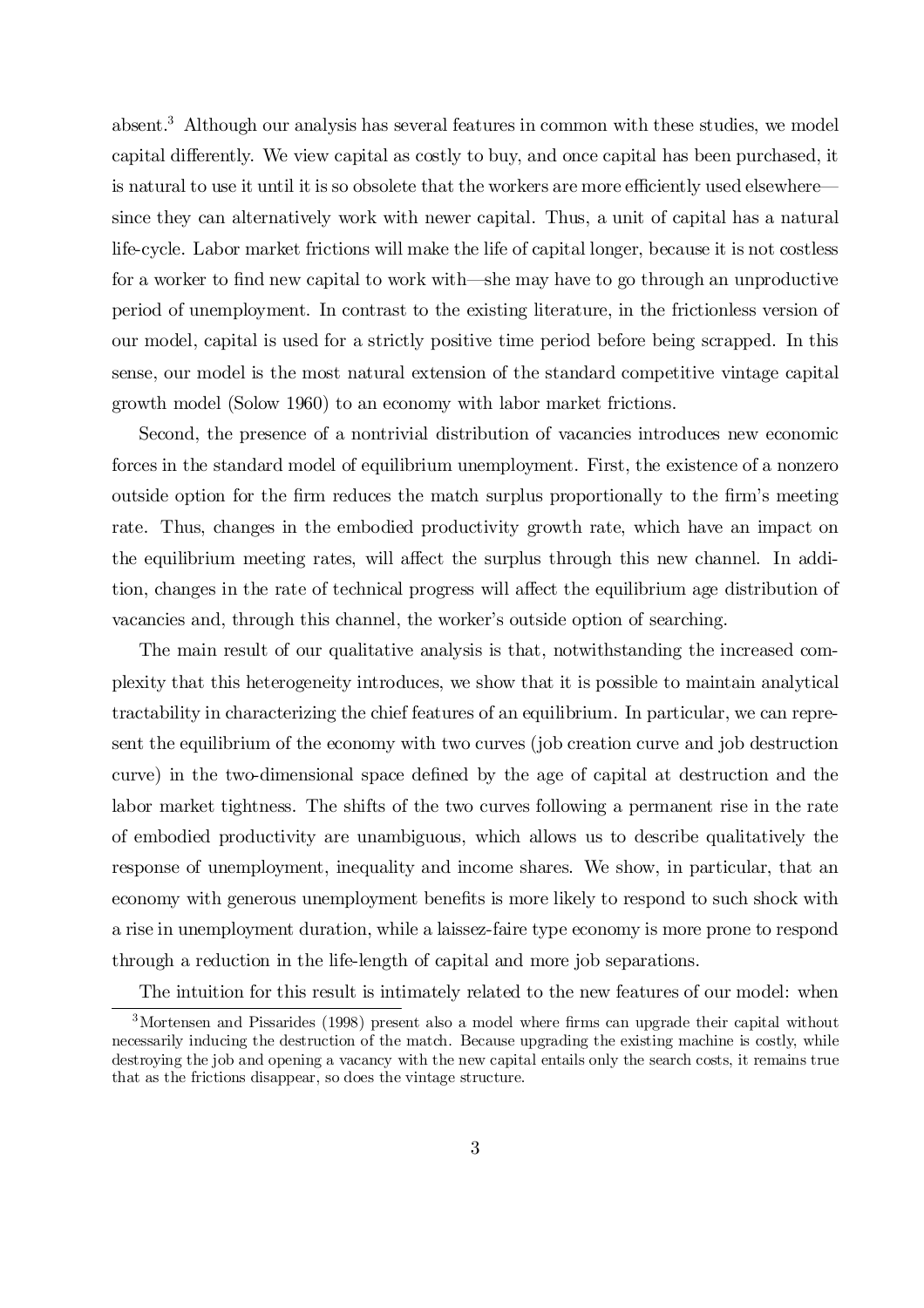absent.[3] Although our analysis has several features in common with these studies, we model capital differently. We view capital as costly to buy, and once capital has been purchased, it is natural to use it until it is so obsolete that the workers are more efficiently used elsewhere—since they can alternatively work with newer capital. Thus, a unit of capital has a natural life-cycle. Labor market frictions will make the life of capital longer, because it is not costless for a worker to find new capital to work with—she may have to go through an unproductive period of unemployment. In contrast to the existing literature, in the frictionless version of our model, capital is used for a strictly positive time period before being scrapped. In this sense, our model is the most natural extension of the standard competitive vintage capital growth model (Solow 1960) to an economy with labor market frictions.

Second, the presence of a nontrivial distribution of vacancies introduces new economic forces in the standard model of equilibrium unemployment. First, the existence of a nonzero outside option for the firm reduces the match surplus proportionally to the firm's meeting rate. Thus, changes in the embodied productivity growth rate, which have an impact on the equilibrium meeting rates, will affect the surplus through this new channel. In addition, changes in the rate of technical progress will affect the equilibrium age distribution of vacancies and, through this channel, the worker's outside option of searching.

The main result of our qualitative analysis is that, notwithstanding the increased complexity that this heterogeneity introduces, we show that it is possible to maintain analytical tractability in characterizing the chief features of an equilibrium. In particular, we can represent the equilibrium of the economy with two curves (job creation curve and job destruction curve) in the two-dimensional space defined by the age of capital at destruction and the labor market tightness. The shifts of the two curves following a permanent rise in the rate of embodied productivity are unambiguous, which allows us to describe qualitatively the response of unemployment, inequality and income shares. We show, in particular, that an economy with generous unemployment benefits is more likely to respond to such shock with a rise in unemployment duration, while a laissez-faire type economy is more prone to respond through a reduction in the life-length of capital and more job separations.

The intuition for this result is intimately related to the new features of our model: when

[3] Mortensen and Pissarides (1998) present also a model where firms can upgrade their capital without necessarily inducing the destruction of the match. Because upgrading the existing machine is costly, while destroying the job and opening a vacancy with the new capital entails only the search costs, it remains true that as the frictions disappear, so does the vintage structure.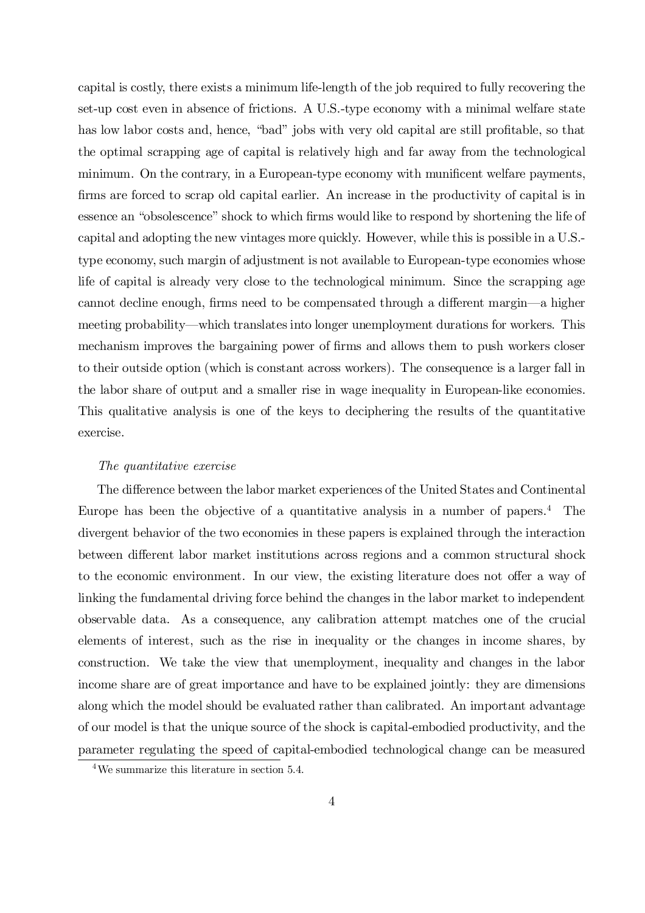capital is costly, there exists a minimum life-length of the job required to fully recovering the set-up cost even in absence of frictions. A U.S.-type economy with a minimal welfare state has low labor costs and, hence, "bad" jobs with very old capital are still profitable, so that the optimal scrapping age of capital is relatively high and far away from the technological minimum. On the contrary, in a European-type economy with munificent welfare payments, firms are forced to scrap old capital earlier. An increase in the productivity of capital is in essence an "obsolescence" shock to which firms would like to respond by shortening the life of capital and adopting the new vintages more quickly. However, while this is possible in a U.S.-type economy, such margin of adjustment is not available to European-type economies whose life of capital is already very close to the technological minimum. Since the scrapping age cannot decline enough, firms need to be compensated through a different margin—a higher meeting probability—which translates into longer unemployment durations for workers. This mechanism improves the bargaining power of firms and allows them to push workers closer to their outside option (which is constant across workers). The consequence is a larger fall in the labor share of output and a smaller rise in wage inequality in European-like economies. This qualitative analysis is one of the keys to deciphering the results of the quantitative exercise.

*The quantitative exercise*

The difference between the labor market experiences of the United States and Continental Europe has been the objective of a quantitative analysis in a number of papers.[4] The divergent behavior of the two economies in these papers is explained through the interaction between different labor market institutions across regions and a common structural shock to the economic environment. In our view, the existing literature does not offer a way of linking the fundamental driving force behind the changes in the labor market to independent observable data. As a consequence, any calibration attempt matches one of the crucial elements of interest, such as the rise in inequality or the changes in income shares, by construction. We take the view that unemployment, inequality and changes in the labor income share are of great importance and have to be explained jointly: they are dimensions along which the model should be evaluated rather than calibrated. An important advantage of our model is that the unique source of the shock is capital-embodied productivity, and the parameter regulating the speed of capital-embodied technological change can be measured

[4] We summarize this literature in section 5.4.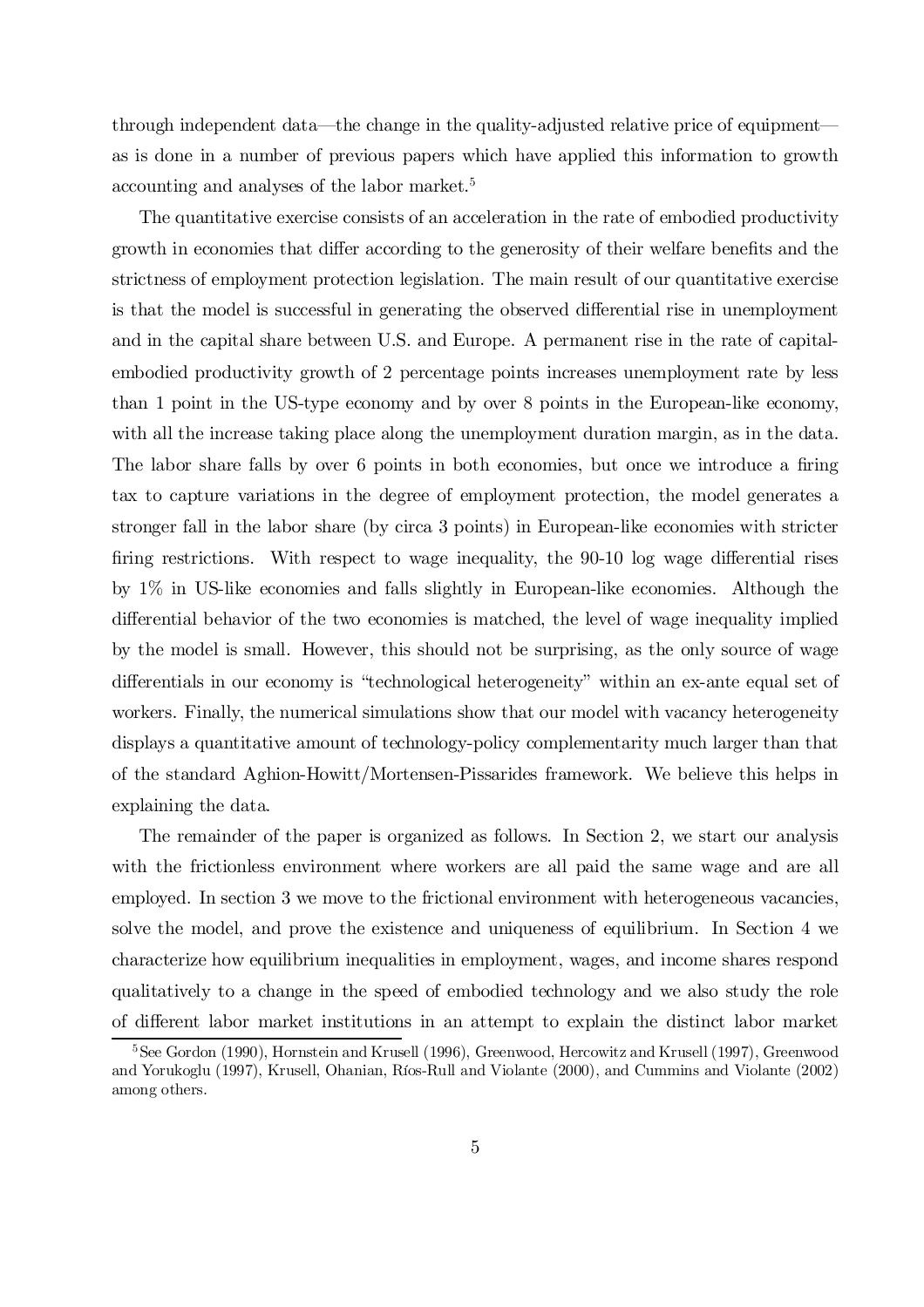through independent data—the change in the quality-adjusted relative price of equipment—as is done in a number of previous papers which have applied this information to growth accounting and analyses of the labor market.[5]

The quantitative exercise consists of an acceleration in the rate of embodied productivity growth in economies that differ according to the generosity of their welfare benefits and the strictness of employment protection legislation. The main result of our quantitative exercise is that the model is successful in generating the observed differential rise in unemployment and in the capital share between U.S. and Europe. A permanent rise in the rate of capital-embodied productivity growth of 2 percentage points increases unemployment rate by less than 1 point in the US-type economy and by over 8 points in the European-like economy, with all the increase taking place along the unemployment duration margin, as in the data. The labor share falls by over 6 points in both economies, but once we introduce a firing tax to capture variations in the degree of employment protection, the model generates a stronger fall in the labor share (by circa 3 points) in European-like economies with stricter firing restrictions. With respect to wage inequality, the 90-10 log wage differential rises by 1% in US-like economies and falls slightly in European-like economies. Although the differential behavior of the two economies is matched, the level of wage inequality implied by the model is small. However, this should not be surprising, as the only source of wage differentials in our economy is "technological heterogeneity" within an ex-ante equal set of workers. Finally, the numerical simulations show that our model with vacancy heterogeneity displays a quantitative amount of technology-policy complementarity much larger than that of the standard Aghion-Howitt/Mortensen-Pissarides framework. We believe this helps in explaining the data.

The remainder of the paper is organized as follows. In Section 2, we start our analysis with the frictionless environment where workers are all paid the same wage and are all employed. In section 3 we move to the frictional environment with heterogeneous vacancies, solve the model, and prove the existence and uniqueness of equilibrium. In Section 4 we characterize how equilibrium inequalities in employment, wages, and income shares respond qualitatively to a change in the speed of embodied technology and we also study the role of different labor market institutions in an attempt to explain the distinct labor market

[5] See Gordon (1990), Hornstein and Krusell (1996), Greenwood, Hercowitz and Krusell (1997), Greenwood and Yorukoglu (1997), Krusell, Ohanian, Ríos-Rull and Violante (2000), and Cummins and Violante (2002) among others.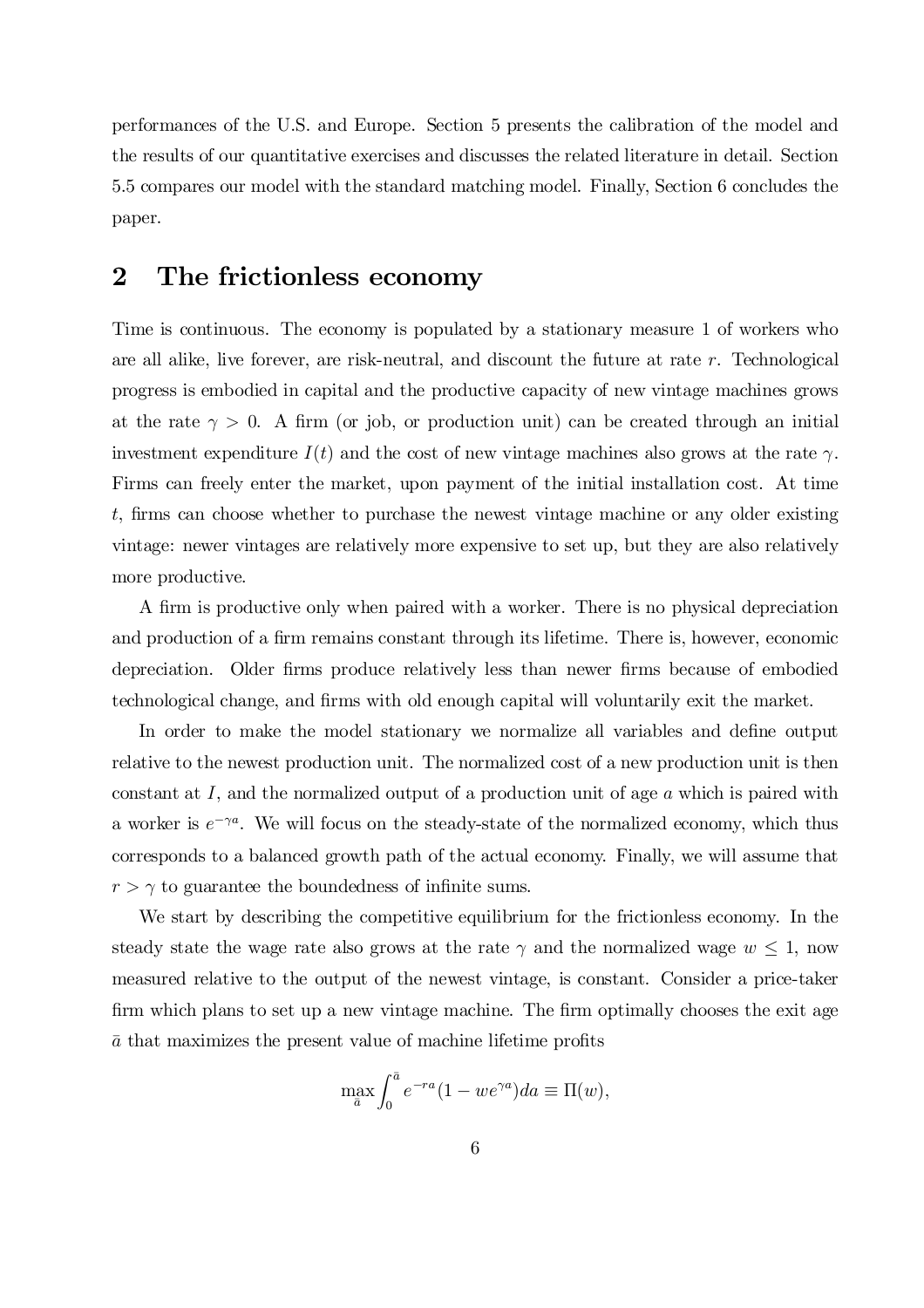performances of the U.S. and Europe. Section 5 presents the calibration of the model and the results of our quantitative exercises and discusses the related literature in detail. Section 5.5 compares our model with the standard matching model. Finally, Section 6 concludes the paper.

## 2 The frictionless economy

Time is continuous. The economy is populated by a stationary measure 1 of workers who are all alike, live forever, are risk-neutral, and discount the future at rate $r$. Technological progress is embodied in capital and the productive capacity of new vintage machines grows at the rate $\gamma > 0$. A firm (or job, or production unit) can be created through an initial investment expenditure $I(t)$ and the cost of new vintage machines also grows at the rate $\gamma$. Firms can freely enter the market, upon payment of the initial installation cost. At time $t$, firms can choose whether to purchase the newest vintage machine or any older existing vintage: newer vintages are relatively more expensive to set up, but they are also relatively more productive.

A firm is productive only when paired with a worker. There is no physical depreciation and production of a firm remains constant through its lifetime. There is, however, economic depreciation. Older firms produce relatively less than newer firms because of embodied technological change, and firms with old enough capital will voluntarily exit the market.

In order to make the model stationary we normalize all variables and define output relative to the newest production unit. The normalized cost of a new production unit is then constant at $I$, and the normalized output of a production unit of age $a$ which is paired with a worker is $e^{-\gamma a}$. We will focus on the steady-state of the normalized economy, which thus corresponds to a balanced growth path of the actual economy. Finally, we will assume that $r > \gamma$ to guarantee the boundedness of infinite sums.

We start by describing the competitive equilibrium for the frictionless economy. In the steady state the wage rate also grows at the rate $\gamma$ and the normalized wage $w \leq 1$, now measured relative to the output of the newest vintage, is constant. Consider a price-taker firm which plans to set up a new vintage machine. The firm optimally chooses the exit age $\bar{a}$ that maximizes the present value of machine lifetime profits

$$\max_{\bar{a}} \int_0^{\bar{a}} e^{-ra}(1 - we^{\gamma a})da \equiv \Pi(w),$$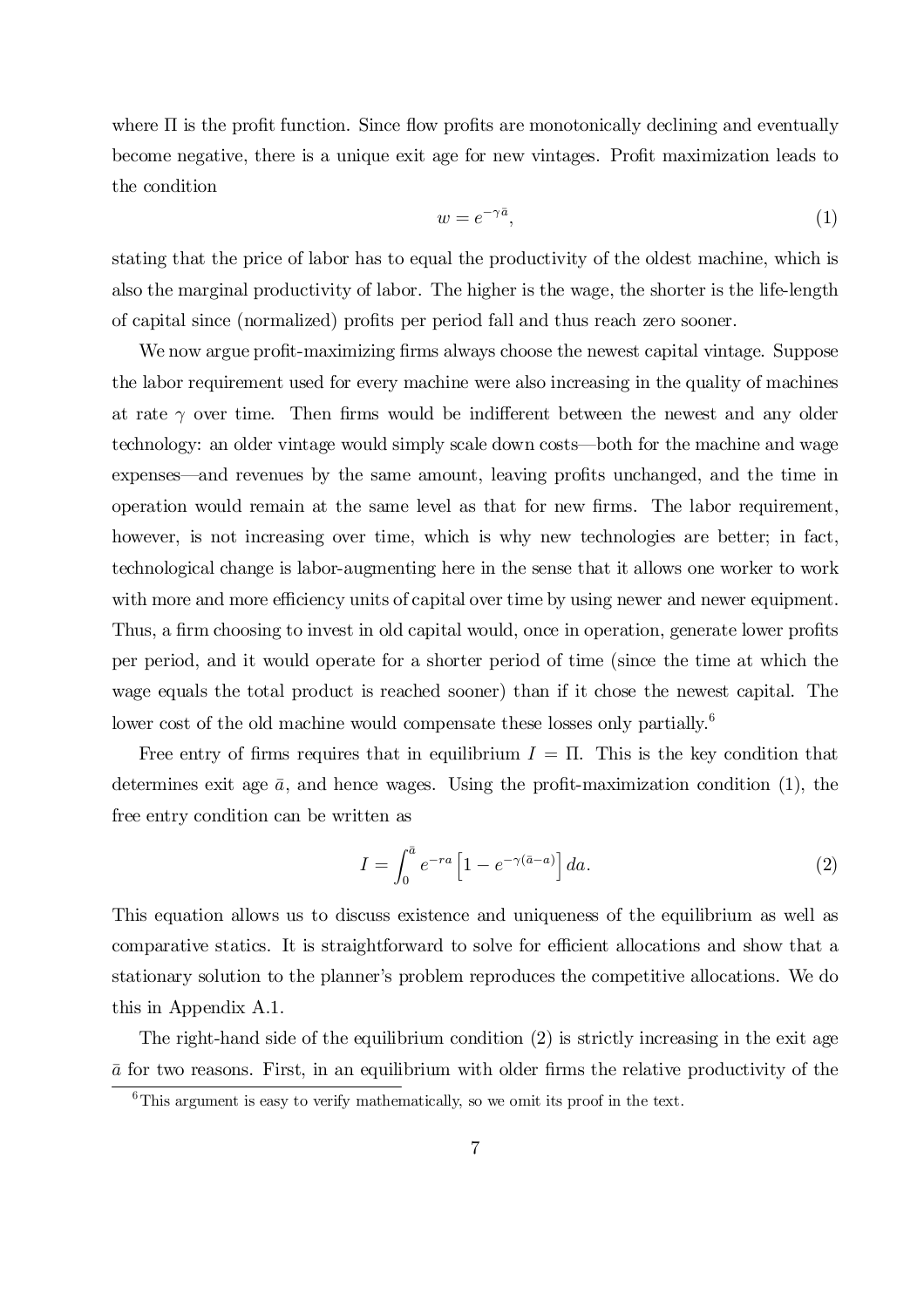where Π is the profit function. Since flow profits are monotonically declining and eventually become negative, there is a unique exit age for new vintages. Profit maximization leads to the condition

$$w = e^{-\gamma \bar{a}}, \tag{1}$$

stating that the price of labor has to equal the productivity of the oldest machine, which is also the marginal productivity of labor. The higher is the wage, the shorter is the life-length of capital since (normalized) profits per period fall and thus reach zero sooner.

We now argue profit-maximizing firms always choose the newest capital vintage. Suppose the labor requirement used for every machine were also increasing in the quality of machines at rate $\gamma$ over time. Then firms would be indifferent between the newest and any older technology: an older vintage would simply scale down costs—both for the machine and wage expenses—and revenues by the same amount, leaving profits unchanged, and the time in operation would remain at the same level as that for new firms. The labor requirement, however, is not increasing over time, which is why new technologies are better; in fact, technological change is labor-augmenting here in the sense that it allows one worker to work with more and more efficiency units of capital over time by using newer and newer equipment. Thus, a firm choosing to invest in old capital would, once in operation, generate lower profits per period, and it would operate for a shorter period of time (since the time at which the wage equals the total product is reached sooner) than if it chose the newest capital. The lower cost of the old machine would compensate these losses only partially.[6]

Free entry of firms requires that in equilibrium $I = \Pi$. This is the key condition that determines exit age $\bar{a}$, and hence wages. Using the profit-maximization condition (1), the free entry condition can be written as

$$I = \int_0^{\bar{a}} e^{-ra} \left[1 - e^{-\gamma(\bar{a}-a)}\right] da. \tag{2}$$

This equation allows us to discuss existence and uniqueness of the equilibrium as well as comparative statics. It is straightforward to solve for efficient allocations and show that a stationary solution to the planner's problem reproduces the competitive allocations. We do this in Appendix A.1.

The right-hand side of the equilibrium condition (2) is strictly increasing in the exit age $\bar{a}$ for two reasons. First, in an equilibrium with older firms the relative productivity of the

[6] This argument is easy to verify mathematically, so we omit its proof in the text.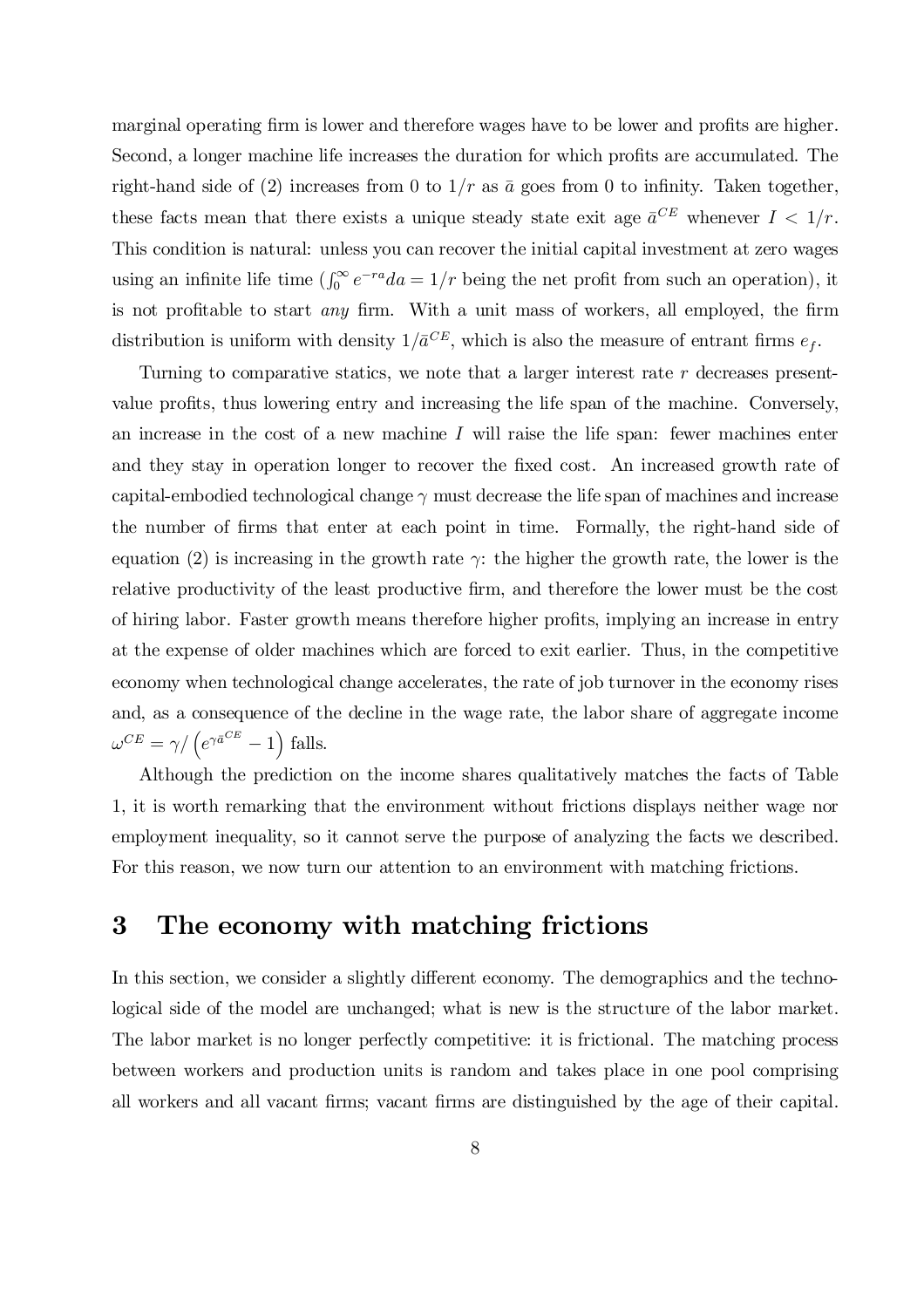marginal operating firm is lower and therefore wages have to be lower and profits are higher. Second, a longer machine life increases the duration for which profits are accumulated. The right-hand side of (2) increases from 0 to $1/r$ as $\bar{a}$ goes from 0 to infinity. Taken together, these facts mean that there exists a unique steady state exit age $\bar{a}^{CE}$ whenever $I < 1/r$. This condition is natural: unless you can recover the initial capital investment at zero wages using an infinite life time ($\int_0^\infty e^{-ra}da = 1/r$ being the net profit from such an operation), it is not profitable to start *any* firm. With a unit mass of workers, all employed, the firm distribution is uniform with density $1/\bar{a}^{CE}$, which is also the measure of entrant firms $e_f$.

Turning to comparative statics, we note that a larger interest rate $r$ decreases present-value profits, thus lowering entry and increasing the life span of the machine. Conversely, an increase in the cost of a new machine $I$ will raise the life span: fewer machines enter and they stay in operation longer to recover the fixed cost. An increased growth rate of capital-embodied technological change $\gamma$ must decrease the life span of machines and increase the number of firms that enter at each point in time. Formally, the right-hand side of equation (2) is increasing in the growth rate $\gamma$: the higher the growth rate, the lower is the relative productivity of the least productive firm, and therefore the lower must be the cost of hiring labor. Faster growth means therefore higher profits, implying an increase in entry at the expense of older machines which are forced to exit earlier. Thus, in the competitive economy when technological change accelerates, the rate of job turnover in the economy rises and, as a consequence of the decline in the wage rate, the labor share of aggregate income $\omega^{CE} = \gamma / \left(e^{\gamma \bar{a}^{CE}} - 1\right)$ falls.

Although the prediction on the income shares qualitatively matches the facts of Table 1, it is worth remarking that the environment without frictions displays neither wage nor employment inequality, so it cannot serve the purpose of analyzing the facts we described. For this reason, we now turn our attention to an environment with matching frictions.

# 3 The economy with matching frictions

In this section, we consider a slightly different economy. The demographics and the technological side of the model are unchanged; what is new is the structure of the labor market. The labor market is no longer perfectly competitive: it is frictional. The matching process between workers and production units is random and takes place in one pool comprising all workers and all vacant firms; vacant firms are distinguished by the age of their capital.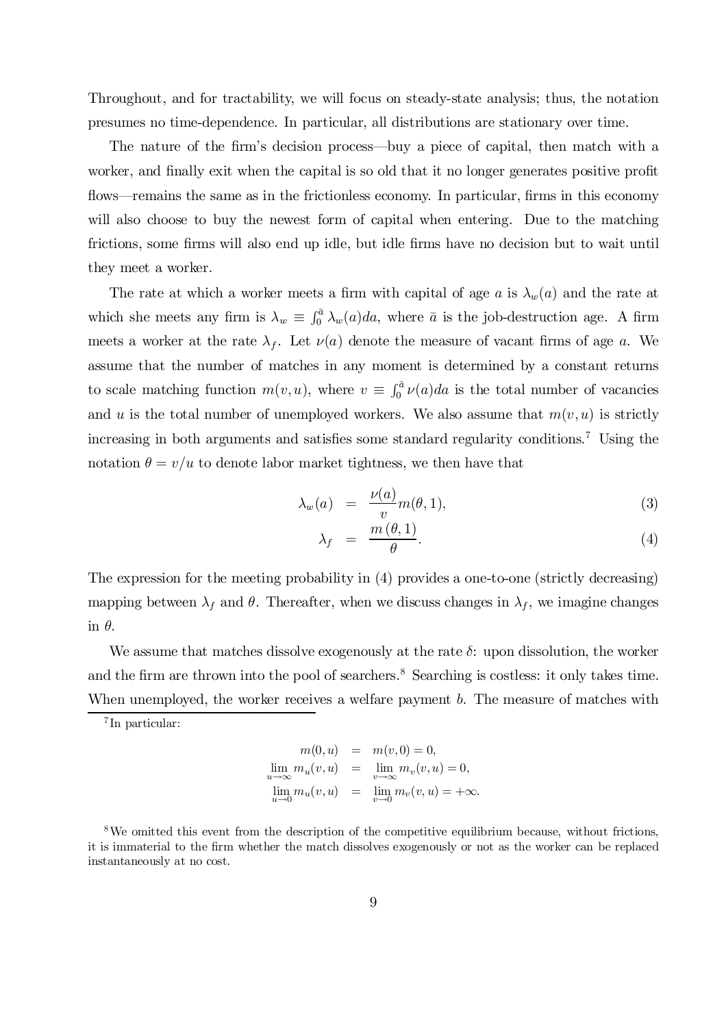Throughout, and for tractability, we will focus on steady-state analysis; thus, the notation presumes no time-dependence. In particular, all distributions are stationary over time.

The nature of the firm's decision process—buy a piece of capital, then match with a worker, and finally exit when the capital is so old that it no longer generates positive profit flows—remains the same as in the frictionless economy. In particular, firms in this economy will also choose to buy the newest form of capital when entering. Due to the matching frictions, some firms will also end up idle, but idle firms have no decision but to wait until they meet a worker.

The rate at which a worker meets a firm with capital of age $a$ is $\lambda_w(a)$ and the rate at which she meets any firm is $\lambda_w \equiv \int_0^{\bar{a}} \lambda_w(a)da$, where $\bar{a}$ is the job-destruction age. A firm meets a worker at the rate $\lambda_f$. Let $\nu(a)$ denote the measure of vacant firms of age $a$. We assume that the number of matches in any moment is determined by a constant returns to scale matching function $m(v, u)$, where $v \equiv \int_0^{\bar{a}} \nu(a)da$ is the total number of vacancies and $u$ is the total number of unemployed workers. We also assume that $m(v, u)$ is strictly increasing in both arguments and satisfies some standard regularity conditions.[7] Using the notation $\theta = v/u$ to denote labor market tightness, we then have that

$$\lambda_w(a) = \frac{\nu(a)}{v} m(\theta, 1), \tag{3}$$

$$\lambda_f = \frac{m(\theta, 1)}{\theta}. \tag{4}$$

The expression for the meeting probability in (4) provides a one-to-one (strictly decreasing) mapping between $\lambda_f$ and $\theta$. Thereafter, when we discuss changes in $\lambda_f$, we imagine changes in $\theta$.

We assume that matches dissolve exogenously at the rate $\delta$: upon dissolution, the worker and the firm are thrown into the pool of searchers.[8] Searching is costless: it only takes time. When unemployed, the worker receives a welfare payment $b$. The measure of matches with

---

[7] In particular:

$$\begin{aligned}
m(0, u) &= m(v, 0) = 0, \\
\lim_{u \to \infty} m_u(v, u) &= \lim_{v \to \infty} m_v(v, u) = 0, \\
\lim_{u \to 0} m_u(v, u) &= \lim_{v \to 0} m_v(v, u) = +\infty.
\end{aligned}$$

[8] We omitted this event from the description of the competitive equilibrium because, without frictions, it is immaterial to the firm whether the match dissolves exogenously or not as the worker can be replaced instantaneously at no cost.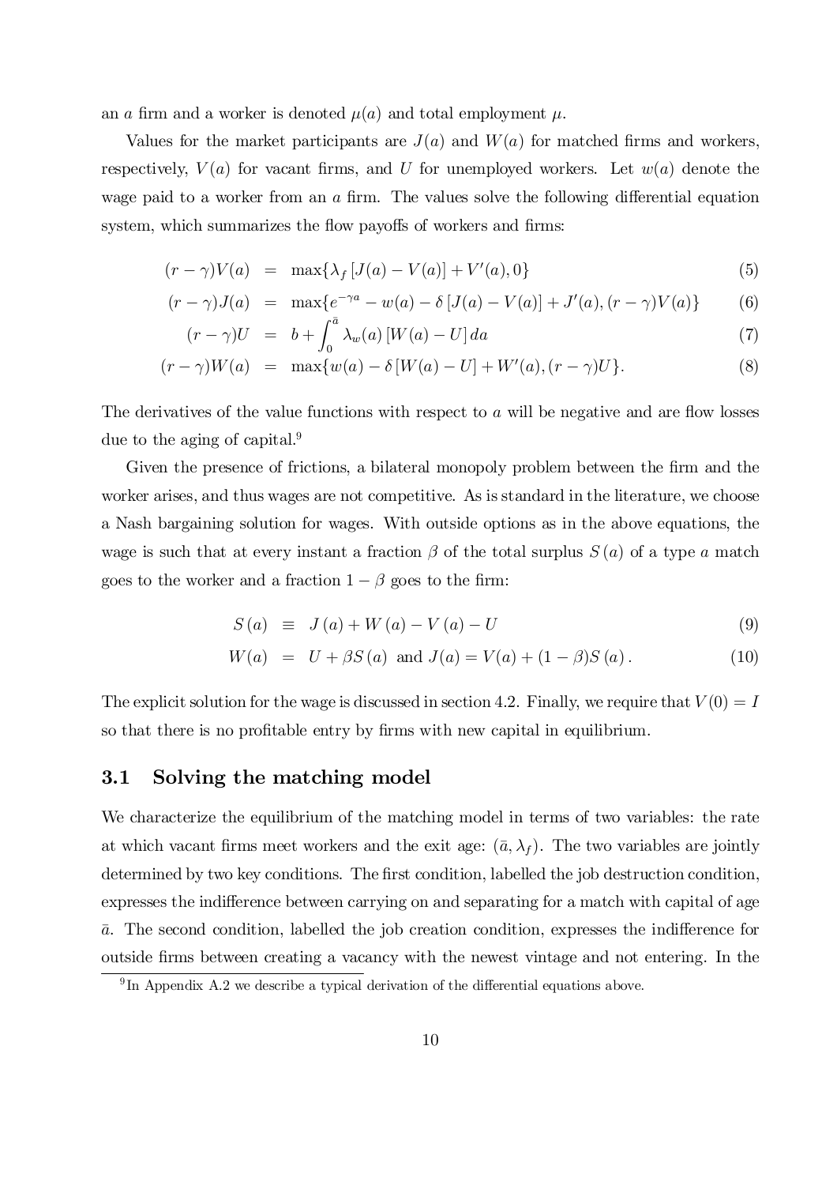an $a$ firm and a worker is denoted $\mu(a)$ and total employment $\mu$.

Values for the market participants are $J(a)$ and $W(a)$ for matched firms and workers, respectively, $V(a)$ for vacant firms, and $U$ for unemployed workers. Let $w(a)$ denote the wage paid to a worker from an $a$ firm. The values solve the following differential equation system, which summarizes the flow payoffs of workers and firms:

$$(r-\gamma)V(a) = \max\{\lambda_f[J(a)-V(a)]+V'(a),0\} \tag{5}$$

$$(r-\gamma)J(a) = \max\{e^{-\gamma a}-w(a)-\delta[J(a)-V(a)]+J'(a),(r-\gamma)V(a)\} \tag{6}$$

$$(r-\gamma)U = b+\int_0^{\bar{a}}\lambda_w(a)[W(a)-U]\,da \tag{7}$$

$$(r-\gamma)W(a) = \max\{w(a)-\delta[W(a)-U]+W'(a),(r-\gamma)U\}. \tag{8}$$

The derivatives of the value functions with respect to $a$ will be negative and are flow losses due to the aging of capital.[9]

Given the presence of frictions, a bilateral monopoly problem between the firm and the worker arises, and thus wages are not competitive. As is standard in the literature, we choose a Nash bargaining solution for wages. With outside options as in the above equations, the wage is such that at every instant a fraction $\beta$ of the total surplus $S(a)$ of a type $a$ match goes to the worker and a fraction $1-\beta$ goes to the firm:

$$S(a) \equiv J(a)+W(a)-V(a)-U \tag{9}$$

$$W(a) = U+\beta S(a) \text{ and } J(a)=V(a)+(1-\beta)S(a). \tag{10}$$

The explicit solution for the wage is discussed in section 4.2. Finally, we require that $V(0)=I$ so that there is no profitable entry by firms with new capital in equilibrium.

## 3.1 Solving the matching model

We characterize the equilibrium of the matching model in terms of two variables: the rate at which vacant firms meet workers and the exit age: $(\bar{a},\lambda_f)$. The two variables are jointly determined by two key conditions. The first condition, labelled the job destruction condition, expresses the indifference between carrying on and separating for a match with capital of age $\bar{a}$. The second condition, labelled the job creation condition, expresses the indifference for outside firms between creating a vacancy with the newest vintage and not entering. In the

[9] In Appendix A.2 we describe a typical derivation of the differential equations above.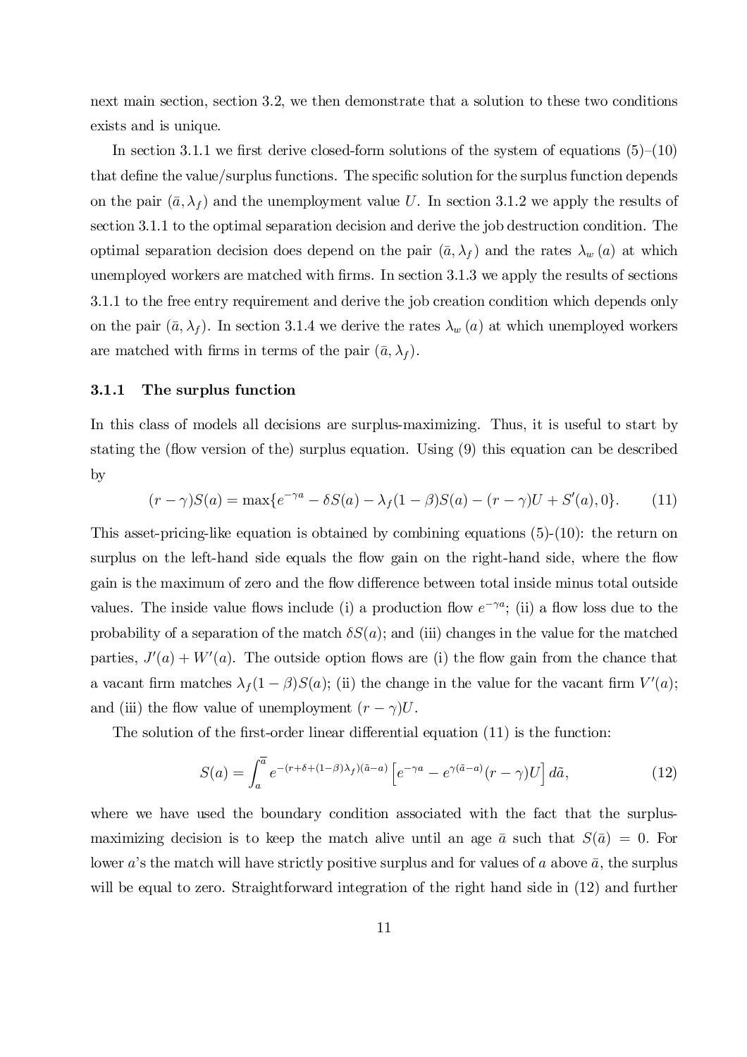next main section, section 3.2, we then demonstrate that a solution to these two conditions exists and is unique.

In section 3.1.1 we first derive closed-form solutions of the system of equations (5)–(10) that define the value/surplus functions. The specific solution for the surplus function depends on the pair $(\bar{a}, \lambda_f)$ and the unemployment value $U$. In section 3.1.2 we apply the results of section 3.1.1 to the optimal separation decision and derive the job destruction condition. The optimal separation decision does depend on the pair $(\bar{a}, \lambda_f)$ and the rates $\lambda_w(a)$ at which unemployed workers are matched with firms. In section 3.1.3 we apply the results of sections 3.1.1 to the free entry requirement and derive the job creation condition which depends only on the pair $(\bar{a}, \lambda_f)$. In section 3.1.4 we derive the rates $\lambda_w(a)$ at which unemployed workers are matched with firms in terms of the pair $(\bar{a}, \lambda_f)$.

### 3.1.1 The surplus function

In this class of models all decisions are surplus-maximizing. Thus, it is useful to start by stating the (flow version of the) surplus equation. Using (9) this equation can be described by

$$(r-\gamma)S(a) = \max\{e^{-\gamma a} - \delta S(a) - \lambda_f(1-\beta)S(a) - (r-\gamma)U + S'(a), 0\}. \tag{11}$$

This asset-pricing-like equation is obtained by combining equations (5)-(10): the return on surplus on the left-hand side equals the flow gain on the right-hand side, where the flow gain is the maximum of zero and the flow difference between total inside minus total outside values. The inside value flows include (i) a production flow $e^{-\gamma a}$; (ii) a flow loss due to the probability of a separation of the match $\delta S(a)$; and (iii) changes in the value for the matched parties, $J'(a) + W'(a)$. The outside option flows are (i) the flow gain from the chance that a vacant firm matches $\lambda_f(1-\beta)S(a)$; (ii) the change in the value for the vacant firm $V'(a)$; and (iii) the flow value of unemployment $(r-\gamma)U$.

The solution of the first-order linear differential equation (11) is the function:

$$S(a) = \int_a^{\bar{a}} e^{-(r+\delta+(1-\beta)\lambda_f)(\tilde{a}-a)} \left[e^{-\gamma a} - e^{\gamma(\tilde{a}-a)}(r-\gamma)U\right] d\tilde{a}, \tag{12}$$

where we have used the boundary condition associated with the fact that the surplus-maximizing decision is to keep the match alive until an age $\bar{a}$ such that $S(\bar{a}) = 0$. For lower $a$'s the match will have strictly positive surplus and for values of $a$ above $\bar{a}$, the surplus will be equal to zero. Straightforward integration of the right hand side in (12) and further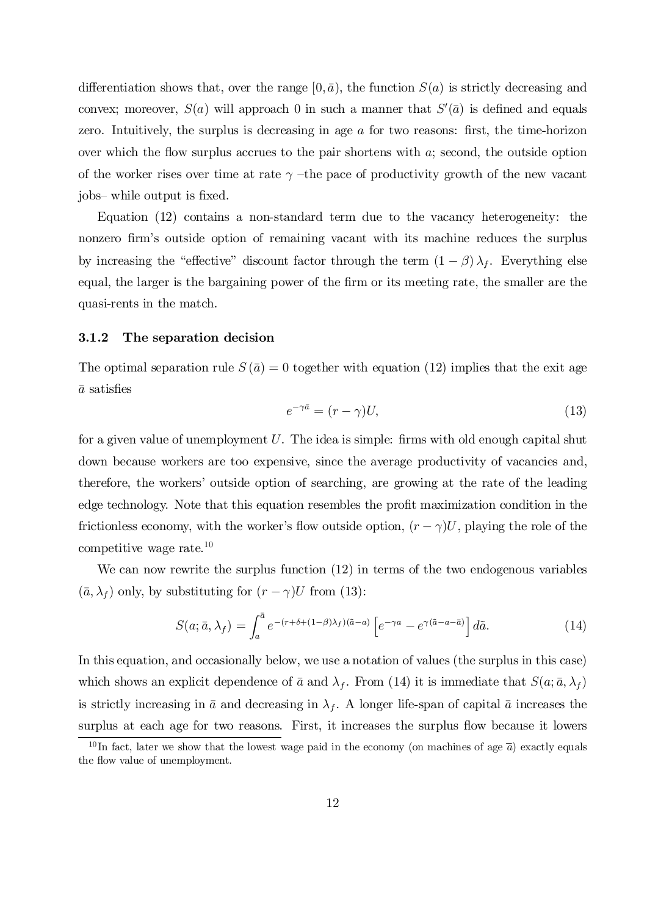differentiation shows that, over the range $[0, \bar{a})$, the function $S(a)$ is strictly decreasing and convex; moreover, $S(a)$ will approach 0 in such a manner that $S'(\bar{a})$ is defined and equals zero. Intuitively, the surplus is decreasing in age $a$ for two reasons: first, the time-horizon over which the flow surplus accrues to the pair shortens with $a$; second, the outside option of the worker rises over time at rate $\gamma$ –the pace of productivity growth of the new vacant jobs– while output is fixed.

Equation (12) contains a non-standard term due to the vacancy heterogeneity: the nonzero firm's outside option of remaining vacant with its machine reduces the surplus by increasing the "effective" discount factor through the term $(1-\beta)\lambda_f$. Everything else equal, the larger is the bargaining power of the firm or its meeting rate, the smaller are the quasi-rents in the match.

### 3.1.2 The separation decision

The optimal separation rule $S(\bar{a}) = 0$ together with equation (12) implies that the exit age $\bar{a}$ satisfies

$$e^{-\gamma \bar{a}} = (r - \gamma)U, \tag{13}$$

for a given value of unemployment $U$. The idea is simple: firms with old enough capital shut down because workers are too expensive, since the average productivity of vacancies and, therefore, the workers' outside option of searching, are growing at the rate of the leading edge technology. Note that this equation resembles the profit maximization condition in the frictionless economy, with the worker's flow outside option, $(r - \gamma)U$, playing the role of the competitive wage rate.[10]

We can now rewrite the surplus function (12) in terms of the two endogenous variables $(\bar{a}, \lambda_f)$ only, by substituting for $(r - \gamma)U$ from (13):

$$S(a; \bar{a}, \lambda_f) = \int_a^{\bar{a}} e^{-(r+\delta+(1-\beta)\lambda_f)(\tilde{a}-a)} \left[ e^{-\gamma a} - e^{\gamma(\tilde{a}-a-\bar{a})} \right] d\tilde{a}. \tag{14}$$

In this equation, and occasionally below, we use a notation of values (the surplus in this case) which shows an explicit dependence of $\bar{a}$ and $\lambda_f$. From (14) it is immediate that $S(a; \bar{a}, \lambda_f)$ is strictly increasing in $\bar{a}$ and decreasing in $\lambda_f$. A longer life-span of capital $\bar{a}$ increases the surplus at each age for two reasons. First, it increases the surplus flow because it lowers

[10] In fact, later we show that the lowest wage paid in the economy (on machines of age $\bar{a}$) exactly equals the flow value of unemployment.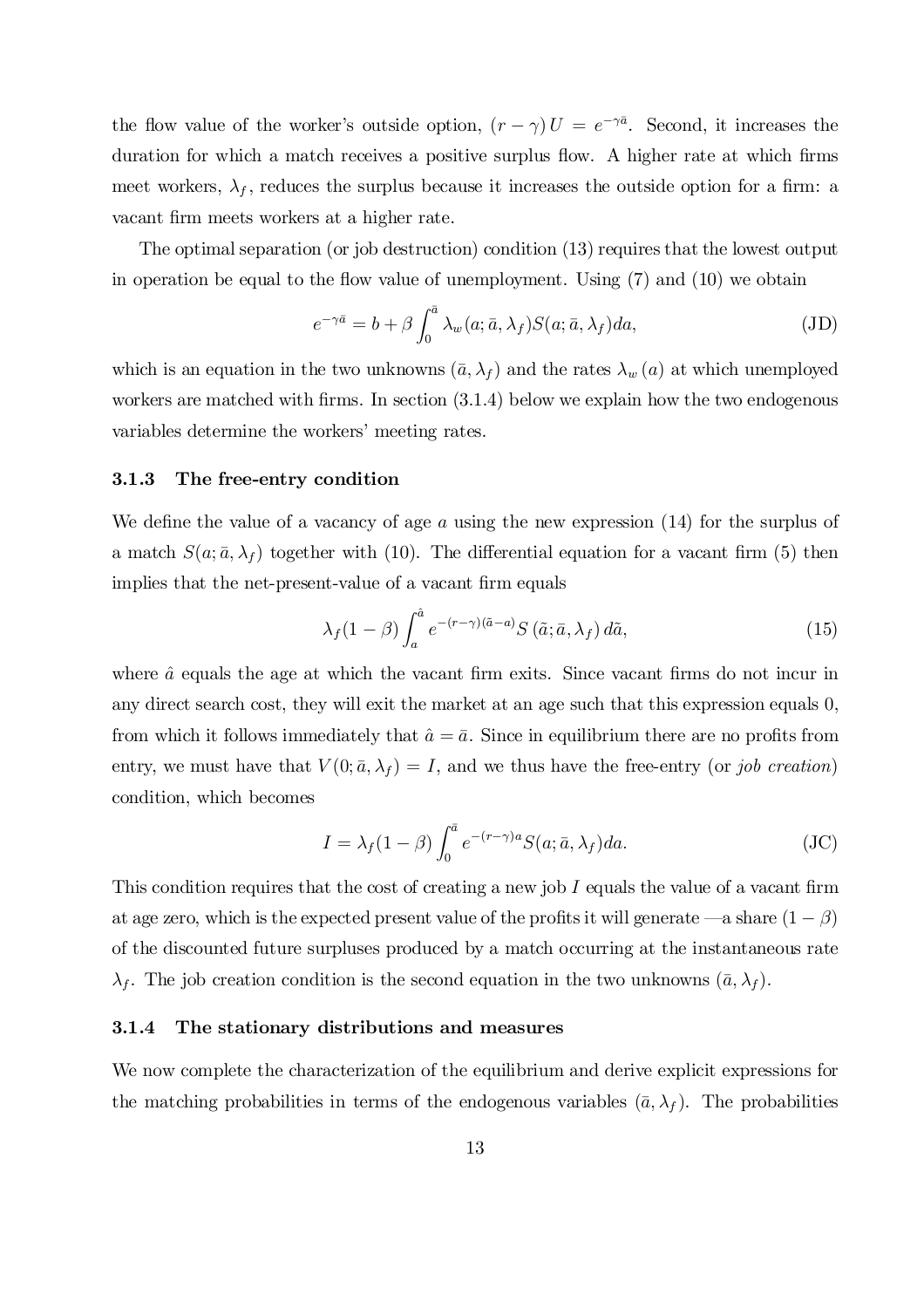the flow value of the worker's outside option, $(r-\gamma)U = e^{-\gamma\bar{a}}$. Second, it increases the duration for which a match receives a positive surplus flow. A higher rate at which firms meet workers, $\lambda_f$, reduces the surplus because it increases the outside option for a firm: a vacant firm meets workers at a higher rate.

The optimal separation (or job destruction) condition (13) requires that the lowest output in operation be equal to the flow value of unemployment. Using (7) and (10) we obtain

$$e^{-\gamma\bar{a}} = b + \beta \int_0^{\bar{a}} \lambda_w(a; \bar{a}, \lambda_f) S(a; \bar{a}, \lambda_f) da, \tag{JD}$$

which is an equation in the two unknowns $(\bar{a}, \lambda_f)$ and the rates $\lambda_w(a)$ at which unemployed workers are matched with firms. In section (3.1.4) below we explain how the two endogenous variables determine the workers' meeting rates.

### 3.1.3 The free-entry condition

We define the value of a vacancy of age $a$ using the new expression (14) for the surplus of a match $S(a; \bar{a}, \lambda_f)$ together with (10). The differential equation for a vacant firm (5) then implies that the net-present-value of a vacant firm equals

$$\lambda_f(1-\beta) \int_a^{\hat{a}} e^{-(r-\gamma)(\tilde{a}-a)} S(\tilde{a}; \bar{a}, \lambda_f) \, d\tilde{a}, \tag{15}$$

where $\hat{a}$ equals the age at which the vacant firm exits. Since vacant firms do not incur in any direct search cost, they will exit the market at an age such that this expression equals 0, from which it follows immediately that $\hat{a} = \bar{a}$. Since in equilibrium there are no profits from entry, we must have that $V(0; \bar{a}, \lambda_f) = I$, and we thus have the free-entry (or *job creation*) condition, which becomes

$$I = \lambda_f(1-\beta) \int_0^{\bar{a}} e^{-(r-\gamma)a} S(a; \bar{a}, \lambda_f) da. \tag{JC}$$

This condition requires that the cost of creating a new job $I$ equals the value of a vacant firm at age zero, which is the expected present value of the profits it will generate —a share $(1-\beta)$ of the discounted future surpluses produced by a match occurring at the instantaneous rate $\lambda_f$. The job creation condition is the second equation in the two unknowns $(\bar{a}, \lambda_f)$.

### 3.1.4 The stationary distributions and measures

We now complete the characterization of the equilibrium and derive explicit expressions for the matching probabilities in terms of the endogenous variables $(\bar{a}, \lambda_f)$. The probabilities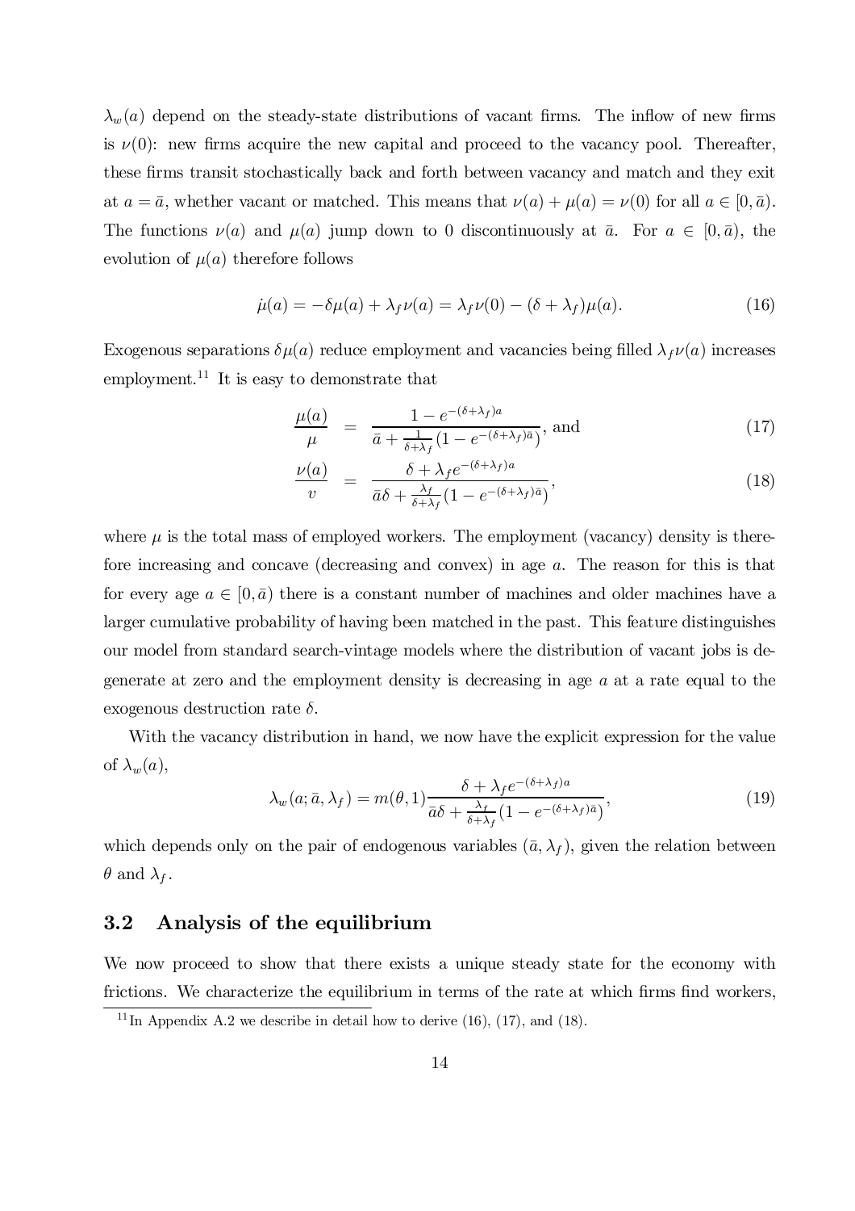$\lambda_w(a)$ depend on the steady-state distributions of vacant firms. The inflow of new firms is $\nu(0)$: new firms acquire the new capital and proceed to the vacancy pool. Thereafter, these firms transit stochastically back and forth between vacancy and match and they exit at $a = \bar{a}$, whether vacant or matched. This means that $\nu(a) + \mu(a) = \nu(0)$ for all $a \in [0, \bar{a})$. The functions $\nu(a)$ and $\mu(a)$ jump down to 0 discontinuously at $\bar{a}$. For $a \in [0, \bar{a})$, the evolution of $\mu(a)$ therefore follows

$$\dot{\mu}(a) = -\delta\mu(a) + \lambda_f \nu(a) = \lambda_f \nu(0) - (\delta + \lambda_f)\mu(a). \tag{16}$$

Exogenous separations $\delta\mu(a)$ reduce employment and vacancies being filled $\lambda_f \nu(a)$ increases employment.[11] It is easy to demonstrate that

$$\frac{\mu(a)}{\mu} = \frac{1 - e^{-(\delta+\lambda_f)a}}{\bar{a} + \frac{1}{\delta+\lambda_f}\left(1 - e^{-(\delta+\lambda_f)\bar{a}}\right)}, \text{ and} \tag{17}$$

$$\frac{\nu(a)}{v} = \frac{\delta + \lambda_f e^{-(\delta+\lambda_f)a}}{\bar{a}\delta + \frac{\lambda_f}{\delta+\lambda_f}\left(1 - e^{-(\delta+\lambda_f)\bar{a}}\right)}, \tag{18}$$

where $\mu$ is the total mass of employed workers. The employment (vacancy) density is therefore increasing and concave (decreasing and convex) in age $a$. The reason for this is that for every age $a \in [0, \bar{a})$ there is a constant number of machines and older machines have a larger cumulative probability of having been matched in the past. This feature distinguishes our model from standard search-vintage models where the distribution of vacant jobs is degenerate at zero and the employment density is decreasing in age $a$ at a rate equal to the exogenous destruction rate $\delta$.

With the vacancy distribution in hand, we now have the explicit expression for the value of $\lambda_w(a)$,

$$\lambda_w(a; \bar{a}, \lambda_f) = m(\theta, 1)\frac{\delta + \lambda_f e^{-(\delta+\lambda_f)a}}{\bar{a}\delta + \frac{\lambda_f}{\delta+\lambda_f}\left(1 - e^{-(\delta+\lambda_f)\bar{a}}\right)}, \tag{19}$$

which depends only on the pair of endogenous variables $(\bar{a}, \lambda_f)$, given the relation between $\theta$ and $\lambda_f$.

## 3.2 Analysis of the equilibrium

We now proceed to show that there exists a unique steady state for the economy with frictions. We characterize the equilibrium in terms of the rate at which firms find workers,

[11] In Appendix A.2 we describe in detail how to derive (16), (17), and (18).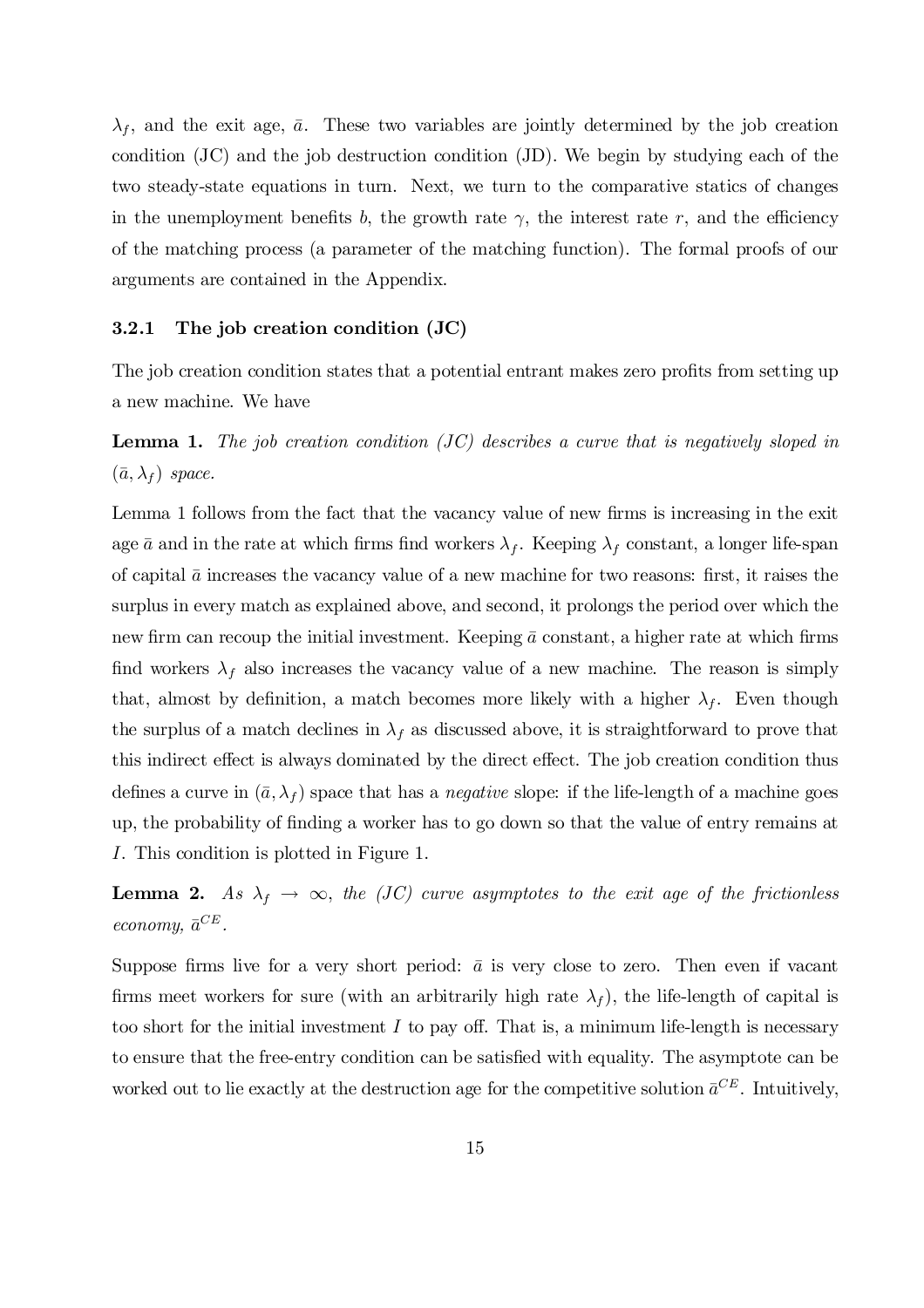$\lambda_f$, and the exit age, $\bar{a}$. These two variables are jointly determined by the job creation condition (JC) and the job destruction condition (JD). We begin by studying each of the two steady-state equations in turn. Next, we turn to the comparative statics of changes in the unemployment benefits $b$, the growth rate $\gamma$, the interest rate $r$, and the efficiency of the matching process (a parameter of the matching function). The formal proofs of our arguments are contained in the Appendix.

### 3.2.1 The job creation condition (JC)

The job creation condition states that a potential entrant makes zero profits from setting up a new machine. We have

**Lemma 1.** *The job creation condition (JC) describes a curve that is negatively sloped in $(\bar{a}, \lambda_f)$ space.*

Lemma 1 follows from the fact that the vacancy value of new firms is increasing in the exit age $\bar{a}$ and in the rate at which firms find workers $\lambda_f$. Keeping $\lambda_f$ constant, a longer life-span of capital $\bar{a}$ increases the vacancy value of a new machine for two reasons: first, it raises the surplus in every match as explained above, and second, it prolongs the period over which the new firm can recoup the initial investment. Keeping $\bar{a}$ constant, a higher rate at which firms find workers $\lambda_f$ also increases the vacancy value of a new machine. The reason is simply that, almost by definition, a match becomes more likely with a higher $\lambda_f$. Even though the surplus of a match declines in $\lambda_f$ as discussed above, it is straightforward to prove that this indirect effect is always dominated by the direct effect. The job creation condition thus defines a curve in $(\bar{a}, \lambda_f)$ space that has a *negative* slope: if the life-length of a machine goes up, the probability of finding a worker has to go down so that the value of entry remains at $I$. This condition is plotted in Figure 1.

**Lemma 2.** *As $\lambda_f \rightarrow \infty$, the (JC) curve asymptotes to the exit age of the frictionless economy, $\bar{a}^{CE}$.*

Suppose firms live for a very short period: $\bar{a}$ is very close to zero. Then even if vacant firms meet workers for sure (with an arbitrarily high rate $\lambda_f$), the life-length of capital is too short for the initial investment $I$ to pay off. That is, a minimum life-length is necessary to ensure that the free-entry condition can be satisfied with equality. The asymptote can be worked out to lie exactly at the destruction age for the competitive solution $\bar{a}^{CE}$. Intuitively,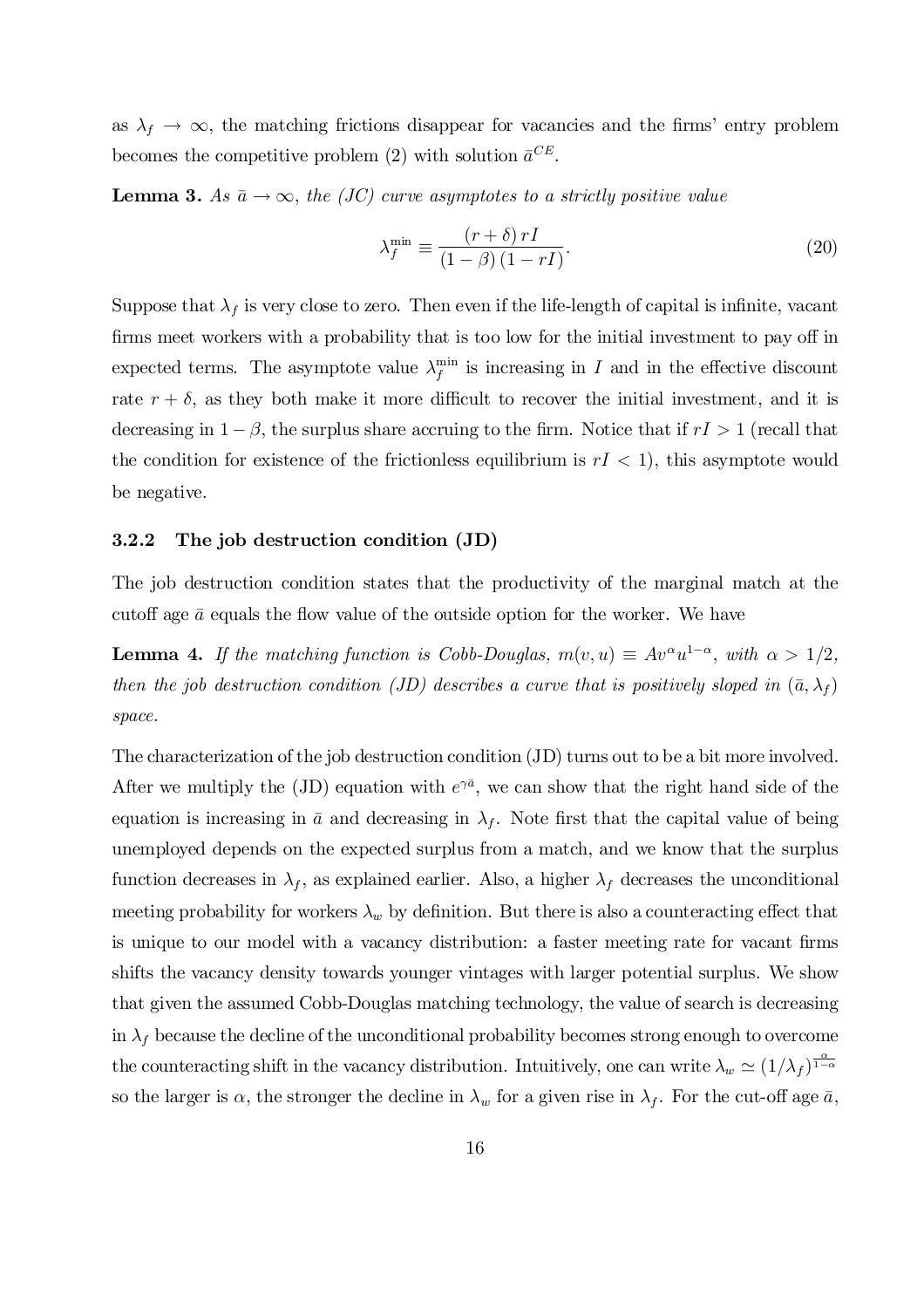as $\lambda_f \to \infty$, the matching frictions disappear for vacancies and the firms' entry problem becomes the competitive problem (2) with solution $\bar{a}^{CE}$.

**Lemma 3.** *As $\bar{a} \to \infty$, the (JC) curve asymptotes to a strictly positive value*

$$\lambda_f^{\min} \equiv \frac{(r+\delta)\, rI}{(1-\beta)(1-rI)}. \tag{20}$$

Suppose that $\lambda_f$ is very close to zero. Then even if the life-length of capital is infinite, vacant firms meet workers with a probability that is too low for the initial investment to pay off in expected terms. The asymptote value $\lambda_f^{\min}$ is increasing in $I$ and in the effective discount rate $r+\delta$, as they both make it more difficult to recover the initial investment, and it is decreasing in $1-\beta$, the surplus share accruing to the firm. Notice that if $rI > 1$ (recall that the condition for existence of the frictionless equilibrium is $rI < 1$), this asymptote would be negative.

### 3.2.2 The job destruction condition (JD)

The job destruction condition states that the productivity of the marginal match at the cutoff age $\bar{a}$ equals the flow value of the outside option for the worker. We have

**Lemma 4.** *If the matching function is Cobb-Douglas, $m(v,u) \equiv Av^{\alpha}u^{1-\alpha}$, with $\alpha > 1/2$, then the job destruction condition (JD) describes a curve that is positively sloped in $(\bar{a}, \lambda_f)$ space.*

The characterization of the job destruction condition (JD) turns out to be a bit more involved. After we multiply the (JD) equation with $e^{\gamma\bar{a}}$, we can show that the right hand side of the equation is increasing in $\bar{a}$ and decreasing in $\lambda_f$. Note first that the capital value of being unemployed depends on the expected surplus from a match, and we know that the surplus function decreases in $\lambda_f$, as explained earlier. Also, a higher $\lambda_f$ decreases the unconditional meeting probability for workers $\lambda_w$ by definition. But there is also a counteracting effect that is unique to our model with a vacancy distribution: a faster meeting rate for vacant firms shifts the vacancy density towards younger vintages with larger potential surplus. We show that given the assumed Cobb-Douglas matching technology, the value of search is decreasing in $\lambda_f$ because the decline of the unconditional probability becomes strong enough to overcome the counteracting shift in the vacancy distribution. Intuitively, one can write $\lambda_w \simeq (1/\lambda_f)^{\frac{\alpha}{1-\alpha}}$ so the larger is $\alpha$, the stronger the decline in $\lambda_w$ for a given rise in $\lambda_f$. For the cut-off age $\bar{a}$,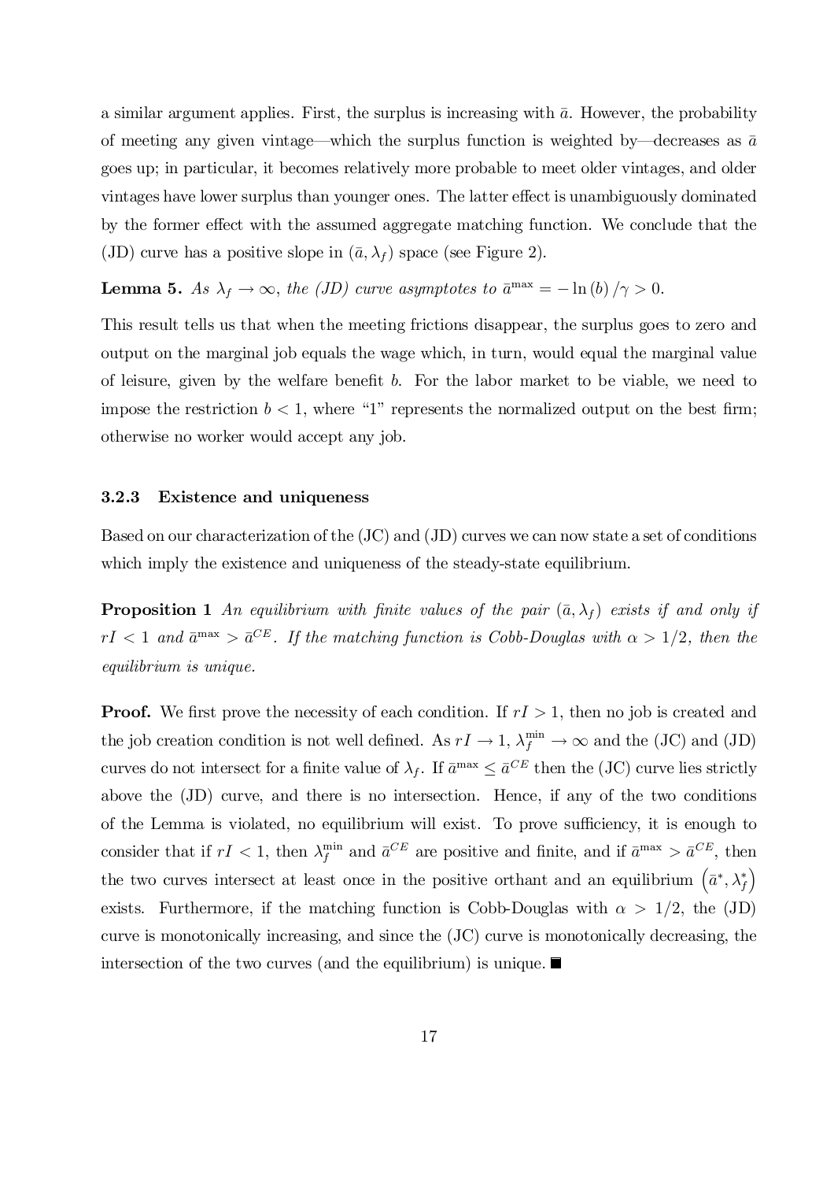a similar argument applies. First, the surplus is increasing with $\bar{a}$. However, the probability of meeting any given vintage—which the surplus function is weighted by—decreases as $\bar{a}$ goes up; in particular, it becomes relatively more probable to meet older vintages, and older vintages have lower surplus than younger ones. The latter effect is unambiguously dominated by the former effect with the assumed aggregate matching function. We conclude that the (JD) curve has a positive slope in $(\bar{a}, \lambda_f)$ space (see Figure 2).

**Lemma 5.** *As $\lambda_f \to \infty$, the (JD) curve asymptotes to $\bar{a}^{\max} = -\ln(b)/\gamma > 0$.*

This result tells us that when the meeting frictions disappear, the surplus goes to zero and output on the marginal job equals the wage which, in turn, would equal the marginal value of leisure, given by the welfare benefit $b$. For the labor market to be viable, we need to impose the restriction $b < 1$, where "1" represents the normalized output on the best firm; otherwise no worker would accept any job.

### 3.2.3 Existence and uniqueness

Based on our characterization of the (JC) and (JD) curves we can now state a set of conditions which imply the existence and uniqueness of the steady-state equilibrium.

**Proposition 1** *An equilibrium with finite values of the pair $(\bar{a}, \lambda_f)$ exists if and only if $rI < 1$ and $\bar{a}^{\max} > \bar{a}^{CE}$. If the matching function is Cobb-Douglas with $\alpha > 1/2$, then the equilibrium is unique.*

**Proof.** We first prove the necessity of each condition. If $rI > 1$, then no job is created and the job creation condition is not well defined. As $rI \to 1$, $\lambda_f^{\min} \to \infty$ and the (JC) and (JD) curves do not intersect for a finite value of $\lambda_f$. If $\bar{a}^{\max} \leq \bar{a}^{CE}$ then the (JC) curve lies strictly above the (JD) curve, and there is no intersection. Hence, if any of the two conditions of the Lemma is violated, no equilibrium will exist. To prove sufficiency, it is enough to consider that if $rI < 1$, then $\lambda_f^{\min}$ and $\bar{a}^{CE}$ are positive and finite, and if $\bar{a}^{\max} > \bar{a}^{CE}$, then the two curves intersect at least once in the positive orthant and an equilibrium $\left(\bar{a}^*, \lambda_f^*\right)$ exists. Furthermore, if the matching function is Cobb-Douglas with $\alpha > 1/2$, the (JD) curve is monotonically increasing, and since the (JC) curve is monotonically decreasing, the intersection of the two curves (and the equilibrium) is unique. ■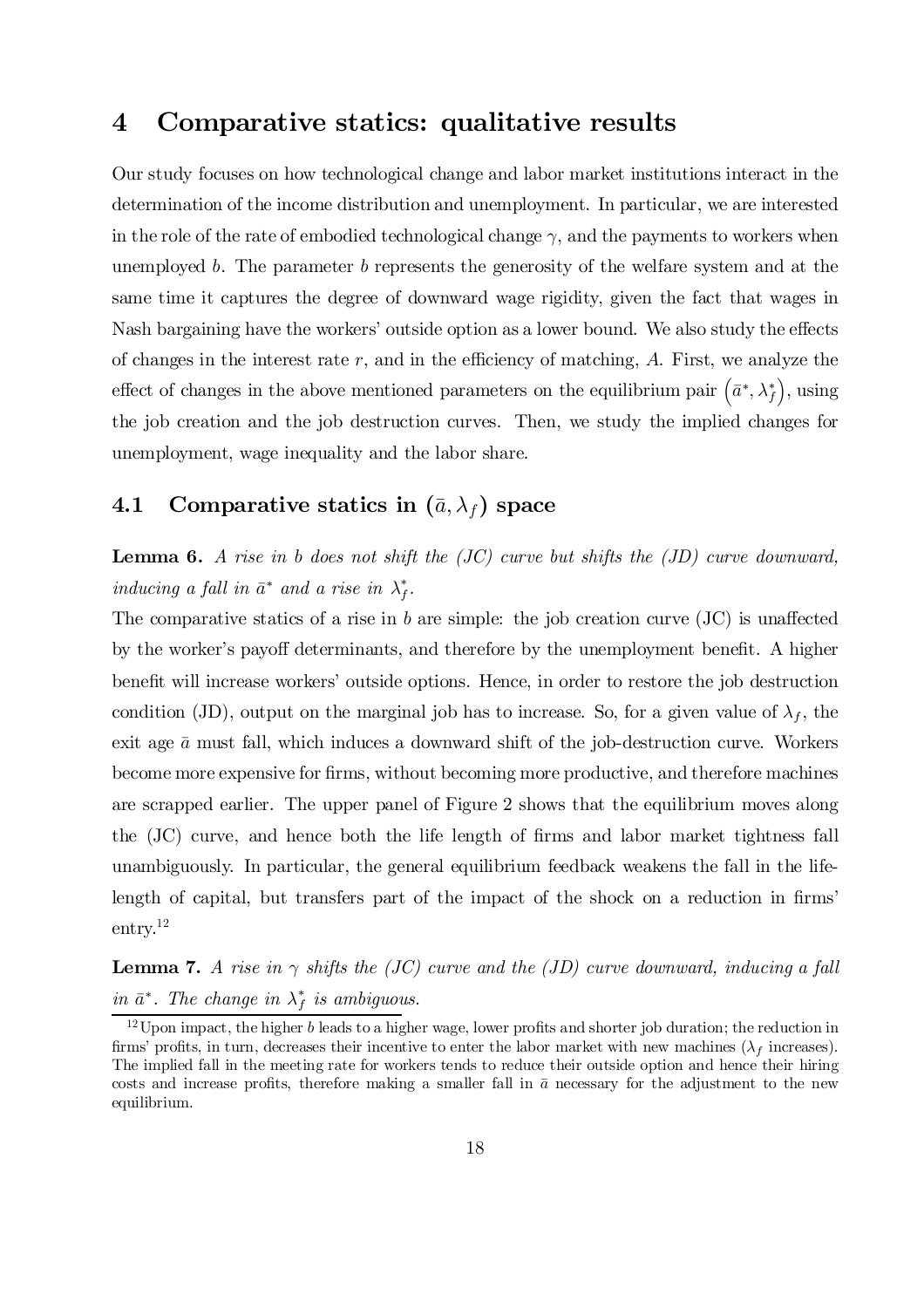## 4 Comparative statics: qualitative results

Our study focuses on how technological change and labor market institutions interact in the determination of the income distribution and unemployment. In particular, we are interested in the role of the rate of embodied technological change $\gamma$, and the payments to workers when unemployed $b$. The parameter $b$ represents the generosity of the welfare system and at the same time it captures the degree of downward wage rigidity, given the fact that wages in Nash bargaining have the workers' outside option as a lower bound. We also study the effects of changes in the interest rate $r$, and in the efficiency of matching, $A$. First, we analyze the effect of changes in the above mentioned parameters on the equilibrium pair $\left(\bar{a}^*, \lambda_f^*\right)$, using the job creation and the job destruction curves. Then, we study the implied changes for unemployment, wage inequality and the labor share.

### 4.1 Comparative statics in $(\bar{a}, \lambda_f)$ space

**Lemma 6.** *A rise in $b$ does not shift the (JC) curve but shifts the (JD) curve downward, inducing a fall in $\bar{a}^*$ and a rise in $\lambda_f^*$.*

The comparative statics of a rise in $b$ are simple: the job creation curve (JC) is unaffected by the worker's payoff determinants, and therefore by the unemployment benefit. A higher benefit will increase workers' outside options. Hence, in order to restore the job destruction condition (JD), output on the marginal job has to increase. So, for a given value of $\lambda_f$, the exit age $\bar{a}$ must fall, which induces a downward shift of the job-destruction curve. Workers become more expensive for firms, without becoming more productive, and therefore machines are scrapped earlier. The upper panel of Figure 2 shows that the equilibrium moves along the (JC) curve, and hence both the life length of firms and labor market tightness fall unambiguously. In particular, the general equilibrium feedback weakens the fall in the life-length of capital, but transfers part of the impact of the shock on a reduction in firms' entry.[12]

**Lemma 7.** *A rise in $\gamma$ shifts the (JC) curve and the (JD) curve downward, inducing a fall in $\bar{a}^*$. The change in $\lambda_f^*$ is ambiguous.*

[12] Upon impact, the higher $b$ leads to a higher wage, lower profits and shorter job duration; the reduction in firms' profits, in turn, decreases their incentive to enter the labor market with new machines ($\lambda_f$ increases). The implied fall in the meeting rate for workers tends to reduce their outside option and hence their hiring costs and increase profits, therefore making a smaller fall in $\bar{a}$ necessary for the adjustment to the new equilibrium.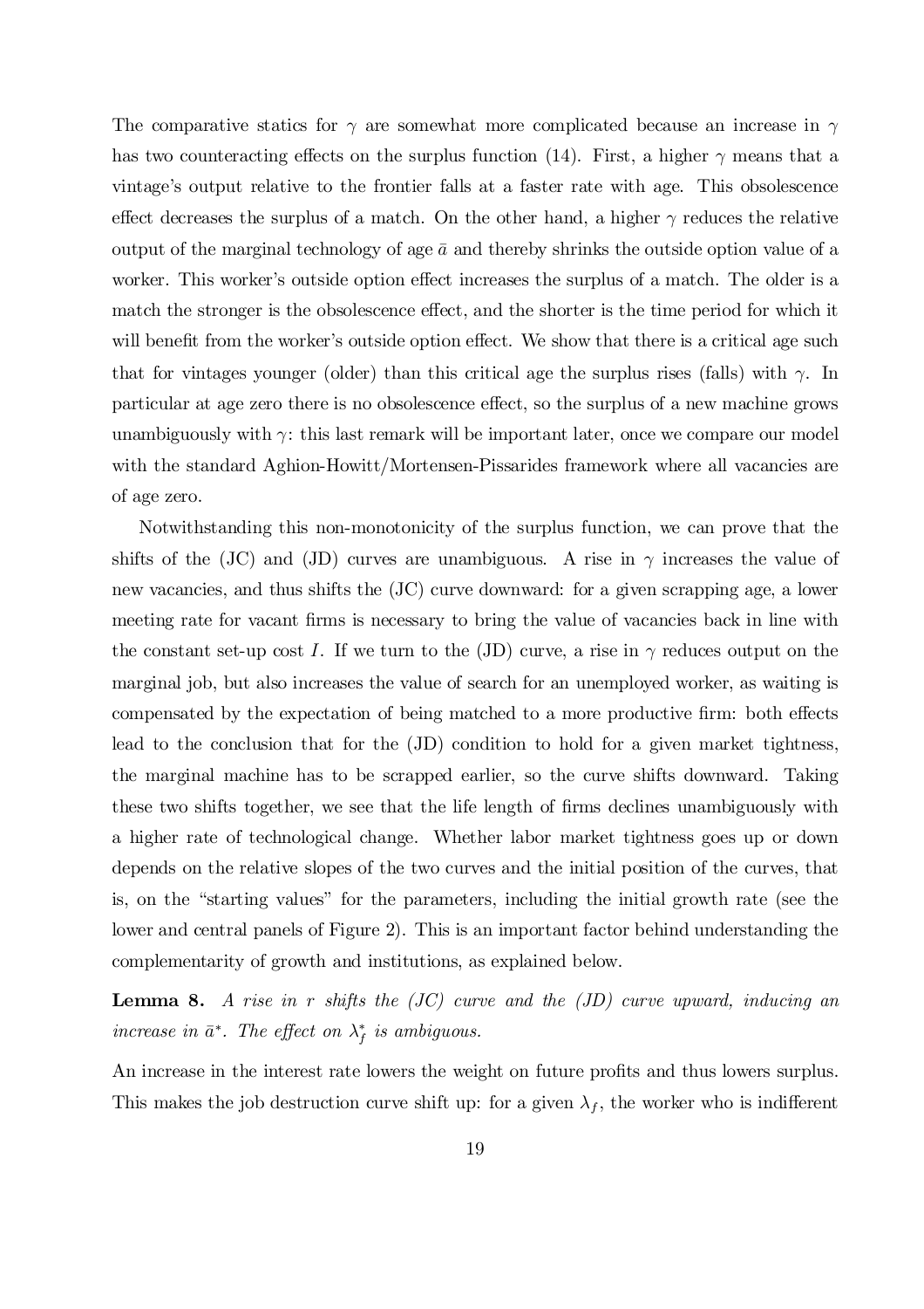The comparative statics for $\gamma$ are somewhat more complicated because an increase in $\gamma$ has two counteracting effects on the surplus function (14). First, a higher $\gamma$ means that a vintage's output relative to the frontier falls at a faster rate with age. This obsolescence effect decreases the surplus of a match. On the other hand, a higher $\gamma$ reduces the relative output of the marginal technology of age $\bar{a}$ and thereby shrinks the outside option value of a worker. This worker's outside option effect increases the surplus of a match. The older is a match the stronger is the obsolescence effect, and the shorter is the time period for which it will benefit from the worker's outside option effect. We show that there is a critical age such that for vintages younger (older) than this critical age the surplus rises (falls) with $\gamma$. In particular at age zero there is no obsolescence effect, so the surplus of a new machine grows unambiguously with $\gamma$: this last remark will be important later, once we compare our model with the standard Aghion-Howitt/Mortensen-Pissarides framework where all vacancies are of age zero.

Notwithstanding this non-monotonicity of the surplus function, we can prove that the shifts of the (JC) and (JD) curves are unambiguous. A rise in $\gamma$ increases the value of new vacancies, and thus shifts the (JC) curve downward: for a given scrapping age, a lower meeting rate for vacant firms is necessary to bring the value of vacancies back in line with the constant set-up cost $I$. If we turn to the (JD) curve, a rise in $\gamma$ reduces output on the marginal job, but also increases the value of search for an unemployed worker, as waiting is compensated by the expectation of being matched to a more productive firm: both effects lead to the conclusion that for the (JD) condition to hold for a given market tightness, the marginal machine has to be scrapped earlier, so the curve shifts downward. Taking these two shifts together, we see that the life length of firms declines unambiguously with a higher rate of technological change. Whether labor market tightness goes up or down depends on the relative slopes of the two curves and the initial position of the curves, that is, on the "starting values" for the parameters, including the initial growth rate (see the lower and central panels of Figure 2). This is an important factor behind understanding the complementarity of growth and institutions, as explained below.

**Lemma 8.** *A rise in $r$ shifts the (JC) curve and the (JD) curve upward, inducing an increase in $\bar{a}^*$. The effect on $\lambda_f^*$ is ambiguous.*

An increase in the interest rate lowers the weight on future profits and thus lowers surplus. This makes the job destruction curve shift up: for a given $\lambda_f$, the worker who is indifferent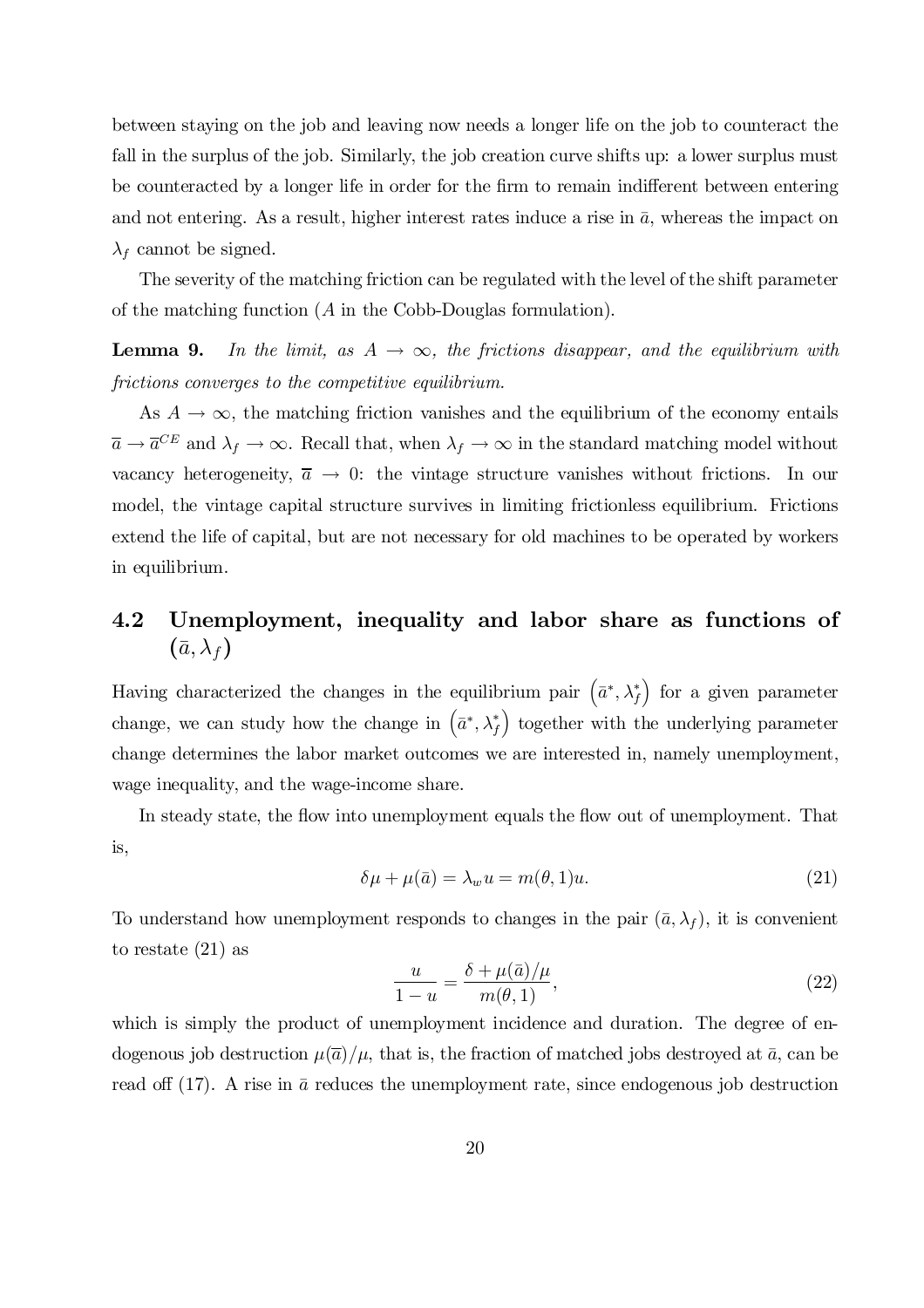between staying on the job and leaving now needs a longer life on the job to counteract the fall in the surplus of the job. Similarly, the job creation curve shifts up: a lower surplus must be counteracted by a longer life in order for the firm to remain indifferent between entering and not entering. As a result, higher interest rates induce a rise in $\bar{a}$, whereas the impact on $\lambda_f$ cannot be signed.

The severity of the matching friction can be regulated with the level of the shift parameter of the matching function ($A$ in the Cobb-Douglas formulation).

**Lemma 9.** *In the limit, as $A \to \infty$, the frictions disappear, and the equilibrium with frictions converges to the competitive equilibrium.*

As $A \to \infty$, the matching friction vanishes and the equilibrium of the economy entails $\overline{a} \to \overline{a}^{CE}$ and $\lambda_f \to \infty$. Recall that, when $\lambda_f \to \infty$ in the standard matching model without vacancy heterogeneity, $\overline{a} \to 0$: the vintage structure vanishes without frictions. In our model, the vintage capital structure survives in limiting frictionless equilibrium. Frictions extend the life of capital, but are not necessary for old machines to be operated by workers in equilibrium.

## 4.2 Unemployment, inequality and labor share as functions of $(\bar{a}, \lambda_f)$

Having characterized the changes in the equilibrium pair $\left(\bar{a}^*, \lambda_f^*\right)$ for a given parameter change, we can study how the change in $\left(\bar{a}^*, \lambda_f^*\right)$ together with the underlying parameter change determines the labor market outcomes we are interested in, namely unemployment, wage inequality, and the wage-income share.

In steady state, the flow into unemployment equals the flow out of unemployment. That is,

$$\delta\mu + \mu(\bar{a}) = \lambda_w u = m(\theta, 1)u. \tag{21}$$

To understand how unemployment responds to changes in the pair $(\bar{a}, \lambda_f)$, it is convenient to restate (21) as

$$\frac{u}{1-u} = \frac{\delta + \mu(\bar{a})/\mu}{m(\theta, 1)}, \tag{22}$$

which is simply the product of unemployment incidence and duration. The degree of endogenous job destruction $\mu(\overline{a})/\mu$, that is, the fraction of matched jobs destroyed at $\bar{a}$, can be read off (17). A rise in $\bar{a}$ reduces the unemployment rate, since endogenous job destruction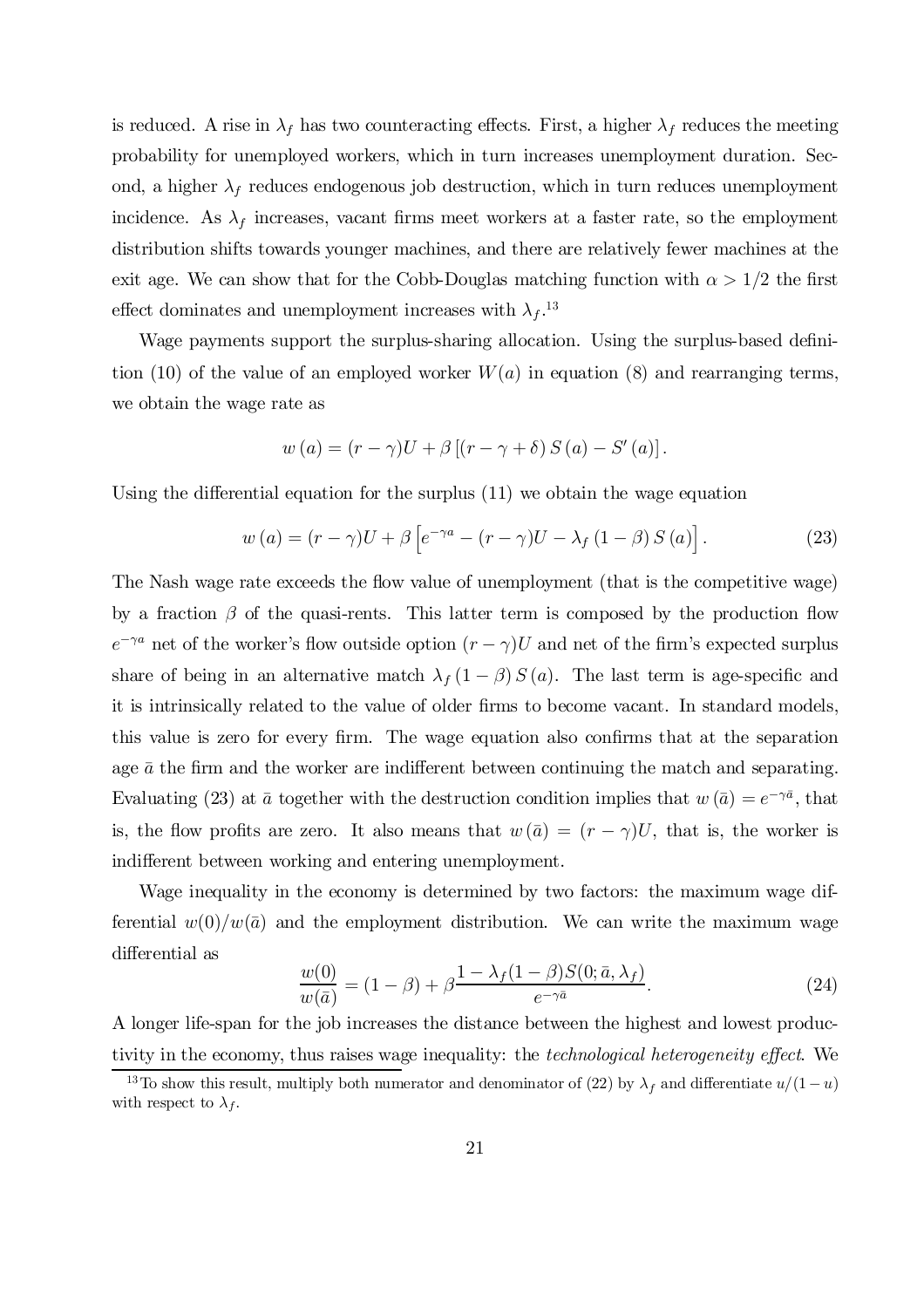is reduced. A rise in $\lambda_f$ has two counteracting effects. First, a higher $\lambda_f$ reduces the meeting probability for unemployed workers, which in turn increases unemployment duration. Second, a higher $\lambda_f$ reduces endogenous job destruction, which in turn reduces unemployment incidence. As $\lambda_f$ increases, vacant firms meet workers at a faster rate, so the employment distribution shifts towards younger machines, and there are relatively fewer machines at the exit age. We can show that for the Cobb-Douglas matching function with $\alpha > 1/2$ the first effect dominates and unemployment increases with $\lambda_f$.[13]

Wage payments support the surplus-sharing allocation. Using the surplus-based definition (10) of the value of an employed worker $W(a)$ in equation (8) and rearranging terms, we obtain the wage rate as

$$w(a) = (r-\gamma)U + \beta\left[(r-\gamma+\delta)S(a) - S'(a)\right].$$

Using the differential equation for the surplus (11) we obtain the wage equation

$$w(a) = (r-\gamma)U + \beta\left[e^{-\gamma a} - (r-\gamma)U - \lambda_f(1-\beta)S(a)\right]. \tag{23}$$

The Nash wage rate exceeds the flow value of unemployment (that is the competitive wage) by a fraction $\beta$ of the quasi-rents. This latter term is composed by the production flow $e^{-\gamma a}$ net of the worker's flow outside option $(r-\gamma)U$ and net of the firm's expected surplus share of being in an alternative match $\lambda_f(1-\beta)S(a)$. The last term is age-specific and it is intrinsically related to the value of older firms to become vacant. In standard models, this value is zero for every firm. The wage equation also confirms that at the separation age $\bar{a}$ the firm and the worker are indifferent between continuing the match and separating. Evaluating (23) at $\bar{a}$ together with the destruction condition implies that $w(\bar{a}) = e^{-\gamma\bar{a}}$, that is, the flow profits are zero. It also means that $w(\bar{a}) = (r-\gamma)U$, that is, the worker is indifferent between working and entering unemployment.

Wage inequality in the economy is determined by two factors: the maximum wage differential $w(0)/w(\bar{a})$ and the employment distribution. We can write the maximum wage differential as

$$\frac{w(0)}{w(\bar{a})} = (1-\beta) + \beta\frac{1-\lambda_f(1-\beta)S(0;\bar{a},\lambda_f)}{e^{-\gamma\bar{a}}}. \tag{24}$$

A longer life-span for the job increases the distance between the highest and lowest productivity in the economy, thus raises wage inequality: the *technological heterogeneity effect*. We

[13] To show this result, multiply both numerator and denominator of (22) by $\lambda_f$ and differentiate $u/(1-u)$ with respect to $\lambda_f$.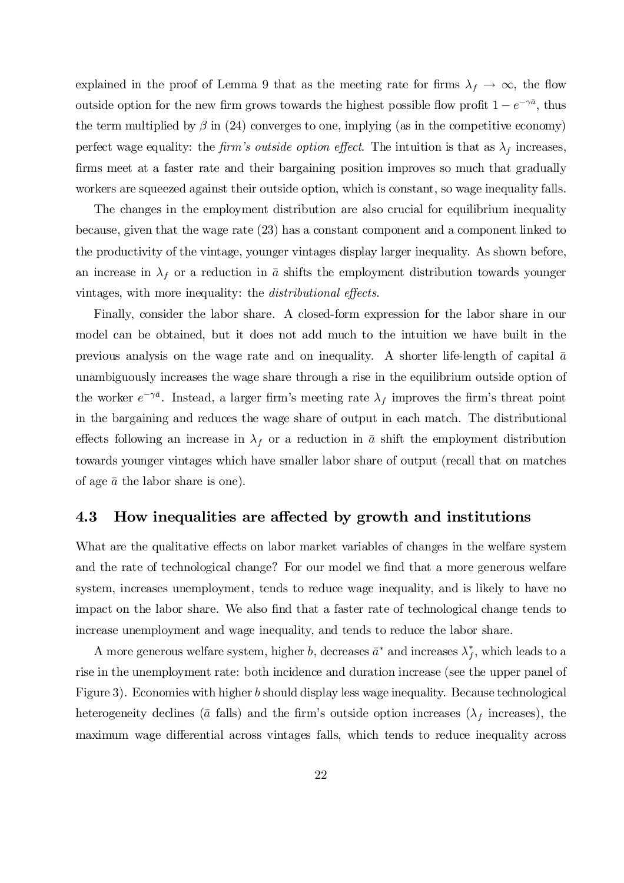explained in the proof of Lemma 9 that as the meeting rate for firms $\lambda_f \to \infty$, the flow outside option for the new firm grows towards the highest possible flow profit $1 - e^{-\gamma \bar{a}}$, thus the term multiplied by $\beta$ in (24) converges to one, implying (as in the competitive economy) perfect wage equality: the *firm's outside option effect*. The intuition is that as $\lambda_f$ increases, firms meet at a faster rate and their bargaining position improves so much that gradually workers are squeezed against their outside option, which is constant, so wage inequality falls.

The changes in the employment distribution are also crucial for equilibrium inequality because, given that the wage rate (23) has a constant component and a component linked to the productivity of the vintage, younger vintages display larger inequality. As shown before, an increase in $\lambda_f$ or a reduction in $\bar{a}$ shifts the employment distribution towards younger vintages, with more inequality: the *distributional effects*.

Finally, consider the labor share. A closed-form expression for the labor share in our model can be obtained, but it does not add much to the intuition we have built in the previous analysis on the wage rate and on inequality. A shorter life-length of capital $\bar{a}$ unambiguously increases the wage share through a rise in the equilibrium outside option of the worker $e^{-\gamma \bar{a}}$. Instead, a larger firm's meeting rate $\lambda_f$ improves the firm's threat point in the bargaining and reduces the wage share of output in each match. The distributional effects following an increase in $\lambda_f$ or a reduction in $\bar{a}$ shift the employment distribution towards younger vintages which have smaller labor share of output (recall that on matches of age $\bar{a}$ the labor share is one).

## 4.3 How inequalities are affected by growth and institutions

What are the qualitative effects on labor market variables of changes in the welfare system and the rate of technological change? For our model we find that a more generous welfare system, increases unemployment, tends to reduce wage inequality, and is likely to have no impact on the labor share. We also find that a faster rate of technological change tends to increase unemployment and wage inequality, and tends to reduce the labor share.

A more generous welfare system, higher $b$, decreases $\bar{a}^*$ and increases $\lambda_f^*$, which leads to a rise in the unemployment rate: both incidence and duration increase (see the upper panel of Figure 3). Economies with higher $b$ should display less wage inequality. Because technological heterogeneity declines ($\bar{a}$ falls) and the firm's outside option increases ($\lambda_f$ increases), the maximum wage differential across vintages falls, which tends to reduce inequality across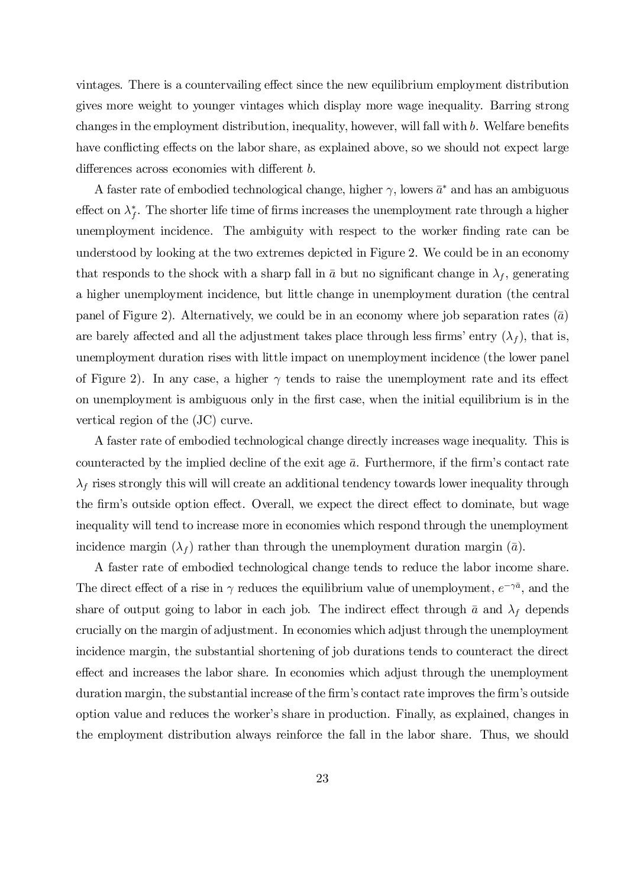vintages. There is a countervailing effect since the new equilibrium employment distribution gives more weight to younger vintages which display more wage inequality. Barring strong changes in the employment distribution, inequality, however, will fall with $b$. Welfare benefits have conflicting effects on the labor share, as explained above, so we should not expect large differences across economies with different $b$.

A faster rate of embodied technological change, higher $\gamma$, lowers $\bar{a}^*$ and has an ambiguous effect on $\lambda_f^*$. The shorter life time of firms increases the unemployment rate through a higher unemployment incidence. The ambiguity with respect to the worker finding rate can be understood by looking at the two extremes depicted in Figure 2. We could be in an economy that responds to the shock with a sharp fall in $\bar{a}$ but no significant change in $\lambda_f$, generating a higher unemployment incidence, but little change in unemployment duration (the central panel of Figure 2). Alternatively, we could be in an economy where job separation rates ($\bar{a}$) are barely affected and all the adjustment takes place through less firms' entry ($\lambda_f$), that is, unemployment duration rises with little impact on unemployment incidence (the lower panel of Figure 2). In any case, a higher $\gamma$ tends to raise the unemployment rate and its effect on unemployment is ambiguous only in the first case, when the initial equilibrium is in the vertical region of the (JC) curve.

A faster rate of embodied technological change directly increases wage inequality. This is counteracted by the implied decline of the exit age $\bar{a}$. Furthermore, if the firm's contact rate $\lambda_f$ rises strongly this will will create an additional tendency towards lower inequality through the firm's outside option effect. Overall, we expect the direct effect to dominate, but wage inequality will tend to increase more in economies which respond through the unemployment incidence margin ($\lambda_f$) rather than through the unemployment duration margin ($\bar{a}$).

A faster rate of embodied technological change tends to reduce the labor income share. The direct effect of a rise in $\gamma$ reduces the equilibrium value of unemployment, $e^{-\gamma\bar{a}}$, and the share of output going to labor in each job. The indirect effect through $\bar{a}$ and $\lambda_f$ depends crucially on the margin of adjustment. In economies which adjust through the unemployment incidence margin, the substantial shortening of job durations tends to counteract the direct effect and increases the labor share. In economies which adjust through the unemployment duration margin, the substantial increase of the firm's contact rate improves the firm's outside option value and reduces the worker's share in production. Finally, as explained, changes in the employment distribution always reinforce the fall in the labor share. Thus, we should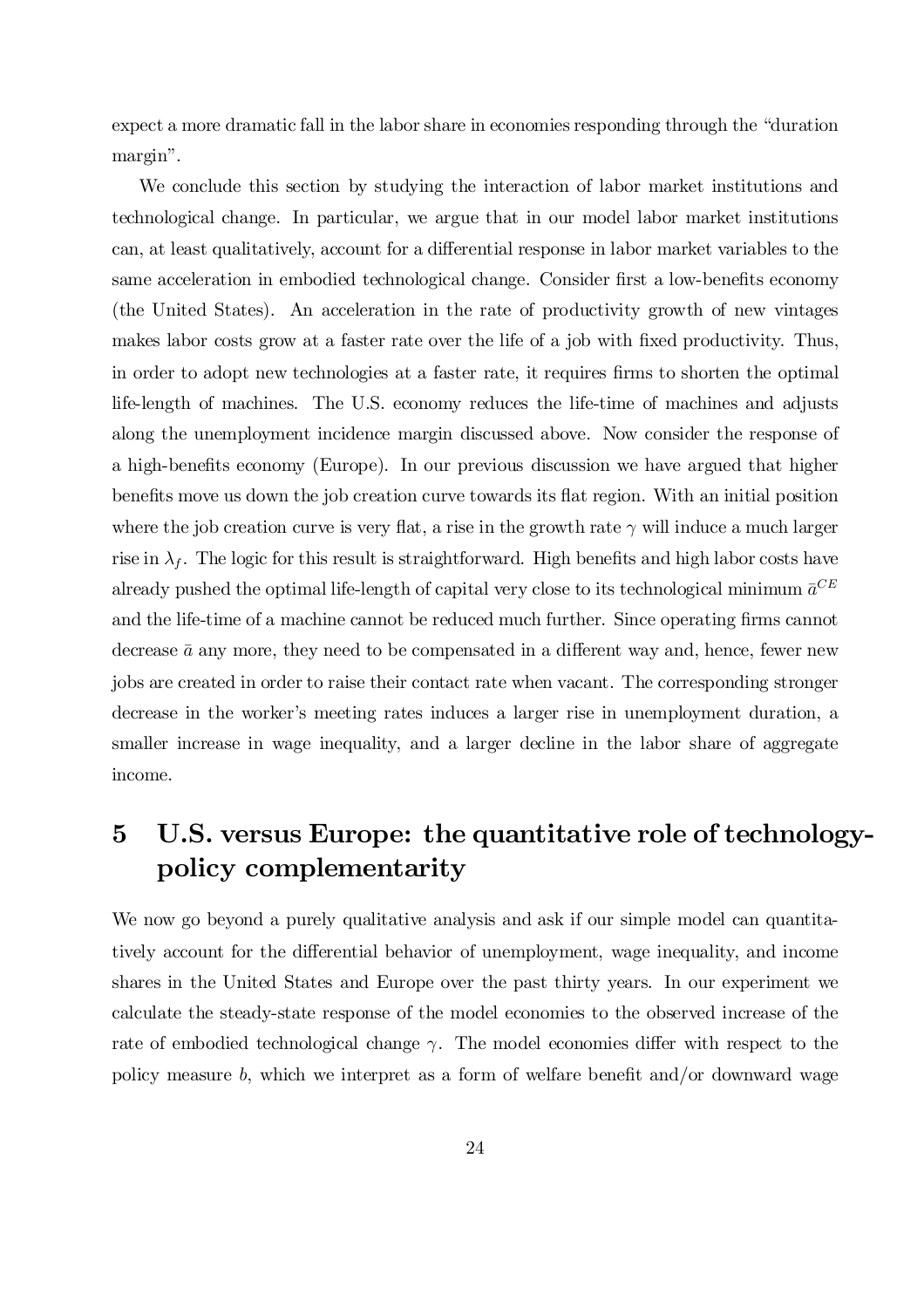expect a more dramatic fall in the labor share in economies responding through the "duration margin".

We conclude this section by studying the interaction of labor market institutions and technological change. In particular, we argue that in our model labor market institutions can, at least qualitatively, account for a differential response in labor market variables to the same acceleration in embodied technological change. Consider first a low-benefits economy (the United States). An acceleration in the rate of productivity growth of new vintages makes labor costs grow at a faster rate over the life of a job with fixed productivity. Thus, in order to adopt new technologies at a faster rate, it requires firms to shorten the optimal life-length of machines. The U.S. economy reduces the life-time of machines and adjusts along the unemployment incidence margin discussed above. Now consider the response of a high-benefits economy (Europe). In our previous discussion we have argued that higher benefits move us down the job creation curve towards its flat region. With an initial position where the job creation curve is very flat, a rise in the growth rate $\gamma$ will induce a much larger rise in $\lambda_f$. The logic for this result is straightforward. High benefits and high labor costs have already pushed the optimal life-length of capital very close to its technological minimum $\bar{a}^{CE}$ and the life-time of a machine cannot be reduced much further. Since operating firms cannot decrease $\bar{a}$ any more, they need to be compensated in a different way and, hence, fewer new jobs are created in order to raise their contact rate when vacant. The corresponding stronger decrease in the worker's meeting rates induces a larger rise in unemployment duration, a smaller increase in wage inequality, and a larger decline in the labor share of aggregate income.

# 5 U.S. versus Europe: the quantitative role of technology-policy complementarity

We now go beyond a purely qualitative analysis and ask if our simple model can quantitatively account for the differential behavior of unemployment, wage inequality, and income shares in the United States and Europe over the past thirty years. In our experiment we calculate the steady-state response of the model economies to the observed increase of the rate of embodied technological change $\gamma$. The model economies differ with respect to the policy measure $b$, which we interpret as a form of welfare benefit and/or downward wage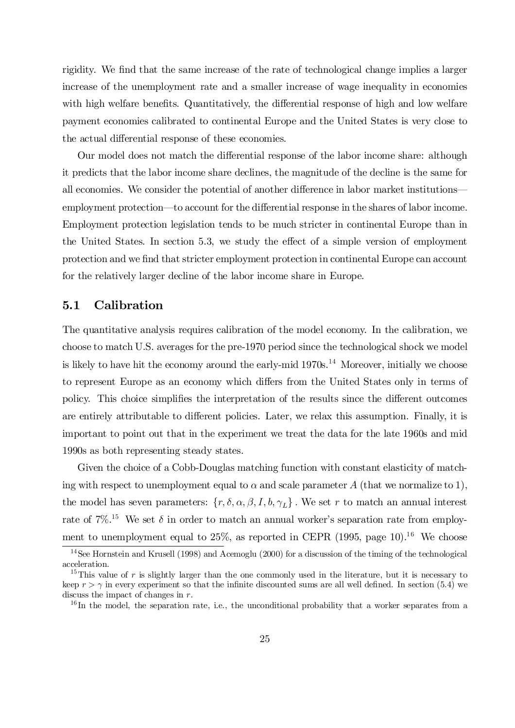rigidity. We find that the same increase of the rate of technological change implies a larger increase of the unemployment rate and a smaller increase of wage inequality in economies with high welfare benefits. Quantitatively, the differential response of high and low welfare payment economies calibrated to continental Europe and the United States is very close to the actual differential response of these economies.

Our model does not match the differential response of the labor income share: although it predicts that the labor income share declines, the magnitude of the decline is the same for all economies. We consider the potential of another difference in labor market institutions—employment protection—to account for the differential response in the shares of labor income. Employment protection legislation tends to be much stricter in continental Europe than in the United States. In section 5.3, we study the effect of a simple version of employment protection and we find that stricter employment protection in continental Europe can account for the relatively larger decline of the labor income share in Europe.

## 5.1 Calibration

The quantitative analysis requires calibration of the model economy. In the calibration, we choose to match U.S. averages for the pre-1970 period since the technological shock we model is likely to have hit the economy around the early-mid 1970s.[14] Moreover, initially we choose to represent Europe as an economy which differs from the United States only in terms of policy. This choice simplifies the interpretation of the results since the different outcomes are entirely attributable to different policies. Later, we relax this assumption. Finally, it is important to point out that in the experiment we treat the data for the late 1960s and mid 1990s as both representing steady states.

Given the choice of a Cobb-Douglas matching function with constant elasticity of matching with respect to unemployment equal to $\alpha$ and scale parameter $A$ (that we normalize to 1), the model has seven parameters: $\{r, \delta, \alpha, \beta, I, b, \gamma_L\}$. We set $r$ to match an annual interest rate of 7%.[15] We set $\delta$ in order to match an annual worker's separation rate from employment to unemployment equal to 25%, as reported in CEPR (1995, page 10).[16] We choose

[14] See Hornstein and Krusell (1998) and Acemoglu (2000) for a discussion of the timing of the technological acceleration.

[15] This value of $r$ is slightly larger than the one commonly used in the literature, but it is necessary to keep $r > \gamma$ in every experiment so that the infinite discounted sums are all well defined. In section (5.4) we discuss the impact of changes in $r$.

[16] In the model, the separation rate, i.e., the unconditional probability that a worker separates from a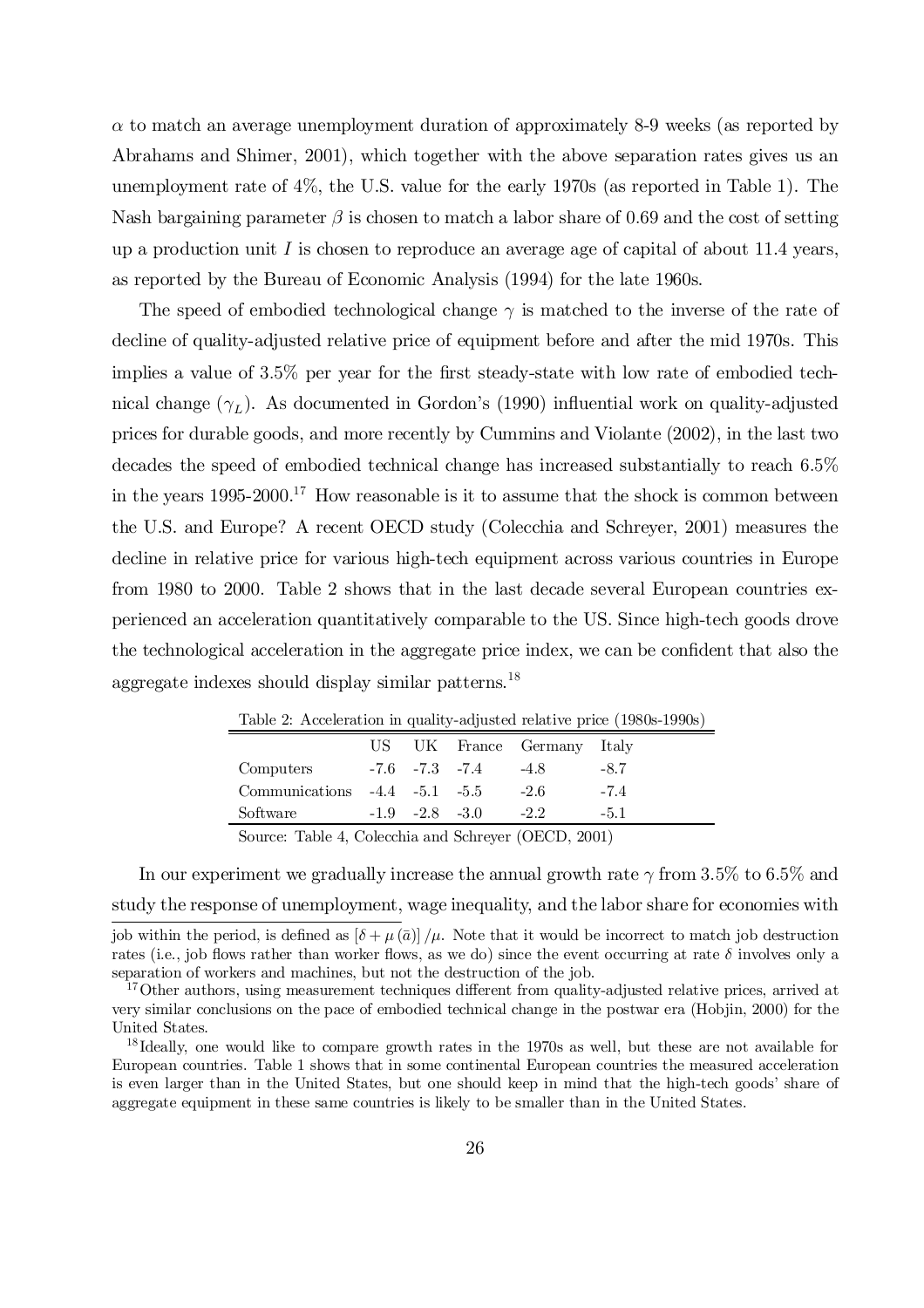$\alpha$ to match an average unemployment duration of approximately 8-9 weeks (as reported by Abrahams and Shimer, 2001), which together with the above separation rates gives us an unemployment rate of 4%, the U.S. value for the early 1970s (as reported in Table 1). The Nash bargaining parameter $\beta$ is chosen to match a labor share of 0.69 and the cost of setting up a production unit $I$ is chosen to reproduce an average age of capital of about 11.4 years, as reported by the Bureau of Economic Analysis (1994) for the late 1960s.

The speed of embodied technological change $\gamma$ is matched to the inverse of the rate of decline of quality-adjusted relative price of equipment before and after the mid 1970s. This implies a value of 3.5% per year for the first steady-state with low rate of embodied technical change ($\gamma_L$). As documented in Gordon's (1990) influential work on quality-adjusted prices for durable goods, and more recently by Cummins and Violante (2002), in the last two decades the speed of embodied technical change has increased substantially to reach 6.5% in the years 1995-2000.[17] How reasonable is it to assume that the shock is common between the U.S. and Europe? A recent OECD study (Colecchia and Schreyer, 2001) measures the decline in relative price for various high-tech equipment across various countries in Europe from 1980 to 2000. Table 2 shows that in the last decade several European countries experienced an acceleration quantitatively comparable to the US. Since high-tech goods drove the technological acceleration in the aggregate price index, we can be confident that also the aggregate indexes should display similar patterns.[18]

Table 2: Acceleration in quality-adjusted relative price (1980s-1990s)

| | US | UK | France | Germany | Italy |
|---|---|---|---|---|---|
| Computers | -7.6 | -7.3 | -7.4 | -4.8 | -8.7 |
| Communications | -4.4 | -5.1 | -5.5 | -2.6 | -7.4 |
| Software | -1.9 | -2.8 | -3.0 | -2.2 | -5.1 |

Source: Table 4, Colecchia and Schreyer (OECD, 2001)

In our experiment we gradually increase the annual growth rate $\gamma$ from 3.5% to 6.5% and study the response of unemployment, wage inequality, and the labor share for economies with

---

job within the period, is defined as $[\delta + \mu(\bar{a})]/\mu$. Note that it would be incorrect to match job destruction rates (i.e., job flows rather than worker flows, as we do) since the event occurring at rate $\delta$ involves only a separation of workers and machines, but not the destruction of the job.

[17] Other authors, using measurement techniques different from quality-adjusted relative prices, arrived at very similar conclusions on the pace of embodied technical change in the postwar era (Hobjin, 2000) for the United States.

[18] Ideally, one would like to compare growth rates in the 1970s as well, but these are not available for European countries. Table 1 shows that in some continental European countries the measured acceleration is even larger than in the United States, but one should keep in mind that the high-tech goods' share of aggregate equipment in these same countries is likely to be smaller than in the United States.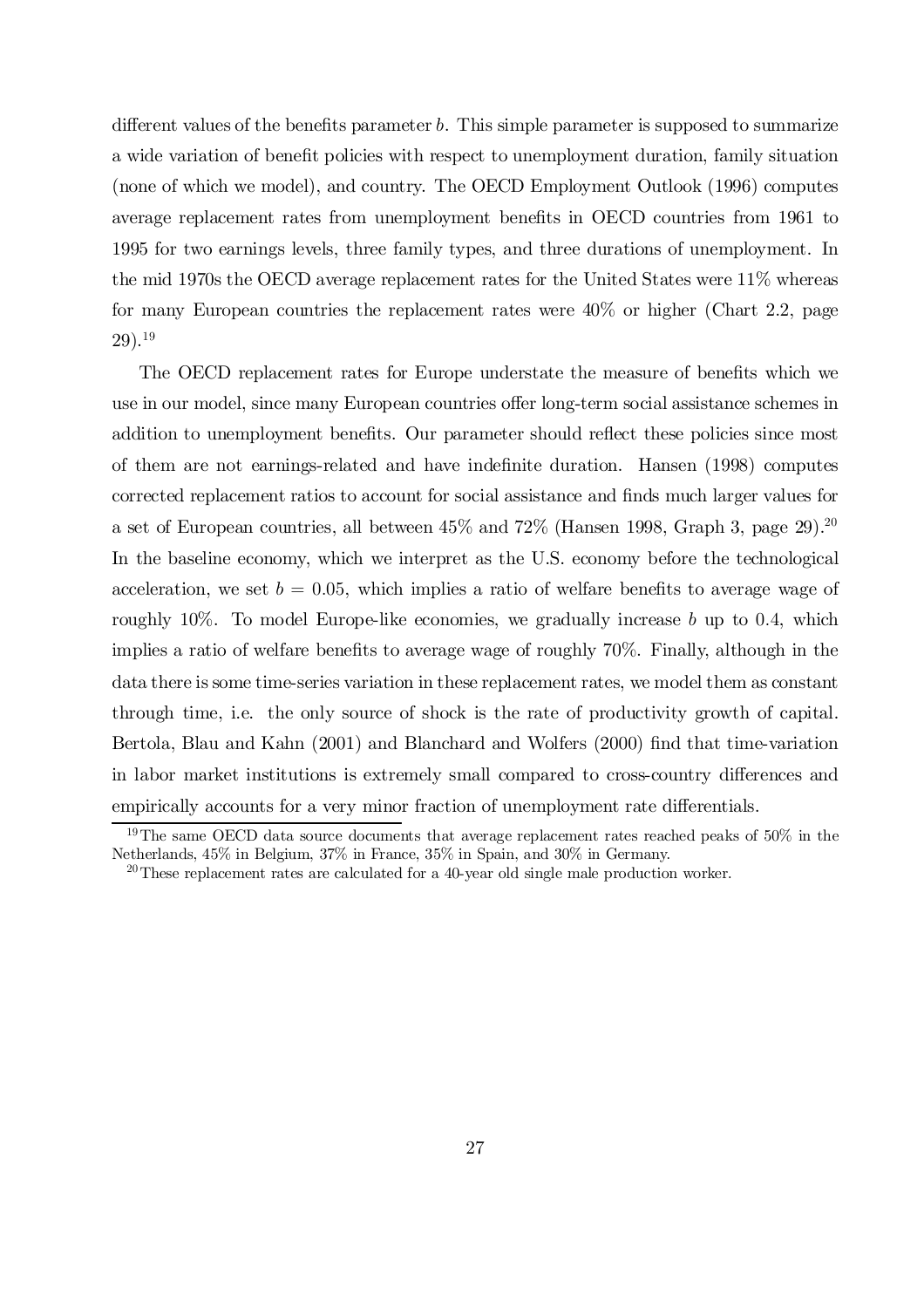different values of the benefits parameter $b$. This simple parameter is supposed to summarize a wide variation of benefit policies with respect to unemployment duration, family situation (none of which we model), and country. The OECD Employment Outlook (1996) computes average replacement rates from unemployment benefits in OECD countries from 1961 to 1995 for two earnings levels, three family types, and three durations of unemployment. In the mid 1970s the OECD average replacement rates for the United States were 11% whereas for many European countries the replacement rates were 40% or higher (Chart 2.2, page 29).[19]

The OECD replacement rates for Europe understate the measure of benefits which we use in our model, since many European countries offer long-term social assistance schemes in addition to unemployment benefits. Our parameter should reflect these policies since most of them are not earnings-related and have indefinite duration. Hansen (1998) computes corrected replacement ratios to account for social assistance and finds much larger values for a set of European countries, all between 45% and 72% (Hansen 1998, Graph 3, page 29).[20] In the baseline economy, which we interpret as the U.S. economy before the technological acceleration, we set $b = 0.05$, which implies a ratio of welfare benefits to average wage of roughly 10%. To model Europe-like economies, we gradually increase $b$ up to 0.4, which implies a ratio of welfare benefits to average wage of roughly 70%. Finally, although in the data there is some time-series variation in these replacement rates, we model them as constant through time, i.e. the only source of shock is the rate of productivity growth of capital. Bertola, Blau and Kahn (2001) and Blanchard and Wolfers (2000) find that time-variation in labor market institutions is extremely small compared to cross-country differences and empirically accounts for a very minor fraction of unemployment rate differentials.

[19] The same OECD data source documents that average replacement rates reached peaks of 50% in the Netherlands, 45% in Belgium, 37% in France, 35% in Spain, and 30% in Germany.

[20] These replacement rates are calculated for a 40-year old single male production worker.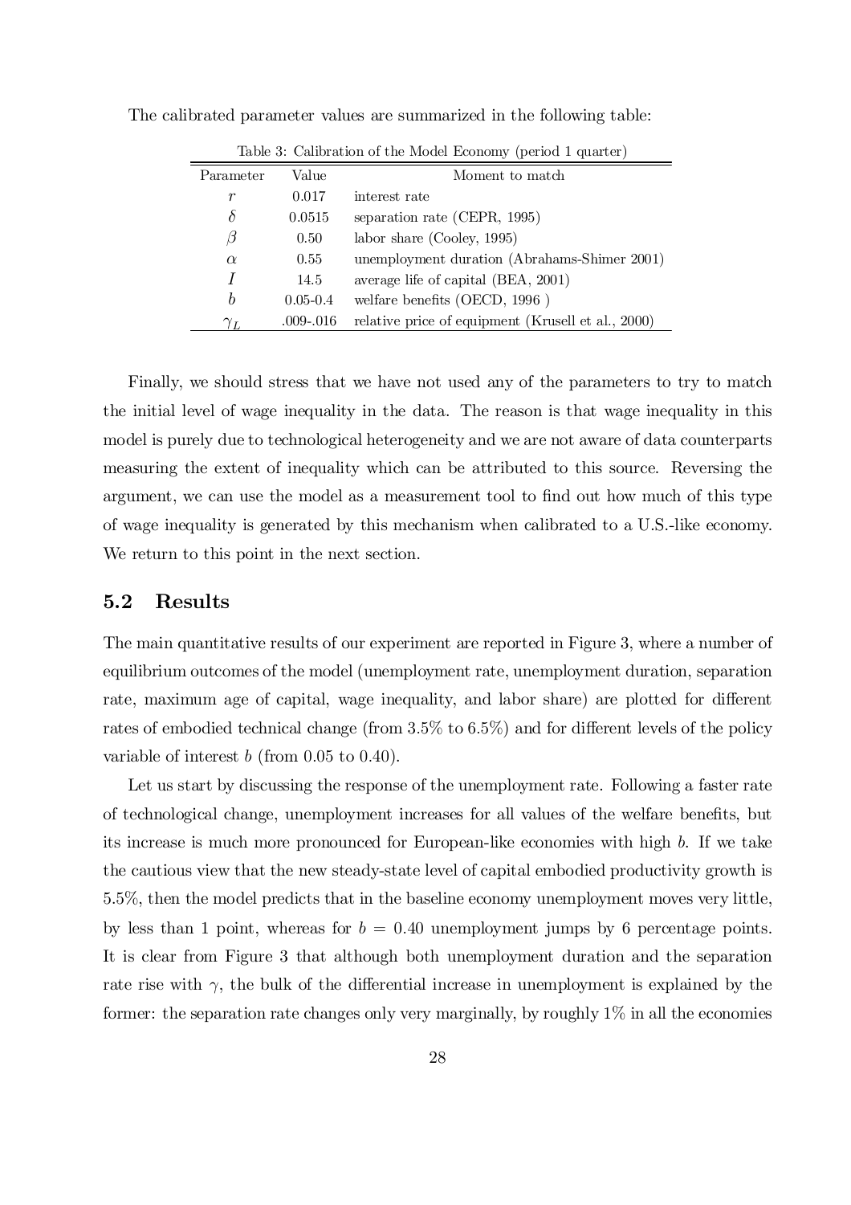The calibrated parameter values are summarized in the following table:

Table 3: Calibration of the Model Economy (period 1 quarter)

| Parameter | Value | Moment to match |
|---|---|---|
| $r$ | 0.017 | interest rate |
| $\delta$ | 0.0515 | separation rate (CEPR, 1995) |
| $\beta$ | 0.50 | labor share (Cooley, 1995) |
| $\alpha$ | 0.55 | unemployment duration (Abrahams-Shimer 2001) |
| $I$ | 14.5 | average life of capital (BEA, 2001) |
| $b$ | 0.05-0.4 | welfare benefits (OECD, 1996 ) |
| $\gamma_L$ | .009-.016 | relative price of equipment (Krusell et al., 2000) |

Finally, we should stress that we have not used any of the parameters to try to match the initial level of wage inequality in the data. The reason is that wage inequality in this model is purely due to technological heterogeneity and we are not aware of data counterparts measuring the extent of inequality which can be attributed to this source. Reversing the argument, we can use the model as a measurement tool to find out how much of this type of wage inequality is generated by this mechanism when calibrated to a U.S.-like economy. We return to this point in the next section.

## 5.2 Results

The main quantitative results of our experiment are reported in Figure 3, where a number of equilibrium outcomes of the model (unemployment rate, unemployment duration, separation rate, maximum age of capital, wage inequality, and labor share) are plotted for different rates of embodied technical change (from 3.5% to 6.5%) and for different levels of the policy variable of interest $b$ (from 0.05 to 0.40).

Let us start by discussing the response of the unemployment rate. Following a faster rate of technological change, unemployment increases for all values of the welfare benefits, but its increase is much more pronounced for European-like economies with high $b$. If we take the cautious view that the new steady-state level of capital embodied productivity growth is 5.5%, then the model predicts that in the baseline economy unemployment moves very little, by less than 1 point, whereas for $b = 0.40$ unemployment jumps by 6 percentage points. It is clear from Figure 3 that although both unemployment duration and the separation rate rise with $\gamma$, the bulk of the differential increase in unemployment is explained by the former: the separation rate changes only very marginally, by roughly 1% in all the economies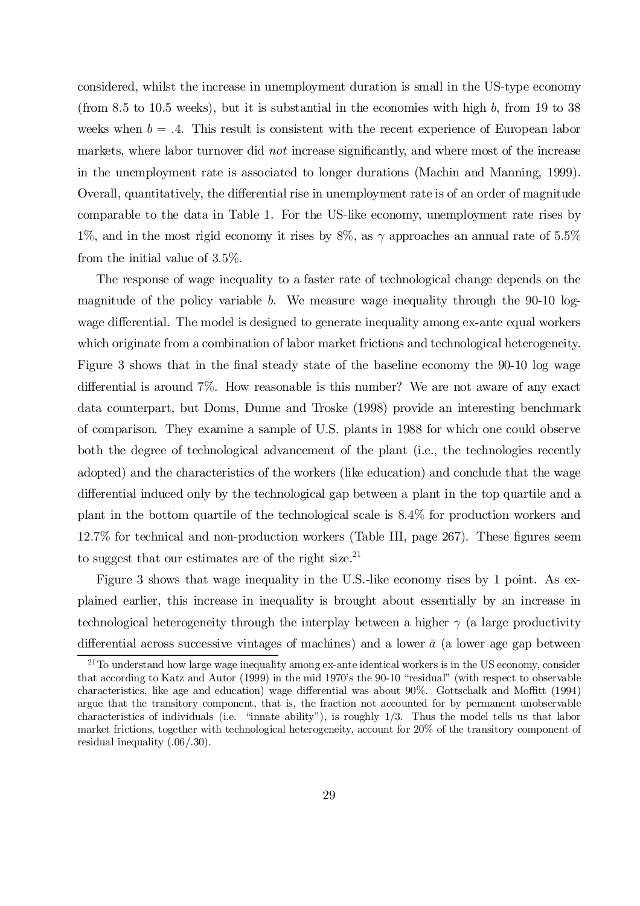considered, whilst the increase in unemployment duration is small in the US-type economy (from 8.5 to 10.5 weeks), but it is substantial in the economies with high $b$, from 19 to 38 weeks when $b = .4$. This result is consistent with the recent experience of European labor markets, where labor turnover did *not* increase significantly, and where most of the increase in the unemployment rate is associated to longer durations (Machin and Manning, 1999). Overall, quantitatively, the differential rise in unemployment rate is of an order of magnitude comparable to the data in Table 1. For the US-like economy, unemployment rate rises by 1%, and in the most rigid economy it rises by 8%, as $\gamma$ approaches an annual rate of 5.5% from the initial value of 3.5%.

The response of wage inequality to a faster rate of technological change depends on the magnitude of the policy variable $b$. We measure wage inequality through the 90-10 log-wage differential. The model is designed to generate inequality among ex-ante equal workers which originate from a combination of labor market frictions and technological heterogeneity. Figure 3 shows that in the final steady state of the baseline economy the 90-10 log wage differential is around 7%. How reasonable is this number? We are not aware of any exact data counterpart, but Doms, Dunne and Troske (1998) provide an interesting benchmark of comparison. They examine a sample of U.S. plants in 1988 for which one could observe both the degree of technological advancement of the plant (i.e., the technologies recently adopted) and the characteristics of the workers (like education) and conclude that the wage differential induced only by the technological gap between a plant in the top quartile and a plant in the bottom quartile of the technological scale is 8.4% for production workers and 12.7% for technical and non-production workers (Table III, page 267). These figures seem to suggest that our estimates are of the right size.[21]

Figure 3 shows that wage inequality in the U.S.-like economy rises by 1 point. As explained earlier, this increase in inequality is brought about essentially by an increase in technological heterogeneity through the interplay between a higher $\gamma$ (a large productivity differential across successive vintages of machines) and a lower $\bar{a}$ (a lower age gap between

[21] To understand how large wage inequality among ex-ante identical workers is in the US economy, consider that according to Katz and Autor (1999) in the mid 1970's the 90-10 "residual" (with respect to observable characteristics, like age and education) wage differential was about 90%. Gottschalk and Moffitt (1994) argue that the transitory component, that is, the fraction not accounted for by permanent unobservable characteristics of individuals (i.e. "innate ability"), is roughly 1/3. Thus the model tells us that labor market frictions, together with technological heterogeneity, account for 20% of the transitory component of residual inequality (.06/.30).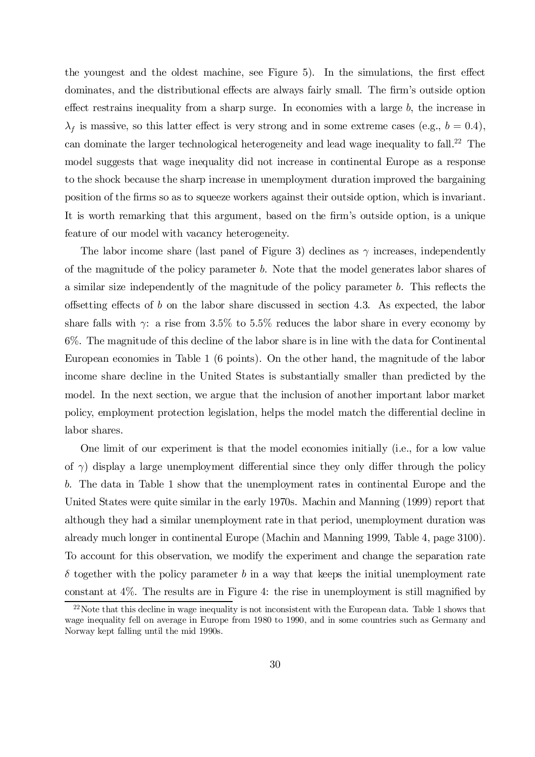the youngest and the oldest machine, see Figure 5). In the simulations, the first effect dominates, and the distributional effects are always fairly small. The firm's outside option effect restrains inequality from a sharp surge. In economies with a large $b$, the increase in $\lambda_f$ is massive, so this latter effect is very strong and in some extreme cases (e.g., $b = 0.4$), can dominate the larger technological heterogeneity and lead wage inequality to fall.[22] The model suggests that wage inequality did not increase in continental Europe as a response to the shock because the sharp increase in unemployment duration improved the bargaining position of the firms so as to squeeze workers against their outside option, which is invariant. It is worth remarking that this argument, based on the firm's outside option, is a unique feature of our model with vacancy heterogeneity.

The labor income share (last panel of Figure 3) declines as $\gamma$ increases, independently of the magnitude of the policy parameter $b$. Note that the model generates labor shares of a similar size independently of the magnitude of the policy parameter $b$. This reflects the offsetting effects of $b$ on the labor share discussed in section 4.3. As expected, the labor share falls with $\gamma$: a rise from 3.5% to 5.5% reduces the labor share in every economy by 6%. The magnitude of this decline of the labor share is in line with the data for Continental European economies in Table 1 (6 points). On the other hand, the magnitude of the labor income share decline in the United States is substantially smaller than predicted by the model. In the next section, we argue that the inclusion of another important labor market policy, employment protection legislation, helps the model match the differential decline in labor shares.

One limit of our experiment is that the model economies initially (i.e., for a low value of $\gamma$) display a large unemployment differential since they only differ through the policy $b$. The data in Table 1 show that the unemployment rates in continental Europe and the United States were quite similar in the early 1970s. Machin and Manning (1999) report that although they had a similar unemployment rate in that period, unemployment duration was already much longer in continental Europe (Machin and Manning 1999, Table 4, page 3100). To account for this observation, we modify the experiment and change the separation rate $\delta$ together with the policy parameter $b$ in a way that keeps the initial unemployment rate constant at 4%. The results are in Figure 4: the rise in unemployment is still magnified by

[22] Note that this decline in wage inequality is not inconsistent with the European data. Table 1 shows that wage inequality fell on average in Europe from 1980 to 1990, and in some countries such as Germany and Norway kept falling until the mid 1990s.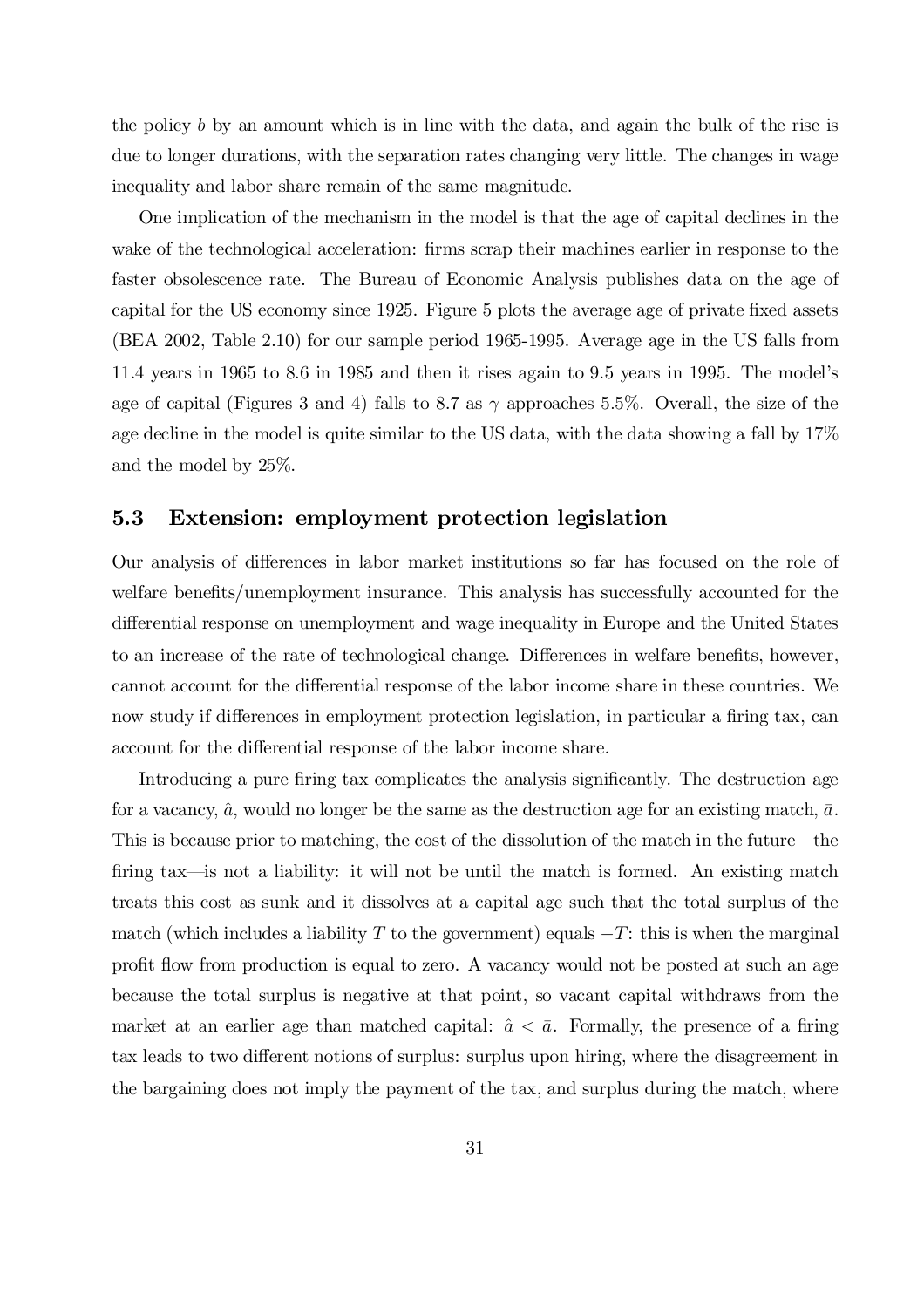the policy $b$ by an amount which is in line with the data, and again the bulk of the rise is due to longer durations, with the separation rates changing very little. The changes in wage inequality and labor share remain of the same magnitude.

One implication of the mechanism in the model is that the age of capital declines in the wake of the technological acceleration: firms scrap their machines earlier in response to the faster obsolescence rate. The Bureau of Economic Analysis publishes data on the age of capital for the US economy since 1925. Figure 5 plots the average age of private fixed assets (BEA 2002, Table 2.10) for our sample period 1965-1995. Average age in the US falls from 11.4 years in 1965 to 8.6 in 1985 and then it rises again to 9.5 years in 1995. The model's age of capital (Figures 3 and 4) falls to 8.7 as $\gamma$ approaches 5.5%. Overall, the size of the age decline in the model is quite similar to the US data, with the data showing a fall by 17% and the model by 25%.

### 5.3 Extension: employment protection legislation

Our analysis of differences in labor market institutions so far has focused on the role of welfare benefits/unemployment insurance. This analysis has successfully accounted for the differential response on unemployment and wage inequality in Europe and the United States to an increase of the rate of technological change. Differences in welfare benefits, however, cannot account for the differential response of the labor income share in these countries. We now study if differences in employment protection legislation, in particular a firing tax, can account for the differential response of the labor income share.

Introducing a pure firing tax complicates the analysis significantly. The destruction age for a vacancy, $\hat{a}$, would no longer be the same as the destruction age for an existing match, $\bar{a}$. This is because prior to matching, the cost of the dissolution of the match in the future—the firing tax—is not a liability: it will not be until the match is formed. An existing match treats this cost as sunk and it dissolves at a capital age such that the total surplus of the match (which includes a liability $T$ to the government) equals $-T$: this is when the marginal profit flow from production is equal to zero. A vacancy would not be posted at such an age because the total surplus is negative at that point, so vacant capital withdraws from the market at an earlier age than matched capital: $\hat{a} < \bar{a}$. Formally, the presence of a firing tax leads to two different notions of surplus: surplus upon hiring, where the disagreement in the bargaining does not imply the payment of the tax, and surplus during the match, where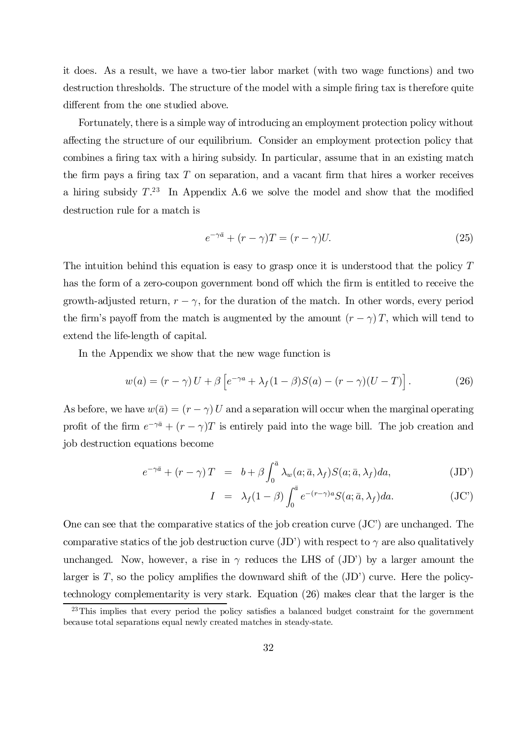it does. As a result, we have a two-tier labor market (with two wage functions) and two destruction thresholds. The structure of the model with a simple firing tax is therefore quite different from the one studied above.

Fortunately, there is a simple way of introducing an employment protection policy without affecting the structure of our equilibrium. Consider an employment protection policy that combines a firing tax with a hiring subsidy. In particular, assume that in an existing match the firm pays a firing tax $T$ on separation, and a vacant firm that hires a worker receives a hiring subsidy $T$.[23] In Appendix A.6 we solve the model and show that the modified destruction rule for a match is

$$e^{-\gamma \bar{a}} + (r - \gamma)T = (r - \gamma)U. \tag{25}$$

The intuition behind this equation is easy to grasp once it is understood that the policy $T$ has the form of a zero-coupon government bond off which the firm is entitled to receive the growth-adjusted return, $r - \gamma$, for the duration of the match. In other words, every period the firm's payoff from the match is augmented by the amount $(r - \gamma)T$, which will tend to extend the life-length of capital.

In the Appendix we show that the new wage function is

$$w(a) = (r - \gamma)U + \beta \left[ e^{-\gamma a} + \lambda_f (1 - \beta) S(a) - (r - \gamma)(U - T) \right]. \tag{26}$$

As before, we have $w(\bar{a}) = (r - \gamma)U$ and a separation will occur when the marginal operating profit of the firm $e^{-\gamma \bar{a}} + (r - \gamma)T$ is entirely paid into the wage bill. The job creation and job destruction equations become

$$e^{-\gamma \bar{a}} + (r - \gamma)T = b + \beta \int_0^{\bar{a}} \lambda_w(a; \bar{a}, \lambda_f) S(a; \bar{a}, \lambda_f) da, \tag{JD'}$$

$$I = \lambda_f (1 - \beta) \int_0^{\bar{a}} e^{-(r-\gamma)a} S(a; \bar{a}, \lambda_f) da. \tag{JC'}$$

One can see that the comparative statics of the job creation curve (JC') are unchanged. The comparative statics of the job destruction curve (JD') with respect to $\gamma$ are also qualitatively unchanged. Now, however, a rise in $\gamma$ reduces the LHS of (JD') by a larger amount the larger is $T$, so the policy amplifies the downward shift of the (JD') curve. Here the policy-technology complementarity is very stark. Equation (26) makes clear that the larger is the

[23] This implies that every period the policy satisfies a balanced budget constraint for the government because total separations equal newly created matches in steady-state.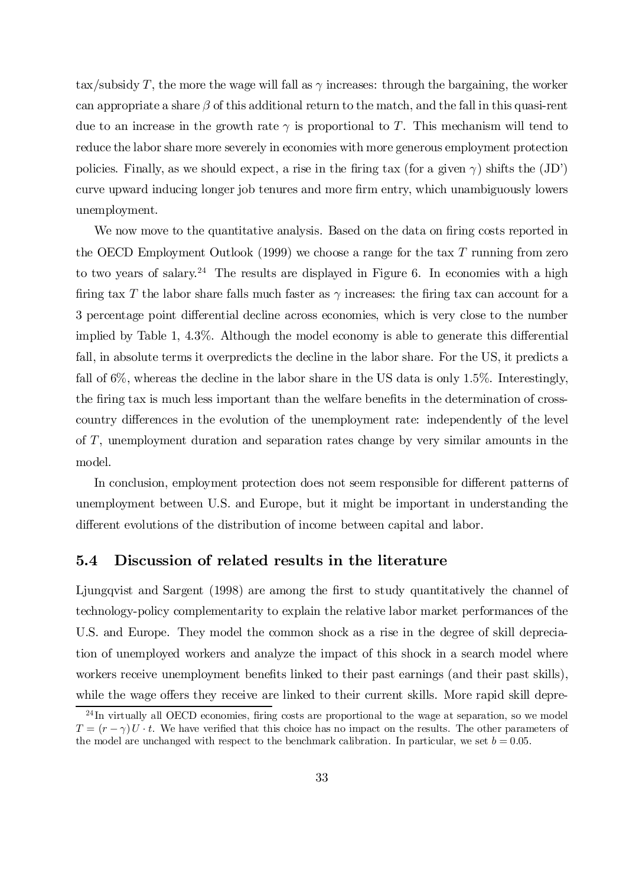tax/subsidy $T$, the more the wage will fall as $\gamma$ increases: through the bargaining, the worker can appropriate a share $\beta$ of this additional return to the match, and the fall in this quasi-rent due to an increase in the growth rate $\gamma$ is proportional to $T$. This mechanism will tend to reduce the labor share more severely in economies with more generous employment protection policies. Finally, as we should expect, a rise in the firing tax (for a given $\gamma$) shifts the (JD') curve upward inducing longer job tenures and more firm entry, which unambiguously lowers unemployment.

We now move to the quantitative analysis. Based on the data on firing costs reported in the OECD Employment Outlook (1999) we choose a range for the tax $T$ running from zero to two years of salary.[24] The results are displayed in Figure 6. In economies with a high firing tax $T$ the labor share falls much faster as $\gamma$ increases: the firing tax can account for a 3 percentage point differential decline across economies, which is very close to the number implied by Table 1, 4.3%. Although the model economy is able to generate this differential fall, in absolute terms it overpredicts the decline in the labor share. For the US, it predicts a fall of 6%, whereas the decline in the labor share in the US data is only 1.5%. Interestingly, the firing tax is much less important than the welfare benefits in the determination of cross-country differences in the evolution of the unemployment rate: independently of the level of $T$, unemployment duration and separation rates change by very similar amounts in the model.

In conclusion, employment protection does not seem responsible for different patterns of unemployment between U.S. and Europe, but it might be important in understanding the different evolutions of the distribution of income between capital and labor.

### 5.4 Discussion of related results in the literature

Ljungqvist and Sargent (1998) are among the first to study quantitatively the channel of technology-policy complementarity to explain the relative labor market performances of the U.S. and Europe. They model the common shock as a rise in the degree of skill depreciation of unemployed workers and analyze the impact of this shock in a search model where workers receive unemployment benefits linked to their past earnings (and their past skills), while the wage offers they receive are linked to their current skills. More rapid skill depre-

[24] In virtually all OECD economies, firing costs are proportional to the wage at separation, so we model $T = (r - \gamma) U \cdot t$. We have verified that this choice has no impact on the results. The other parameters of the model are unchanged with respect to the benchmark calibration. In particular, we set $b = 0.05$.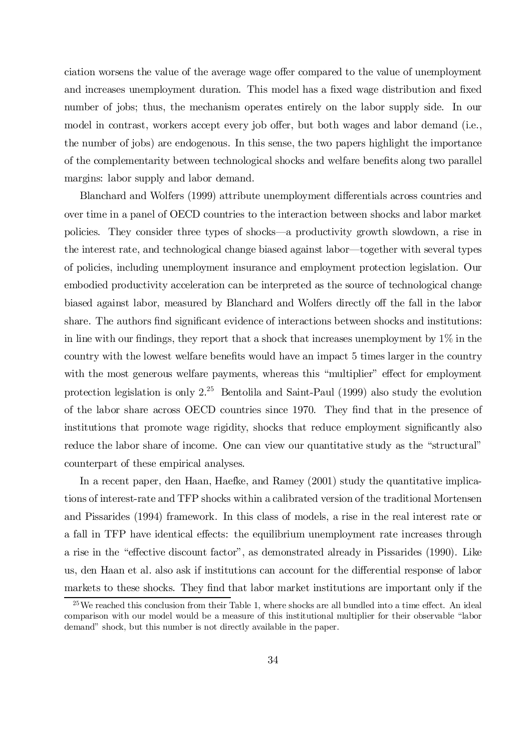ciation worsens the value of the average wage offer compared to the value of unemployment and increases unemployment duration. This model has a fixed wage distribution and fixed number of jobs; thus, the mechanism operates entirely on the labor supply side. In our model in contrast, workers accept every job offer, but both wages and labor demand (i.e., the number of jobs) are endogenous. In this sense, the two papers highlight the importance of the complementarity between technological shocks and welfare benefits along two parallel margins: labor supply and labor demand.

Blanchard and Wolfers (1999) attribute unemployment differentials across countries and over time in a panel of OECD countries to the interaction between shocks and labor market policies. They consider three types of shocks—a productivity growth slowdown, a rise in the interest rate, and technological change biased against labor—together with several types of policies, including unemployment insurance and employment protection legislation. Our embodied productivity acceleration can be interpreted as the source of technological change biased against labor, measured by Blanchard and Wolfers directly off the fall in the labor share. The authors find significant evidence of interactions between shocks and institutions: in line with our findings, they report that a shock that increases unemployment by 1% in the country with the lowest welfare benefits would have an impact 5 times larger in the country with the most generous welfare payments, whereas this "multiplier" effect for employment protection legislation is only 2.[25] Bentolila and Saint-Paul (1999) also study the evolution of the labor share across OECD countries since 1970. They find that in the presence of institutions that promote wage rigidity, shocks that reduce employment significantly also reduce the labor share of income. One can view our quantitative study as the "structural" counterpart of these empirical analyses.

In a recent paper, den Haan, Haefke, and Ramey (2001) study the quantitative implications of interest-rate and TFP shocks within a calibrated version of the traditional Mortensen and Pissarides (1994) framework. In this class of models, a rise in the real interest rate or a fall in TFP have identical effects: the equilibrium unemployment rate increases through a rise in the "effective discount factor", as demonstrated already in Pissarides (1990). Like us, den Haan et al. also ask if institutions can account for the differential response of labor markets to these shocks. They find that labor market institutions are important only if the

[25] We reached this conclusion from their Table 1, where shocks are all bundled into a time effect. An ideal comparison with our model would be a measure of this institutional multiplier for their observable "labor demand" shock, but this number is not directly available in the paper.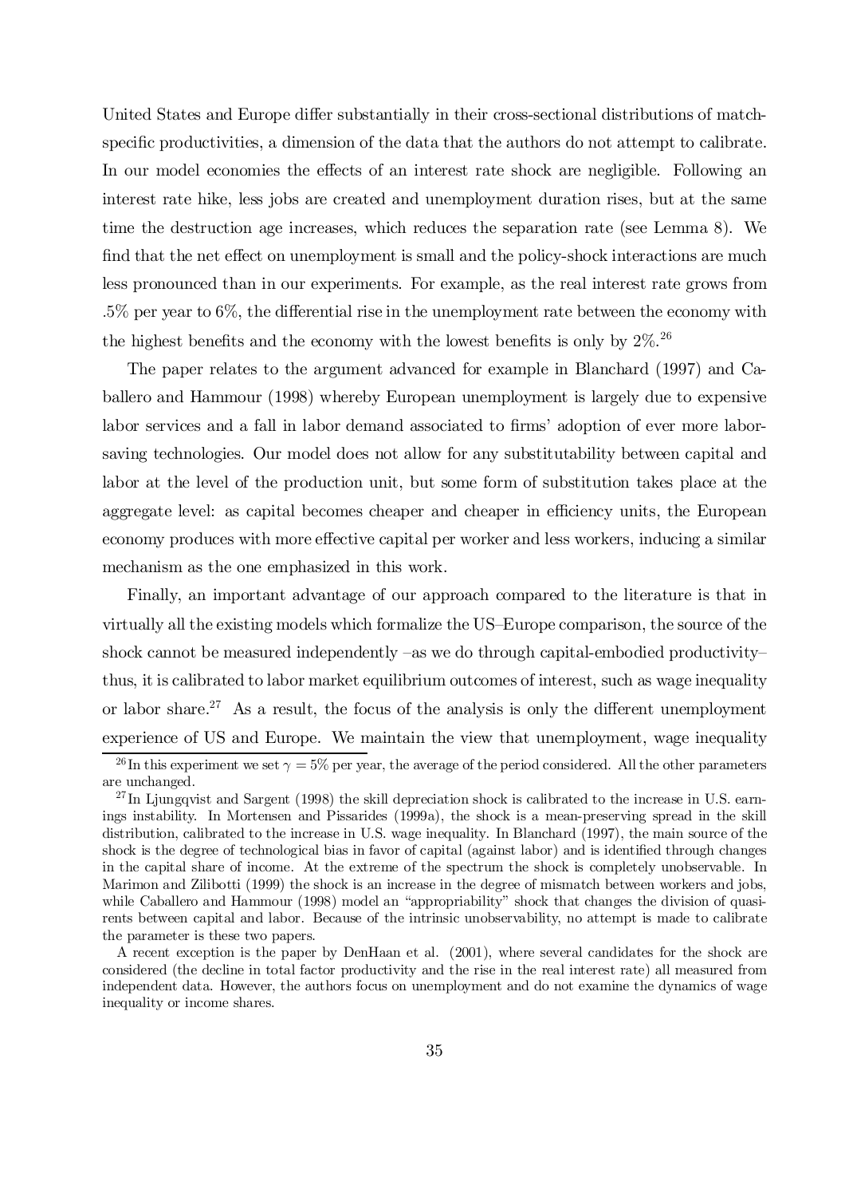United States and Europe differ substantially in their cross-sectional distributions of match-specific productivities, a dimension of the data that the authors do not attempt to calibrate. In our model economies the effects of an interest rate shock are negligible. Following an interest rate hike, less jobs are created and unemployment duration rises, but at the same time the destruction age increases, which reduces the separation rate (see Lemma 8). We find that the net effect on unemployment is small and the policy-shock interactions are much less pronounced than in our experiments. For example, as the real interest rate grows from .5% per year to 6%, the differential rise in the unemployment rate between the economy with the highest benefits and the economy with the lowest benefits is only by 2%.[26]

The paper relates to the argument advanced for example in Blanchard (1997) and Caballero and Hammour (1998) whereby European unemployment is largely due to expensive labor services and a fall in labor demand associated to firms' adoption of ever more labor-saving technologies. Our model does not allow for any substitutability between capital and labor at the level of the production unit, but some form of substitution takes place at the aggregate level: as capital becomes cheaper and cheaper in efficiency units, the European economy produces with more effective capital per worker and less workers, inducing a similar mechanism as the one emphasized in this work.

Finally, an important advantage of our approach compared to the literature is that in virtually all the existing models which formalize the US–Europe comparison, the source of the shock cannot be measured independently –as we do through capital-embodied productivity– thus, it is calibrated to labor market equilibrium outcomes of interest, such as wage inequality or labor share.[27] As a result, the focus of the analysis is only the different unemployment experience of US and Europe. We maintain the view that unemployment, wage inequality

[26] In this experiment we set $\gamma = 5\%$ per year, the average of the period considered. All the other parameters are unchanged.

[27] In Ljungqvist and Sargent (1998) the skill depreciation shock is calibrated to the increase in U.S. earnings instability. In Mortensen and Pissarides (1999a), the shock is a mean-preserving spread in the skill distribution, calibrated to the increase in U.S. wage inequality. In Blanchard (1997), the main source of the shock is the degree of technological bias in favor of capital (against labor) and is identified through changes in the capital share of income. At the extreme of the spectrum the shock is completely unobservable. In Marimon and Zilibotti (1999) the shock is an increase in the degree of mismatch between workers and jobs, while Caballero and Hammour (1998) model an "appropriability" shock that changes the division of quasi-rents between capital and labor. Because of the intrinsic unobservability, no attempt is made to calibrate the parameter is these two papers.

A recent exception is the paper by DenHaan et al. (2001), where several candidates for the shock are considered (the decline in total factor productivity and the rise in the real interest rate) all measured from independent data. However, the authors focus on unemployment and do not examine the dynamics of wage inequality or income shares.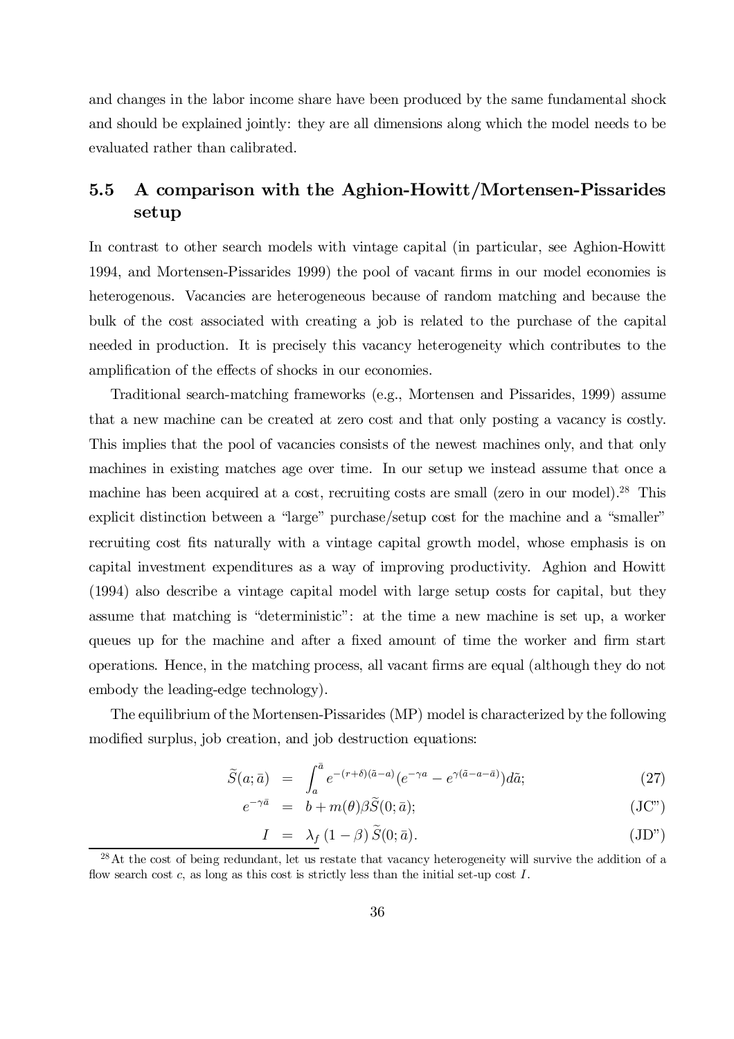and changes in the labor income share have been produced by the same fundamental shock and should be explained jointly: they are all dimensions along which the model needs to be evaluated rather than calibrated.

## 5.5 A comparison with the Aghion-Howitt/Mortensen-Pissarides setup

In contrast to other search models with vintage capital (in particular, see Aghion-Howitt 1994, and Mortensen-Pissarides 1999) the pool of vacant firms in our model economies is heterogenous. Vacancies are heterogeneous because of random matching and because the bulk of the cost associated with creating a job is related to the purchase of the capital needed in production. It is precisely this vacancy heterogeneity which contributes to the amplification of the effects of shocks in our economies.

Traditional search-matching frameworks (e.g., Mortensen and Pissarides, 1999) assume that a new machine can be created at zero cost and that only posting a vacancy is costly. This implies that the pool of vacancies consists of the newest machines only, and that only machines in existing matches age over time. In our setup we instead assume that once a machine has been acquired at a cost, recruiting costs are small (zero in our model).[28] This explicit distinction between a "large" purchase/setup cost for the machine and a "smaller" recruiting cost fits naturally with a vintage capital growth model, whose emphasis is on capital investment expenditures as a way of improving productivity. Aghion and Howitt (1994) also describe a vintage capital model with large setup costs for capital, but they assume that matching is "deterministic": at the time a new machine is set up, a worker queues up for the machine and after a fixed amount of time the worker and firm start operations. Hence, in the matching process, all vacant firms are equal (although they do not embody the leading-edge technology).

The equilibrium of the Mortensen-Pissarides (MP) model is characterized by the following modified surplus, job creation, and job destruction equations:

$$\widetilde{S}(a;\bar{a}) = \int_{a}^{\bar{a}} e^{-(r+\delta)(\tilde{a}-a)}(e^{-\gamma a} - e^{\gamma(\tilde{a}-a-\bar{a})})d\tilde{a}; \tag{27}$$

$$e^{-\gamma\bar{a}} = b + m(\theta)\beta\widetilde{S}(0;\bar{a}); \tag{JC"}$$

$$I = \lambda_f (1-\beta)\,\widetilde{S}(0;\bar{a}). \tag{JD"}$$

[28] At the cost of being redundant, let us restate that vacancy heterogeneity will survive the addition of a flow search cost $c$, as long as this cost is strictly less than the initial set-up cost $I$.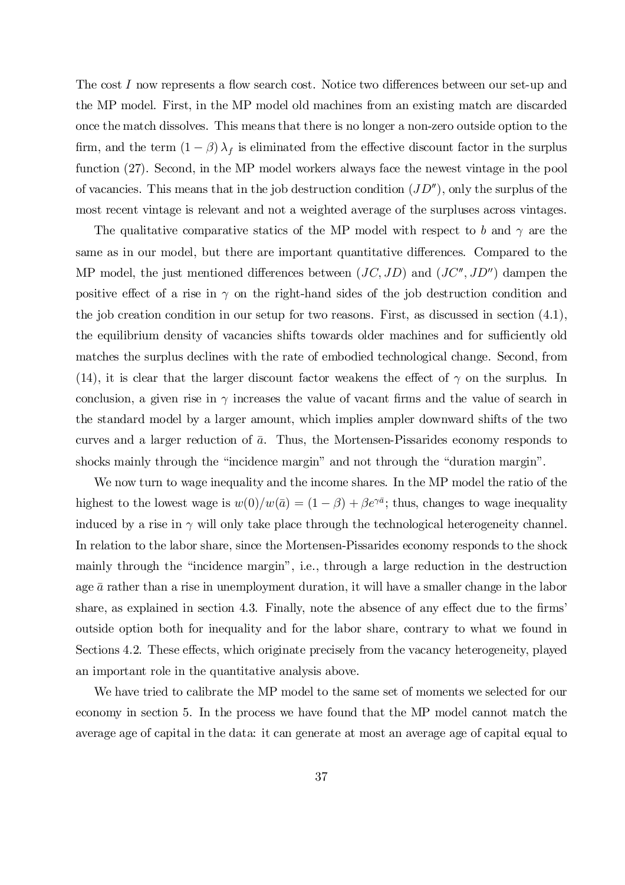The cost $I$ now represents a flow search cost. Notice two differences between our set-up and the MP model. First, in the MP model old machines from an existing match are discarded once the match dissolves. This means that there is no longer a non-zero outside option to the firm, and the term $(1-\beta)\lambda_f$ is eliminated from the effective discount factor in the surplus function (27). Second, in the MP model workers always face the newest vintage in the pool of vacancies. This means that in the job destruction condition $(JD'')$, only the surplus of the most recent vintage is relevant and not a weighted average of the surpluses across vintages.

The qualitative comparative statics of the MP model with respect to $b$ and $\gamma$ are the same as in our model, but there are important quantitative differences. Compared to the MP model, the just mentioned differences between $(JC, JD)$ and $(JC'', JD'')$ dampen the positive effect of a rise in $\gamma$ on the right-hand sides of the job destruction condition and the job creation condition in our setup for two reasons. First, as discussed in section (4.1), the equilibrium density of vacancies shifts towards older machines and for sufficiently old matches the surplus declines with the rate of embodied technological change. Second, from (14), it is clear that the larger discount factor weakens the effect of $\gamma$ on the surplus. In conclusion, a given rise in $\gamma$ increases the value of vacant firms and the value of search in the standard model by a larger amount, which implies ampler downward shifts of the two curves and a larger reduction of $\bar{a}$. Thus, the Mortensen-Pissarides economy responds to shocks mainly through the "incidence margin" and not through the "duration margin".

We now turn to wage inequality and the income shares. In the MP model the ratio of the highest to the lowest wage is $w(0)/w(\bar{a}) = (1-\beta) + \beta e^{\gamma \bar{a}}$; thus, changes to wage inequality induced by a rise in $\gamma$ will only take place through the technological heterogeneity channel. In relation to the labor share, since the Mortensen-Pissarides economy responds to the shock mainly through the "incidence margin", i.e., through a large reduction in the destruction age $\bar{a}$ rather than a rise in unemployment duration, it will have a smaller change in the labor share, as explained in section 4.3. Finally, note the absence of any effect due to the firms' outside option both for inequality and for the labor share, contrary to what we found in Sections 4.2. These effects, which originate precisely from the vacancy heterogeneity, played an important role in the quantitative analysis above.

We have tried to calibrate the MP model to the same set of moments we selected for our economy in section 5. In the process we have found that the MP model cannot match the average age of capital in the data: it can generate at most an average age of capital equal to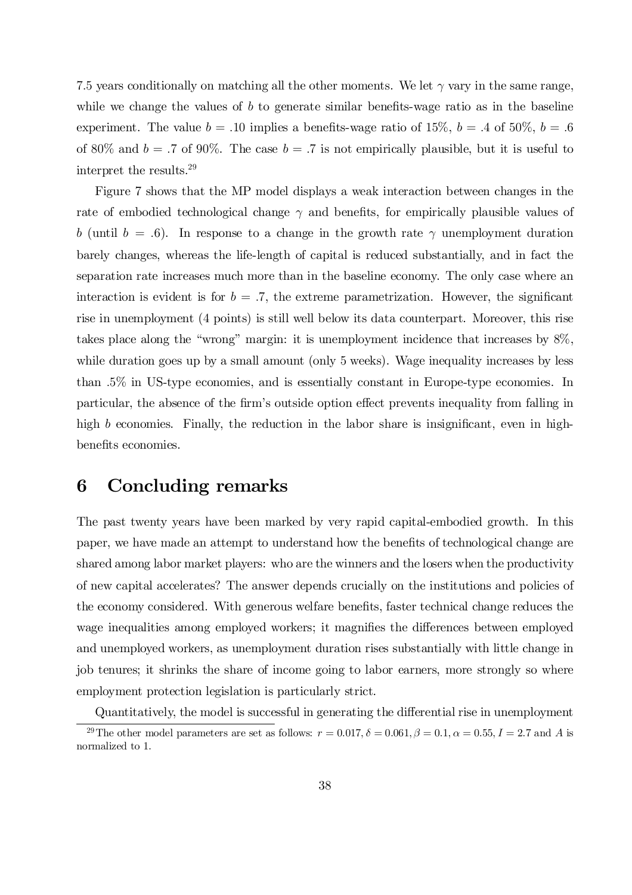7.5 years conditionally on matching all the other moments. We let $\gamma$ vary in the same range, while we change the values of $b$ to generate similar benefits-wage ratio as in the baseline experiment. The value $b = .10$ implies a benefits-wage ratio of 15%, $b = .4$ of 50%, $b = .6$ of 80% and $b = .7$ of 90%. The case $b = .7$ is not empirically plausible, but it is useful to interpret the results.[29]

Figure 7 shows that the MP model displays a weak interaction between changes in the rate of embodied technological change $\gamma$ and benefits, for empirically plausible values of $b$ (until $b = .6$). In response to a change in the growth rate $\gamma$ unemployment duration barely changes, whereas the life-length of capital is reduced substantially, and in fact the separation rate increases much more than in the baseline economy. The only case where an interaction is evident is for $b = .7$, the extreme parametrization. However, the significant rise in unemployment (4 points) is still well below its data counterpart. Moreover, this rise takes place along the "wrong" margin: it is unemployment incidence that increases by 8%, while duration goes up by a small amount (only 5 weeks). Wage inequality increases by less than .5% in US-type economies, and is essentially constant in Europe-type economies. In particular, the absence of the firm's outside option effect prevents inequality from falling in high $b$ economies. Finally, the reduction in the labor share is insignificant, even in high-benefits economies.

## 6 Concluding remarks

The past twenty years have been marked by very rapid capital-embodied growth. In this paper, we have made an attempt to understand how the benefits of technological change are shared among labor market players: who are the winners and the losers when the productivity of new capital accelerates? The answer depends crucially on the institutions and policies of the economy considered. With generous welfare benefits, faster technical change reduces the wage inequalities among employed workers; it magnifies the differences between employed and unemployed workers, as unemployment duration rises substantially with little change in job tenures; it shrinks the share of income going to labor earners, more strongly so where employment protection legislation is particularly strict.

Quantitatively, the model is successful in generating the differential rise in unemployment

[29] The other model parameters are set as follows: $r = 0.017, \delta = 0.061, \beta = 0.1, \alpha = 0.55, I = 2.7$ and $A$ is normalized to 1.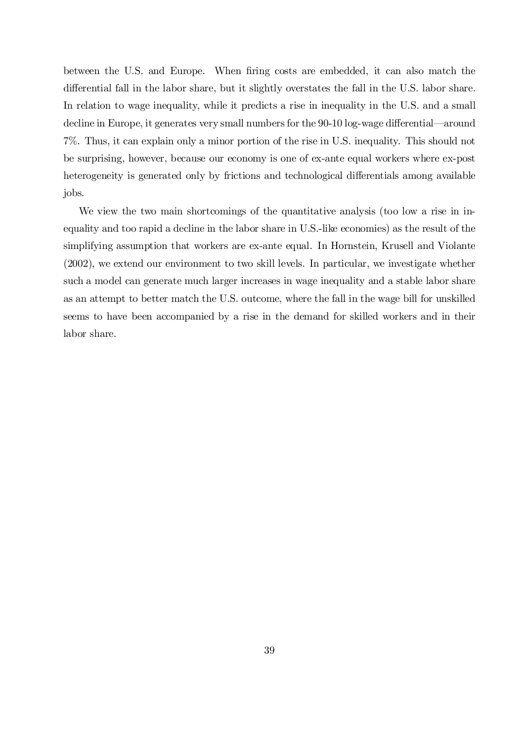between the U.S. and Europe. When firing costs are embedded, it can also match the differential fall in the labor share, but it slightly overstates the fall in the U.S. labor share. In relation to wage inequality, while it predicts a rise in inequality in the U.S. and a small decline in Europe, it generates very small numbers for the 90-10 log-wage differential—around 7%. Thus, it can explain only a minor portion of the rise in U.S. inequality. This should not be surprising, however, because our economy is one of ex-ante equal workers where ex-post heterogeneity is generated only by frictions and technological differentials among available jobs.

We view the two main shortcomings of the quantitative analysis (too low a rise in inequality and too rapid a decline in the labor share in U.S.-like economies) as the result of the simplifying assumption that workers are ex-ante equal. In Hornstein, Krusell and Violante (2002), we extend our environment to two skill levels. In particular, we investigate whether such a model can generate much larger increases in wage inequality and a stable labor share as an attempt to better match the U.S. outcome, where the fall in the wage bill for unskilled seems to have been accompanied by a rise in the demand for skilled workers and in their labor share.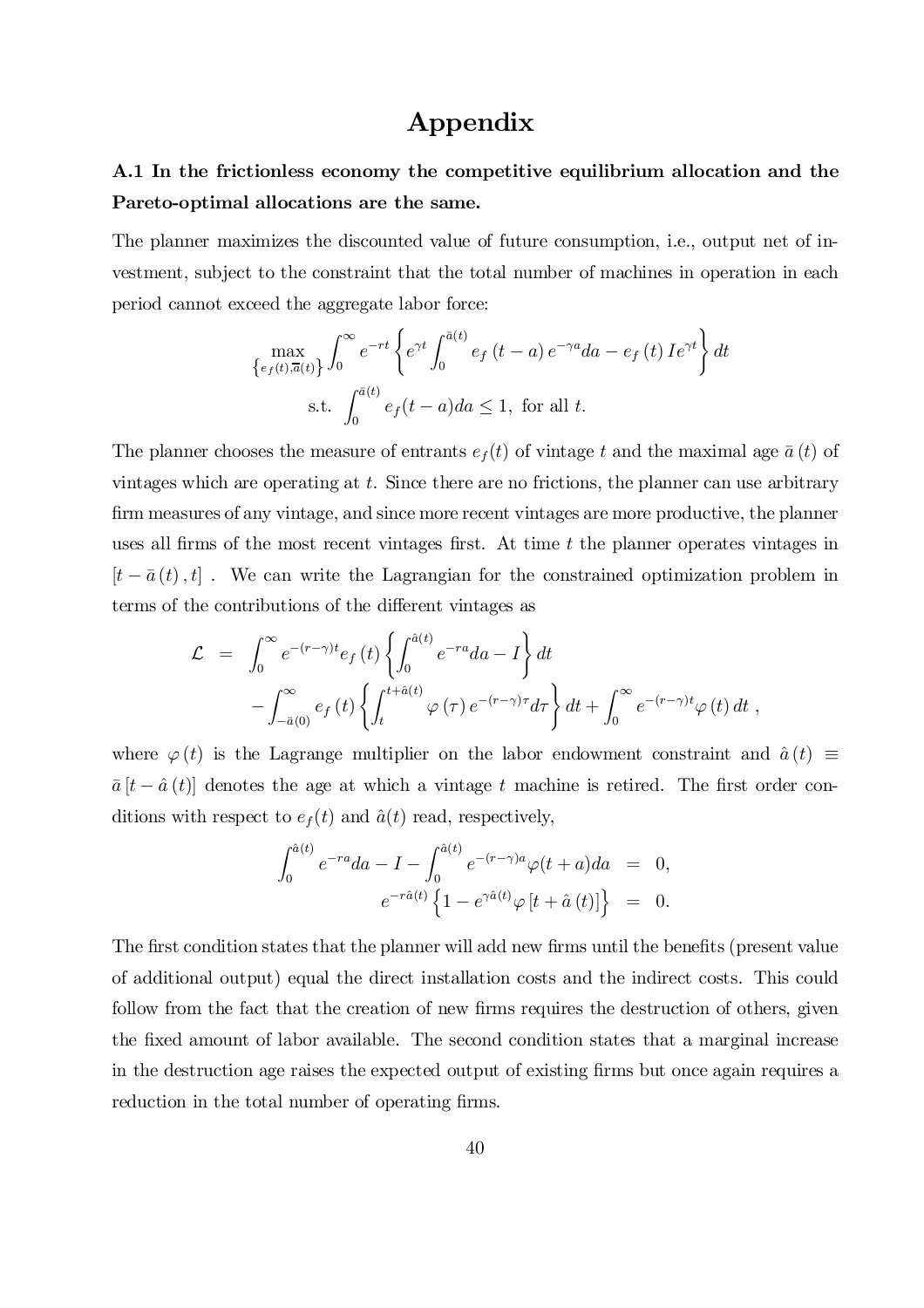# Appendix

**A.1 In the frictionless economy the competitive equilibrium allocation and the Pareto-optimal allocations are the same.**

The planner maximizes the discounted value of future consumption, i.e., output net of investment, subject to the constraint that the total number of machines in operation in each period cannot exceed the aggregate labor force:

$$\max_{\{e_f(t),\bar{a}(t)\}} \int_0^\infty e^{-rt} \left\{ e^{\gamma t} \int_0^{\bar{a}(t)} e_f(t-a) e^{-\gamma a} da - e_f(t) I e^{\gamma t} \right\} dt$$

$$\text{s.t. } \int_0^{\bar{a}(t)} e_f(t-a) da \leq 1, \text{ for all } t.$$

The planner chooses the measure of entrants $e_f(t)$ of vintage $t$ and the maximal age $\bar{a}(t)$ of vintages which are operating at $t$. Since there are no frictions, the planner can use arbitrary firm measures of any vintage, and since more recent vintages are more productive, the planner uses all firms of the most recent vintages first. At time $t$ the planner operates vintages in $[t - \bar{a}(t), t]$ . We can write the Lagrangian for the constrained optimization problem in terms of the contributions of the different vintages as

$$\begin{aligned}
\mathcal{L} &= \int_0^\infty e^{-(r-\gamma)t} e_f(t) \left\{ \int_0^{\hat{a}(t)} e^{-ra} da - I \right\} dt \\
&\quad - \int_{-\bar{a}(0)}^\infty e_f(t) \left\{ \int_t^{t+\hat{a}(t)} \varphi(\tau) e^{-(r-\gamma)\tau} d\tau \right\} dt + \int_0^\infty e^{-(r-\gamma)t} \varphi(t) dt ,
\end{aligned}$$

where $\varphi(t)$ is the Lagrange multiplier on the labor endowment constraint and $\hat{a}(t) \equiv \bar{a}[t - \hat{a}(t)]$ denotes the age at which a vintage $t$ machine is retired. The first order conditions with respect to $e_f(t)$ and $\hat{a}(t)$ read, respectively,

$$\begin{aligned}
\int_0^{\hat{a}(t)} e^{-ra} da - I - \int_0^{\hat{a}(t)} e^{-(r-\gamma)a} \varphi(t+a) da &= 0, \\
e^{-r\hat{a}(t)} \left\{ 1 - e^{\gamma \hat{a}(t)} \varphi[t + \hat{a}(t)] \right\} &= 0.
\end{aligned}$$

The first condition states that the planner will add new firms until the benefits (present value of additional output) equal the direct installation costs and the indirect costs. This could follow from the fact that the creation of new firms requires the destruction of others, given the fixed amount of labor available. The second condition states that a marginal increase in the destruction age raises the expected output of existing firms but once again requires a reduction in the total number of operating firms.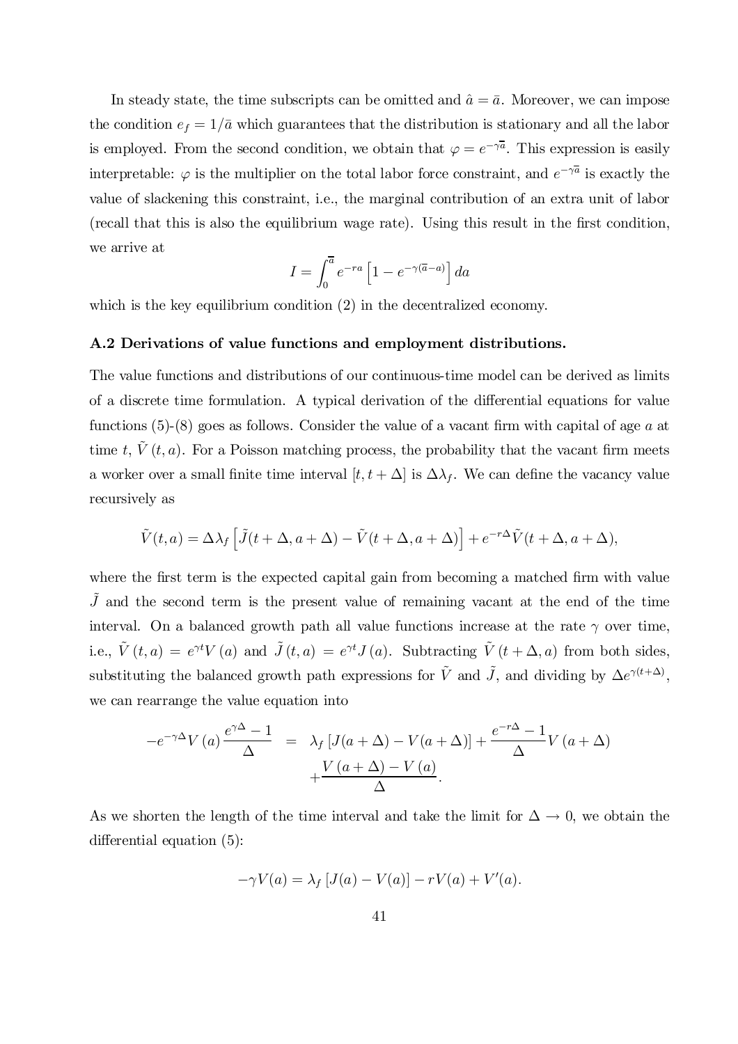In steady state, the time subscripts can be omitted and $\hat{a} = \bar{a}$. Moreover, we can impose the condition $e_f = 1/\bar{a}$ which guarantees that the distribution is stationary and all the labor is employed. From the second condition, we obtain that $\varphi = e^{-\gamma\overline{a}}$. This expression is easily interpretable: $\varphi$ is the multiplier on the total labor force constraint, and $e^{-\gamma\overline{a}}$ is exactly the value of slackening this constraint, i.e., the marginal contribution of an extra unit of labor (recall that this is also the equilibrium wage rate). Using this result in the first condition, we arrive at

$$I = \int_0^{\overline{a}} e^{-ra}\left[1 - e^{-\gamma(\overline{a}-a)}\right] da$$

which is the key equilibrium condition (2) in the decentralized economy.

### A.2 Derivations of value functions and employment distributions.

The value functions and distributions of our continuous-time model can be derived as limits of a discrete time formulation. A typical derivation of the differential equations for value functions (5)-(8) goes as follows. Consider the value of a vacant firm with capital of age $a$ at time $t$, $\tilde{V}(t,a)$. For a Poisson matching process, the probability that the vacant firm meets a worker over a small finite time interval $[t, t+\Delta]$ is $\Delta\lambda_f$. We can define the vacancy value recursively as

$$\tilde{V}(t,a) = \Delta\lambda_f\left[\tilde{J}(t+\Delta, a+\Delta) - \tilde{V}(t+\Delta, a+\Delta)\right] + e^{-r\Delta}\tilde{V}(t+\Delta, a+\Delta),$$

where the first term is the expected capital gain from becoming a matched firm with value $\tilde{J}$ and the second term is the present value of remaining vacant at the end of the time interval. On a balanced growth path all value functions increase at the rate $\gamma$ over time, i.e., $\tilde{V}(t,a) = e^{\gamma t}V(a)$ and $\tilde{J}(t,a) = e^{\gamma t}J(a)$. Subtracting $\tilde{V}(t+\Delta, a)$ from both sides, substituting the balanced growth path expressions for $\tilde{V}$ and $\tilde{J}$, and dividing by $\Delta e^{\gamma(t+\Delta)}$, we can rearrange the value equation into

$$\begin{aligned}
-e^{-\gamma\Delta}V(a)\frac{e^{\gamma\Delta}-1}{\Delta} &= \lambda_f\left[J(a+\Delta) - V(a+\Delta)\right] + \frac{e^{-r\Delta}-1}{\Delta}V(a+\Delta) \\
&\quad + \frac{V(a+\Delta) - V(a)}{\Delta}.
\end{aligned}$$

As we shorten the length of the time interval and take the limit for $\Delta \to 0$, we obtain the differential equation (5):

$$-\gamma V(a) = \lambda_f\left[J(a) - V(a)\right] - rV(a) + V'(a).$$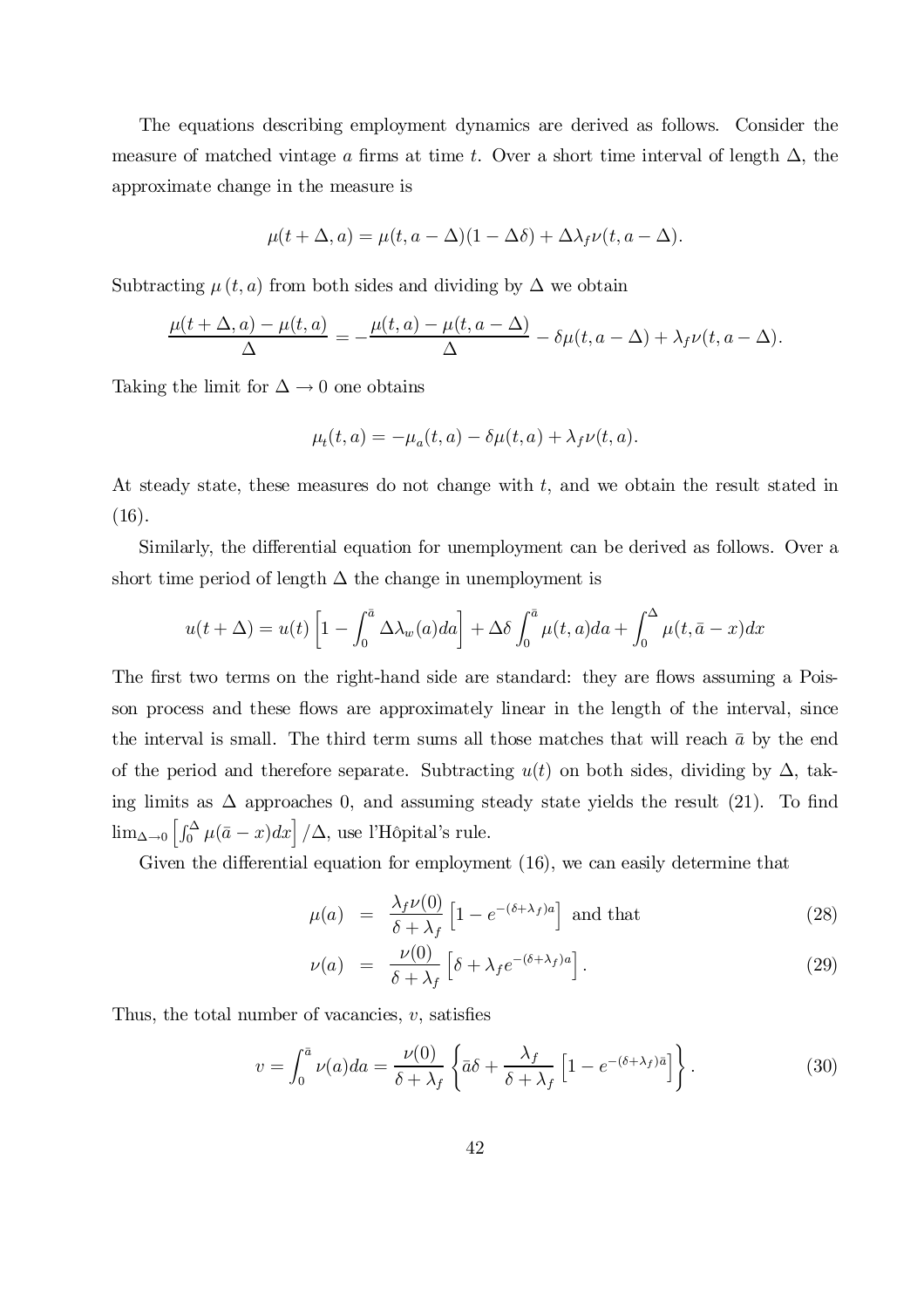The equations describing employment dynamics are derived as follows. Consider the measure of matched vintage $a$ firms at time $t$. Over a short time interval of length $\Delta$, the approximate change in the measure is

$$\mu(t+\Delta, a) = \mu(t, a-\Delta)(1-\Delta\delta) + \Delta\lambda_f \nu(t, a-\Delta).$$

Subtracting $\mu(t, a)$ from both sides and dividing by $\Delta$ we obtain

$$\frac{\mu(t+\Delta, a) - \mu(t, a)}{\Delta} = -\frac{\mu(t, a) - \mu(t, a-\Delta)}{\Delta} - \delta\mu(t, a-\Delta) + \lambda_f \nu(t, a-\Delta).$$

Taking the limit for $\Delta \to 0$ one obtains

$$\mu_t(t, a) = -\mu_a(t, a) - \delta\mu(t, a) + \lambda_f \nu(t, a).$$

At steady state, these measures do not change with $t$, and we obtain the result stated in (16).

Similarly, the differential equation for unemployment can be derived as follows. Over a short time period of length $\Delta$ the change in unemployment is

$$u(t+\Delta) = u(t)\left[1 - \int_0^{\bar{a}} \Delta\lambda_w(a)da\right] + \Delta\delta\int_0^{\bar{a}} \mu(t, a)da + \int_0^{\Delta} \mu(t, \bar{a}-x)dx$$

The first two terms on the right-hand side are standard: they are flows assuming a Poisson process and these flows are approximately linear in the length of the interval, since the interval is small. The third term sums all those matches that will reach $\bar{a}$ by the end of the period and therefore separate. Subtracting $u(t)$ on both sides, dividing by $\Delta$, taking limits as $\Delta$ approaches 0, and assuming steady state yields the result (21). To find $\lim_{\Delta\to 0}\left[\int_0^{\Delta} \mu(\bar{a}-x)dx\right]/\Delta$, use l'Hôpital's rule.

Given the differential equation for employment (16), we can easily determine that

$$\mu(a) = \frac{\lambda_f \nu(0)}{\delta + \lambda_f}\left[1 - e^{-(\delta+\lambda_f)a}\right] \text{ and that} \tag{28}$$

$$\nu(a) = \frac{\nu(0)}{\delta + \lambda_f}\left[\delta + \lambda_f e^{-(\delta+\lambda_f)a}\right]. \tag{29}$$

Thus, the total number of vacancies, $v$, satisfies

$$v = \int_0^{\bar{a}} \nu(a)da = \frac{\nu(0)}{\delta + \lambda_f}\left\{\bar{a}\delta + \frac{\lambda_f}{\delta + \lambda_f}\left[1 - e^{-(\delta+\lambda_f)\bar{a}}\right]\right\}. \tag{30}$$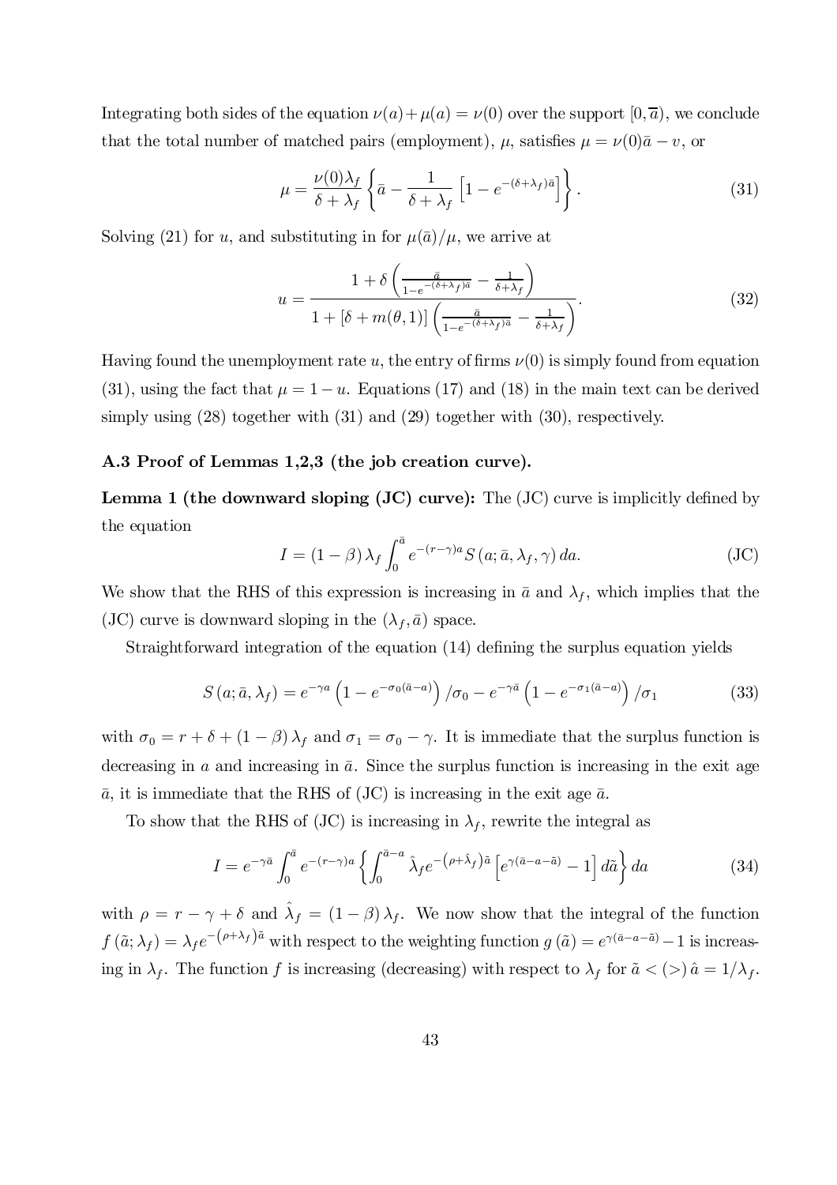Integrating both sides of the equation $\nu(a)+\mu(a)=\nu(0)$ over the support $[0,\overline{a})$, we conclude that the total number of matched pairs (employment), $\mu$, satisfies $\mu = \nu(0)\bar{a} - v$, or

$$\mu = \frac{\nu(0)\lambda_f}{\delta+\lambda_f}\left\{\bar{a} - \frac{1}{\delta+\lambda_f}\left[1-e^{-(\delta+\lambda_f)\bar{a}}\right]\right\}. \tag{31}$$

Solving (21) for $u$, and substituting in for $\mu(\bar{a})/\mu$, we arrive at

$$u = \frac{1+\delta\left(\frac{\bar{a}}{1-e^{-(\delta+\lambda_f)\bar{a}}}-\frac{1}{\delta+\lambda_f}\right)}{1+[\delta+m(\theta,1)]\left(\frac{\bar{a}}{1-e^{-(\delta+\lambda_f)\bar{a}}}-\frac{1}{\delta+\lambda_f}\right)}. \tag{32}$$

Having found the unemployment rate $u$, the entry of firms $\nu(0)$ is simply found from equation (31), using the fact that $\mu = 1-u$. Equations (17) and (18) in the main text can be derived simply using (28) together with (31) and (29) together with (30), respectively.

### A.3 Proof of Lemmas 1,2,3 (the job creation curve).

**Lemma 1 (the downward sloping (JC) curve):** The (JC) curve is implicitly defined by the equation

$$I = (1-\beta)\lambda_f \int_0^{\bar{a}} e^{-(r-\gamma)a} S(a;\bar{a},\lambda_f,\gamma)\,da. \tag{JC}$$

We show that the RHS of this expression is increasing in $\bar{a}$ and $\lambda_f$, which implies that the (JC) curve is downward sloping in the $(\lambda_f,\bar{a})$ space.

Straightforward integration of the equation (14) defining the surplus equation yields

$$S(a;\bar{a},\lambda_f) = e^{-\gamma a}\left(1-e^{-\sigma_0(\bar{a}-a)}\right)/\sigma_0 - e^{-\gamma\bar{a}}\left(1-e^{-\sigma_1(\bar{a}-a)}\right)/\sigma_1 \tag{33}$$

with $\sigma_0 = r+\delta+(1-\beta)\lambda_f$ and $\sigma_1 = \sigma_0-\gamma$. It is immediate that the surplus function is decreasing in $a$ and increasing in $\bar{a}$. Since the surplus function is increasing in the exit age $\bar{a}$, it is immediate that the RHS of (JC) is increasing in the exit age $\bar{a}$.

To show that the RHS of (JC) is increasing in $\lambda_f$, rewrite the integral as

$$I = e^{-\gamma\bar{a}}\int_0^{\bar{a}} e^{-(r-\gamma)a}\left\{\int_0^{\bar{a}-a}\hat{\lambda}_f e^{-\left(\rho+\hat{\lambda}_f\right)\tilde{a}}\left[e^{\gamma(\bar{a}-a-\tilde{a})}-1\right]d\tilde{a}\right\}da \tag{34}$$

with $\rho = r-\gamma+\delta$ and $\hat{\lambda}_f = (1-\beta)\lambda_f$. We now show that the integral of the function $f(\tilde{a};\lambda_f) = \lambda_f e^{-\left(\rho+\lambda_f\right)\tilde{a}}$ with respect to the weighting function $g(\tilde{a}) = e^{\gamma(\bar{a}-a-\tilde{a})}-1$ is increasing in $\lambda_f$. The function $f$ is increasing (decreasing) with respect to $\lambda_f$ for $\tilde{a} < (>)\ \hat{a} = 1/\lambda_f$.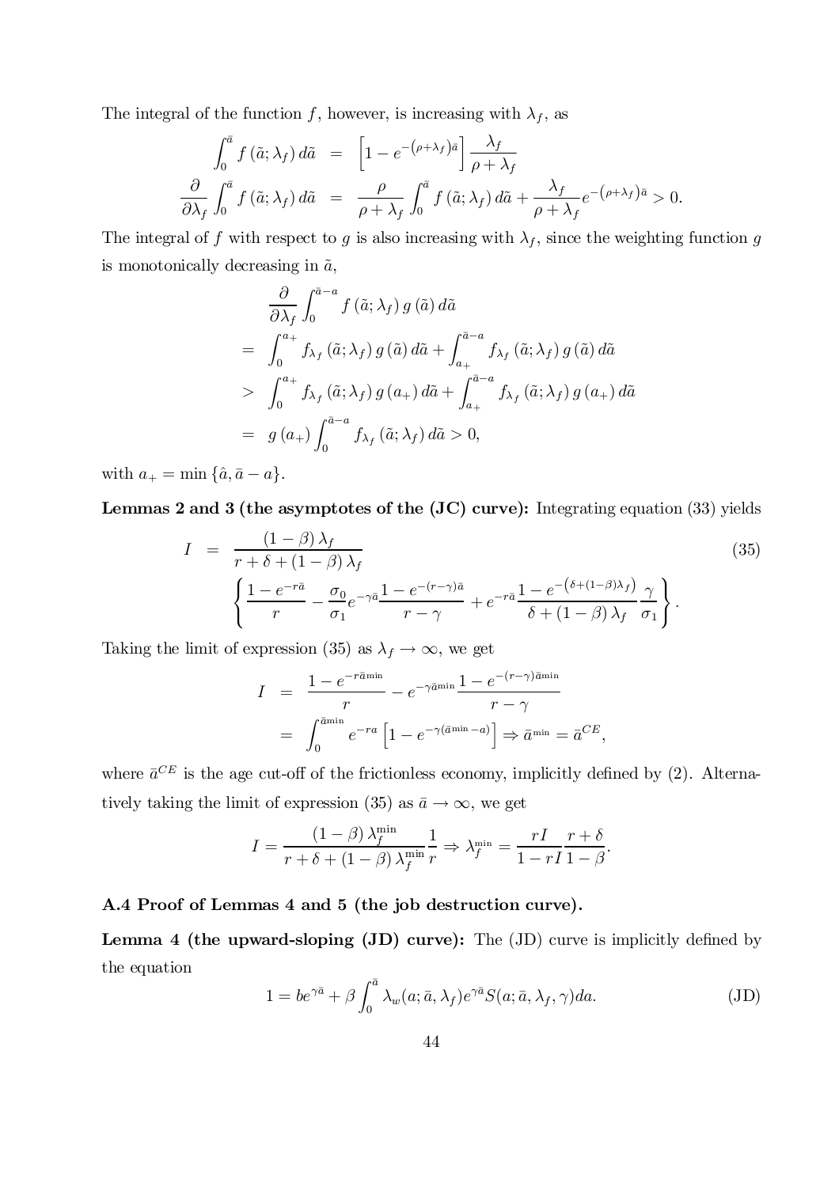The integral of the function $f$, however, is increasing with $\lambda_f$, as

$$
\begin{aligned}
\int_0^{\bar{a}} f\left(\tilde{a};\lambda_f\right) d\tilde{a} &= \left[1-e^{-\left(\rho+\lambda_f\right)\bar{a}}\right]\frac{\lambda_f}{\rho+\lambda_f} \\
\frac{\partial}{\partial\lambda_f}\int_0^{\bar{a}} f\left(\tilde{a};\lambda_f\right) d\tilde{a} &= \frac{\rho}{\rho+\lambda_f}\int_0^{\bar{a}} f\left(\tilde{a};\lambda_f\right) d\tilde{a} + \frac{\lambda_f}{\rho+\lambda_f}e^{-\left(\rho+\lambda_f\right)\bar{a}} > 0.
\end{aligned}
$$

The integral of $f$ with respect to $g$ is also increasing with $\lambda_f$, since the weighting function $g$ is monotonically decreasing in $\tilde{a}$,

$$
\begin{aligned}
& \frac{\partial}{\partial\lambda_f}\int_0^{\bar{a}-a} f\left(\tilde{a};\lambda_f\right) g\left(\tilde{a}\right) d\tilde{a} \\
=\ & \int_0^{a_+} f_{\lambda_f}\left(\tilde{a};\lambda_f\right) g\left(\tilde{a}\right) d\tilde{a} + \int_{a_+}^{\bar{a}-a} f_{\lambda_f}\left(\tilde{a};\lambda_f\right) g\left(\tilde{a}\right) d\tilde{a} \\
>\ & \int_0^{a_+} f_{\lambda_f}\left(\tilde{a};\lambda_f\right) g\left(a_+\right) d\tilde{a} + \int_{a_+}^{\bar{a}-a} f_{\lambda_f}\left(\tilde{a};\lambda_f\right) g\left(a_+\right) d\tilde{a} \\
=\ & g\left(a_+\right)\int_0^{\bar{a}-a} f_{\lambda_f}\left(\tilde{a};\lambda_f\right) d\tilde{a} > 0,
\end{aligned}
$$

with $a_+ = \min\left\{\hat{a}, \bar{a}-a\right\}$.

**Lemmas 2 and 3 (the asymptotes of the (JC) curve):** Integrating equation (33) yields

$$
\begin{aligned}
I &= \frac{(1-\beta)\lambda_f}{r+\delta+(1-\beta)\lambda_f} \\
&\quad \left\{\frac{1-e^{-r\bar{a}}}{r} - \frac{\sigma_0}{\sigma_1}e^{-\gamma\bar{a}}\frac{1-e^{-(r-\gamma)\bar{a}}}{r-\gamma} + e^{-r\bar{a}}\frac{1-e^{-\left(\delta+(1-\beta)\lambda_f\right)}}{\delta+(1-\beta)\lambda_f}\frac{\gamma}{\sigma_1}\right\}.
\end{aligned} \tag{35}
$$

Taking the limit of expression (35) as $\lambda_f \to \infty$, we get

$$
\begin{aligned}
I &= \frac{1-e^{-r\bar{a}^{\min}}}{r} - e^{-\gamma\bar{a}^{\min}}\frac{1-e^{-(r-\gamma)\bar{a}^{\min}}}{r-\gamma} \\
&= \int_0^{\bar{a}^{\min}} e^{-ra}\left[1-e^{-\gamma\left(\bar{a}^{\min}-a\right)}\right] \Rightarrow \bar{a}^{\min} = \bar{a}^{CE},
\end{aligned}
$$

where $\bar{a}^{CE}$ is the age cut-off of the frictionless economy, implicitly defined by (2). Alternatively taking the limit of expression (35) as $\bar{a} \to \infty$, we get

$$
I = \frac{(1-\beta)\lambda_f^{\min}}{r+\delta+(1-\beta)\lambda_f^{\min}}\frac{1}{r} \Rightarrow \lambda_f^{\min} = \frac{rI}{1-rI}\frac{r+\delta}{1-\beta}.
$$

### A.4 Proof of Lemmas 4 and 5 (the job destruction curve).

**Lemma 4 (the upward-sloping (JD) curve):** The (JD) curve is implicitly defined by the equation

$$
1 = be^{\gamma\bar{a}} + \beta\int_0^{\bar{a}} \lambda_w(a;\bar{a},\lambda_f)e^{\gamma\bar{a}}S(a;\bar{a},\lambda_f,\gamma)da. \tag{JD}
$$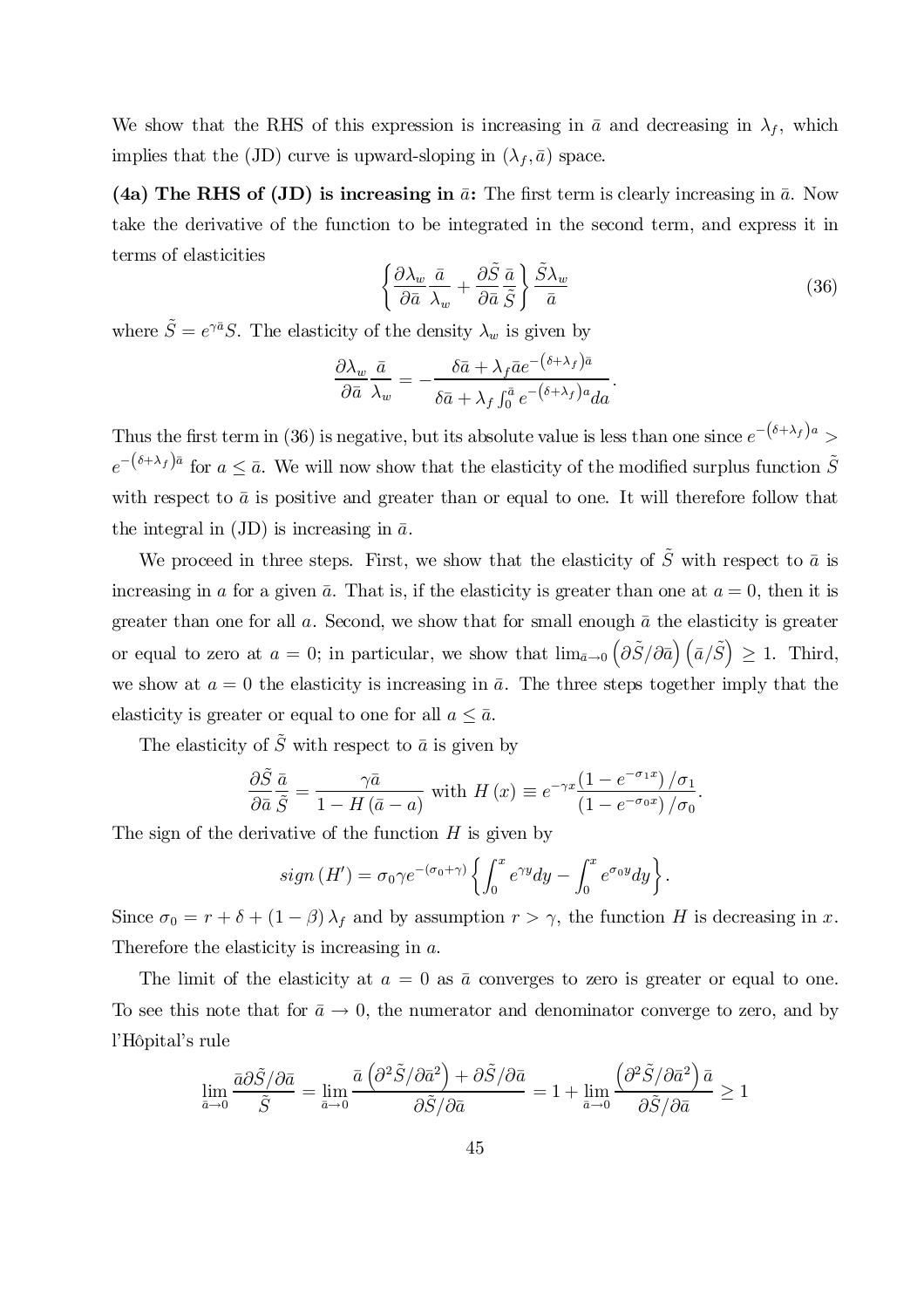We show that the RHS of this expression is increasing in $\bar{a}$ and decreasing in $\lambda_f$, which implies that the (JD) curve is upward-sloping in $(\lambda_f, \bar{a})$ space.

**(4a) The RHS of (JD) is increasing in $\bar{a}$:** The first term is clearly increasing in $\bar{a}$. Now take the derivative of the function to be integrated in the second term, and express it in terms of elasticities

$$\left\{ \frac{\partial \lambda_w}{\partial \bar{a}} \frac{\bar{a}}{\lambda_w} + \frac{\partial \tilde{S}}{\partial \bar{a}} \frac{\bar{a}}{\tilde{S}} \right\} \frac{\tilde{S} \lambda_w}{\bar{a}} \tag{36}$$

where $\tilde{S} = e^{\gamma \bar{a}} S$. The elasticity of the density $\lambda_w$ is given by

$$\frac{\partial \lambda_w}{\partial \bar{a}} \frac{\bar{a}}{\lambda_w} = -\frac{\delta \bar{a} + \lambda_f \bar{a} e^{-\left(\delta + \lambda_f\right)\bar{a}}}{\delta \bar{a} + \lambda_f \int_0^{\bar{a}} e^{-\left(\delta + \lambda_f\right) a} da}.$$

Thus the first term in (36) is negative, but its absolute value is less than one since $e^{-\left(\delta+\lambda_f\right)a} > e^{-\left(\delta+\lambda_f\right)\bar{a}}$ for $a \leq \bar{a}$. We will now show that the elasticity of the modified surplus function $\tilde{S}$ with respect to $\bar{a}$ is positive and greater than or equal to one. It will therefore follow that the integral in (JD) is increasing in $\bar{a}$.

We proceed in three steps. First, we show that the elasticity of $\tilde{S}$ with respect to $\bar{a}$ is increasing in $a$ for a given $\bar{a}$. That is, if the elasticity is greater than one at $a = 0$, then it is greater than one for all $a$. Second, we show that for small enough $\bar{a}$ the elasticity is greater or equal to zero at $a = 0$; in particular, we show that $\lim_{\bar{a} \to 0} \left( \partial \tilde{S} / \partial \bar{a} \right) \left( \bar{a} / \tilde{S} \right) \geq 1$. Third, we show at $a = 0$ the elasticity is increasing in $\bar{a}$. The three steps together imply that the elasticity is greater or equal to one for all $a \leq \bar{a}$.

The elasticity of $\tilde{S}$ with respect to $\bar{a}$ is given by

$$\frac{\partial \tilde{S}}{\partial \bar{a}} \frac{\bar{a}}{\tilde{S}} = \frac{\gamma \bar{a}}{1 - H\left(\bar{a} - a\right)} \text{ with } H\left(x\right) \equiv e^{-\gamma x} \frac{\left(1 - e^{-\sigma_1 x}\right) / \sigma_1}{\left(1 - e^{-\sigma_0 x}\right) / \sigma_0}.$$

The sign of the derivative of the function $H$ is given by

$$sign\left(H'\right) = \sigma_0 \gamma e^{-\left(\sigma_0 + \gamma\right)} \left\{ \int_0^x e^{\gamma y} dy - \int_0^x e^{\sigma_0 y} dy \right\}.$$

Since $\sigma_0 = r + \delta + \left(1 - \beta\right) \lambda_f$ and by assumption $r > \gamma$, the function $H$ is decreasing in $x$. Therefore the elasticity is increasing in $a$.

The limit of the elasticity at $a = 0$ as $\bar{a}$ converges to zero is greater or equal to one. To see this note that for $\bar{a} \to 0$, the numerator and denominator converge to zero, and by l'Hôpital's rule

$$\lim_{\bar{a} \to 0} \frac{\bar{a} \partial \tilde{S} / \partial \bar{a}}{\tilde{S}} = \lim_{\bar{a} \to 0} \frac{\bar{a} \left( \partial^2 \tilde{S} / \partial \bar{a}^2 \right) + \partial \tilde{S} / \partial \bar{a}}{\partial \tilde{S} / \partial \bar{a}} = 1 + \lim_{\bar{a} \to 0} \frac{\left( \partial^2 \tilde{S} / \partial \bar{a}^2 \right) \bar{a}}{\partial \tilde{S} / \partial \bar{a}} \geq 1$$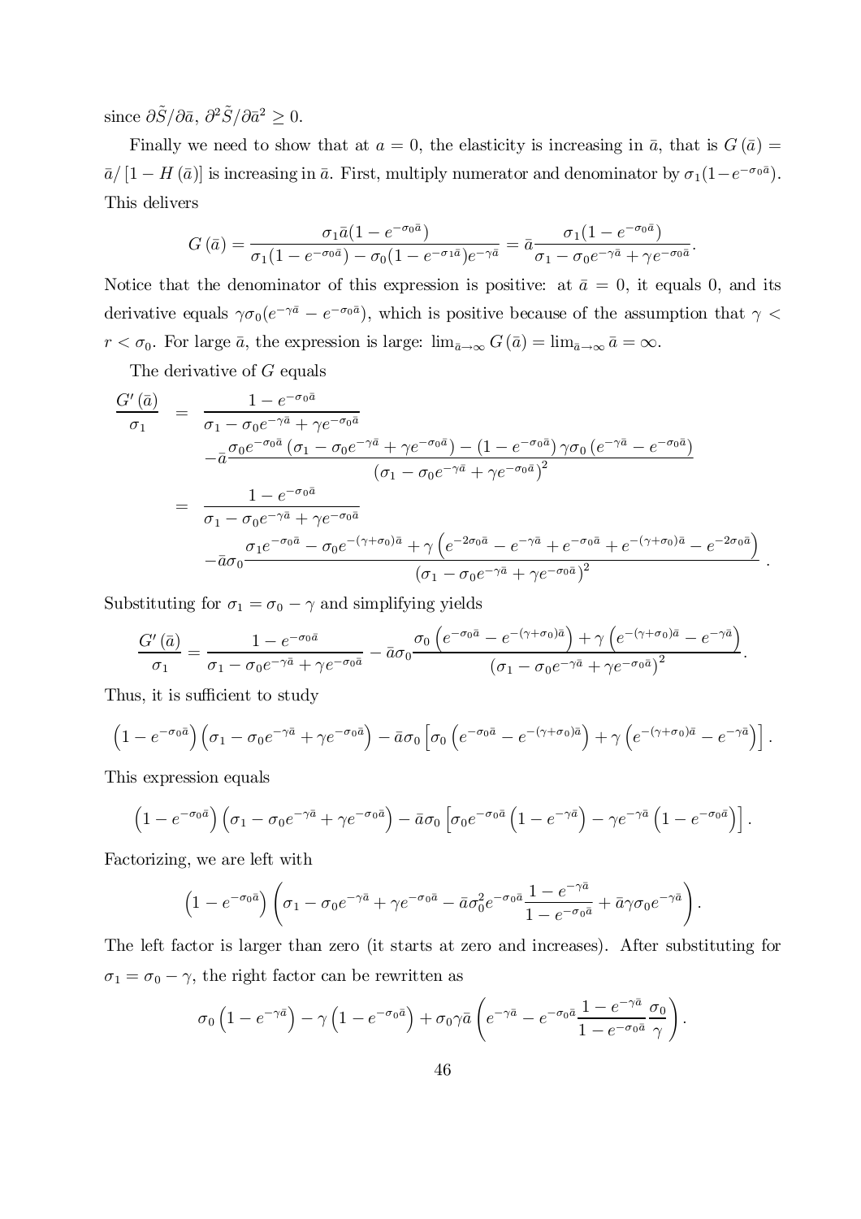since $\partial\tilde{S}/\partial\bar{a}$, $\partial^2\tilde{S}/\partial\bar{a}^2 \geq 0$.

Finally we need to show that at $a = 0$, the elasticity is increasing in $\bar{a}$, that is $G(\bar{a}) = \bar{a}/[1 - H(\bar{a})]$ is increasing in $\bar{a}$. First, multiply numerator and denominator by $\sigma_1(1-e^{-\sigma_0\bar{a}})$. This delivers

$$G(\bar{a}) = \frac{\sigma_1\bar{a}(1-e^{-\sigma_0\bar{a}})}{\sigma_1(1-e^{-\sigma_0\bar{a}}) - \sigma_0(1-e^{-\sigma_1\bar{a}})e^{-\gamma\bar{a}}} = \bar{a}\frac{\sigma_1(1-e^{-\sigma_0\bar{a}})}{\sigma_1 - \sigma_0 e^{-\gamma\bar{a}} + \gamma e^{-\sigma_0\bar{a}}}.$$

Notice that the denominator of this expression is positive: at $\bar{a} = 0$, it equals 0, and its derivative equals $\gamma\sigma_0(e^{-\gamma\bar{a}} - e^{-\sigma_0\bar{a}})$, which is positive because of the assumption that $\gamma < r < \sigma_0$. For large $\bar{a}$, the expression is large: $\lim_{\bar{a}\to\infty} G(\bar{a}) = \lim_{\bar{a}\to\infty} \bar{a} = \infty$.

The derivative of $G$ equals

$$\begin{aligned}
\frac{G'(\bar{a})}{\sigma_1} &= \frac{1-e^{-\sigma_0\bar{a}}}{\sigma_1 - \sigma_0 e^{-\gamma\bar{a}} + \gamma e^{-\sigma_0\bar{a}}} \\
&\quad -\bar{a}\frac{\sigma_0 e^{-\sigma_0\bar{a}}\left(\sigma_1 - \sigma_0 e^{-\gamma\bar{a}} + \gamma e^{-\sigma_0\bar{a}}\right) - \left(1-e^{-\sigma_0\bar{a}}\right)\gamma\sigma_0\left(e^{-\gamma\bar{a}} - e^{-\sigma_0\bar{a}}\right)}{\left(\sigma_1 - \sigma_0 e^{-\gamma\bar{a}} + \gamma e^{-\sigma_0\bar{a}}\right)^2} \\
&= \frac{1-e^{-\sigma_0\bar{a}}}{\sigma_1 - \sigma_0 e^{-\gamma\bar{a}} + \gamma e^{-\sigma_0\bar{a}}} \\
&\quad -\bar{a}\sigma_0\frac{\sigma_1 e^{-\sigma_0\bar{a}} - \sigma_0 e^{-(\gamma+\sigma_0)\bar{a}} + \gamma\left(e^{-2\sigma_0\bar{a}} - e^{-\gamma\bar{a}} + e^{-\sigma_0\bar{a}} + e^{-(\gamma+\sigma_0)\bar{a}} - e^{-2\sigma_0\bar{a}}\right)}{\left(\sigma_1 - \sigma_0 e^{-\gamma\bar{a}} + \gamma e^{-\sigma_0\bar{a}}\right)^2}.
\end{aligned}$$

Substituting for $\sigma_1 = \sigma_0 - \gamma$ and simplifying yields

$$\frac{G'(\bar{a})}{\sigma_1} = \frac{1-e^{-\sigma_0\bar{a}}}{\sigma_1 - \sigma_0 e^{-\gamma\bar{a}} + \gamma e^{-\sigma_0\bar{a}}} - \bar{a}\sigma_0\frac{\sigma_0\left(e^{-\sigma_0\bar{a}} - e^{-(\gamma+\sigma_0)\bar{a}}\right) + \gamma\left(e^{-(\gamma+\sigma_0)\bar{a}} - e^{-\gamma\bar{a}}\right)}{\left(\sigma_1 - \sigma_0 e^{-\gamma\bar{a}} + \gamma e^{-\sigma_0\bar{a}}\right)^2}.$$

Thus, it is sufficient to study

$$\left(1-e^{-\sigma_0\bar{a}}\right)\left(\sigma_1 - \sigma_0 e^{-\gamma\bar{a}} + \gamma e^{-\sigma_0\bar{a}}\right) - \bar{a}\sigma_0\left[\sigma_0\left(e^{-\sigma_0\bar{a}} - e^{-(\gamma+\sigma_0)\bar{a}}\right) + \gamma\left(e^{-(\gamma+\sigma_0)\bar{a}} - e^{-\gamma\bar{a}}\right)\right].$$

This expression equals

$$\left(1-e^{-\sigma_0\bar{a}}\right)\left(\sigma_1 - \sigma_0 e^{-\gamma\bar{a}} + \gamma e^{-\sigma_0\bar{a}}\right) - \bar{a}\sigma_0\left[\sigma_0 e^{-\sigma_0\bar{a}}\left(1-e^{-\gamma\bar{a}}\right) - \gamma e^{-\gamma\bar{a}}\left(1-e^{-\sigma_0\bar{a}}\right)\right].$$

Factorizing, we are left with

$$\left(1-e^{-\sigma_0\bar{a}}\right)\left(\sigma_1 - \sigma_0 e^{-\gamma\bar{a}} + \gamma e^{-\sigma_0\bar{a}} - \bar{a}\sigma_0^2 e^{-\sigma_0\bar{a}}\frac{1-e^{-\gamma\bar{a}}}{1-e^{-\sigma_0\bar{a}}} + \bar{a}\gamma\sigma_0 e^{-\gamma\bar{a}}\right).$$

The left factor is larger than zero (it starts at zero and increases). After substituting for $\sigma_1 = \sigma_0 - \gamma$, the right factor can be rewritten as

$$\sigma_0\left(1-e^{-\gamma\bar{a}}\right) - \gamma\left(1-e^{-\sigma_0\bar{a}}\right) + \sigma_0\gamma\bar{a}\left(e^{-\gamma\bar{a}} - e^{-\sigma_0\bar{a}}\frac{1-e^{-\gamma\bar{a}}}{1-e^{-\sigma_0\bar{a}}}\frac{\sigma_0}{\gamma}\right).$$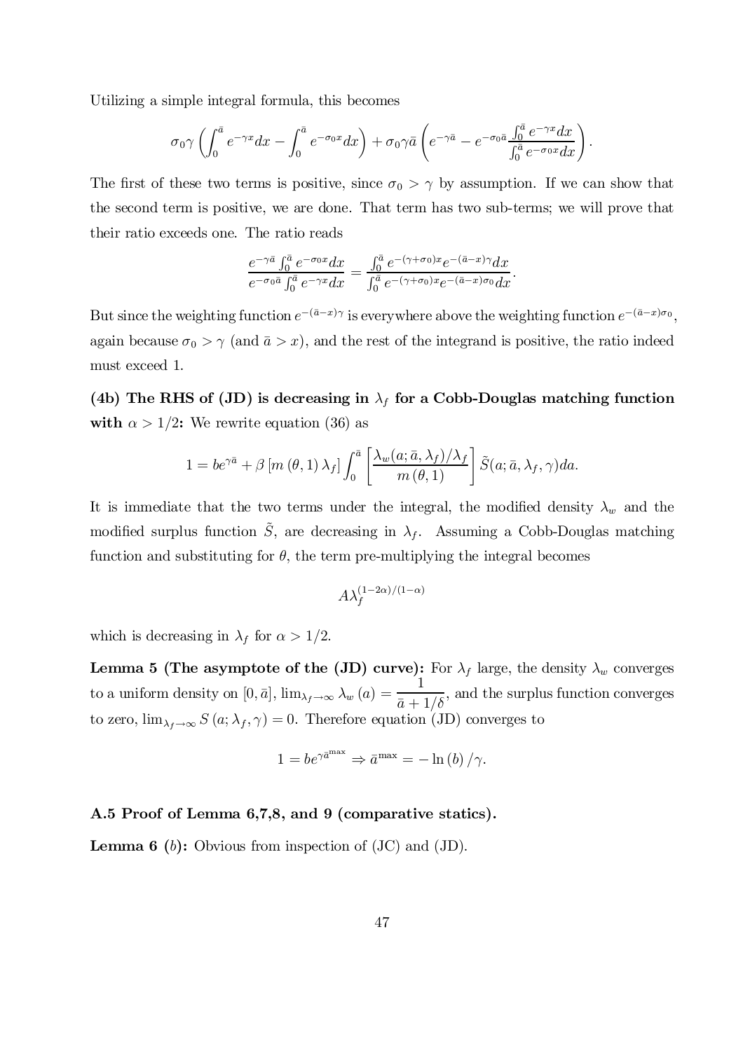Utilizing a simple integral formula, this becomes

$$\sigma_0 \gamma \left( \int_0^{\bar{a}} e^{-\gamma x} dx - \int_0^{\bar{a}} e^{-\sigma_0 x} dx \right) + \sigma_0 \gamma \bar{a} \left( e^{-\gamma \bar{a}} - e^{-\sigma_0 \bar{a}} \frac{\int_0^{\bar{a}} e^{-\gamma x} dx}{\int_0^{\bar{a}} e^{-\sigma_0 x} dx} \right).$$

The first of these two terms is positive, since $\sigma_0 > \gamma$ by assumption. If we can show that the second term is positive, we are done. That term has two sub-terms; we will prove that their ratio exceeds one. The ratio reads

$$\frac{e^{-\gamma \bar{a}} \int_0^{\bar{a}} e^{-\sigma_0 x} dx}{e^{-\sigma_0 \bar{a}} \int_0^{\bar{a}} e^{-\gamma x} dx} = \frac{\int_0^{\bar{a}} e^{-(\gamma + \sigma_0) x} e^{-(\bar{a} - x)\gamma} dx}{\int_0^{\bar{a}} e^{-(\gamma + \sigma_0) x} e^{-(\bar{a} - x)\sigma_0} dx}.$$

But since the weighting function $e^{-(\bar{a}-x)\gamma}$ is everywhere above the weighting function $e^{-(\bar{a}-x)\sigma_0}$, again because $\sigma_0 > \gamma$ (and $\bar{a} > x$), and the rest of the integrand is positive, the ratio indeed must exceed 1.

**(4b) The RHS of (JD) is decreasing in $\lambda_f$ for a Cobb-Douglas matching function with $\alpha > 1/2$:** We rewrite equation (36) as

$$1 = be^{\gamma \bar{a}} + \beta \left[ m(\theta, 1) \lambda_f \right] \int_0^{\bar{a}} \left[ \frac{\lambda_w(a; \bar{a}, \lambda_f)/\lambda_f}{m(\theta, 1)} \right] \tilde{S}(a; \bar{a}, \lambda_f, \gamma) da.$$

It is immediate that the two terms under the integral, the modified density $\lambda_w$ and the modified surplus function $\tilde{S}$, are decreasing in $\lambda_f$. Assuming a Cobb-Douglas matching function and substituting for $\theta$, the term pre-multiplying the integral becomes

$$A \lambda_f^{(1-2\alpha)/(1-\alpha)}$$

which is decreasing in $\lambda_f$ for $\alpha > 1/2$.

**Lemma 5 (The asymptote of the (JD) curve):** For $\lambda_f$ large, the density $\lambda_w$ converges to a uniform density on $[0, \bar{a}]$, $\lim_{\lambda_f \to \infty} \lambda_w(a) = \dfrac{1}{\bar{a} + 1/\delta}$, and the surplus function converges to zero, $\lim_{\lambda_f \to \infty} S(a; \lambda_f, \gamma) = 0$. Therefore equation (JD) converges to

$$1 = be^{\gamma \bar{a}^{\max}} \Rightarrow \bar{a}^{\max} = -\ln(b)/\gamma.$$

### A.5 Proof of Lemma 6,7,8, and 9 (comparative statics).

**Lemma 6 ($b$):** Obvious from inspection of (JC) and (JD).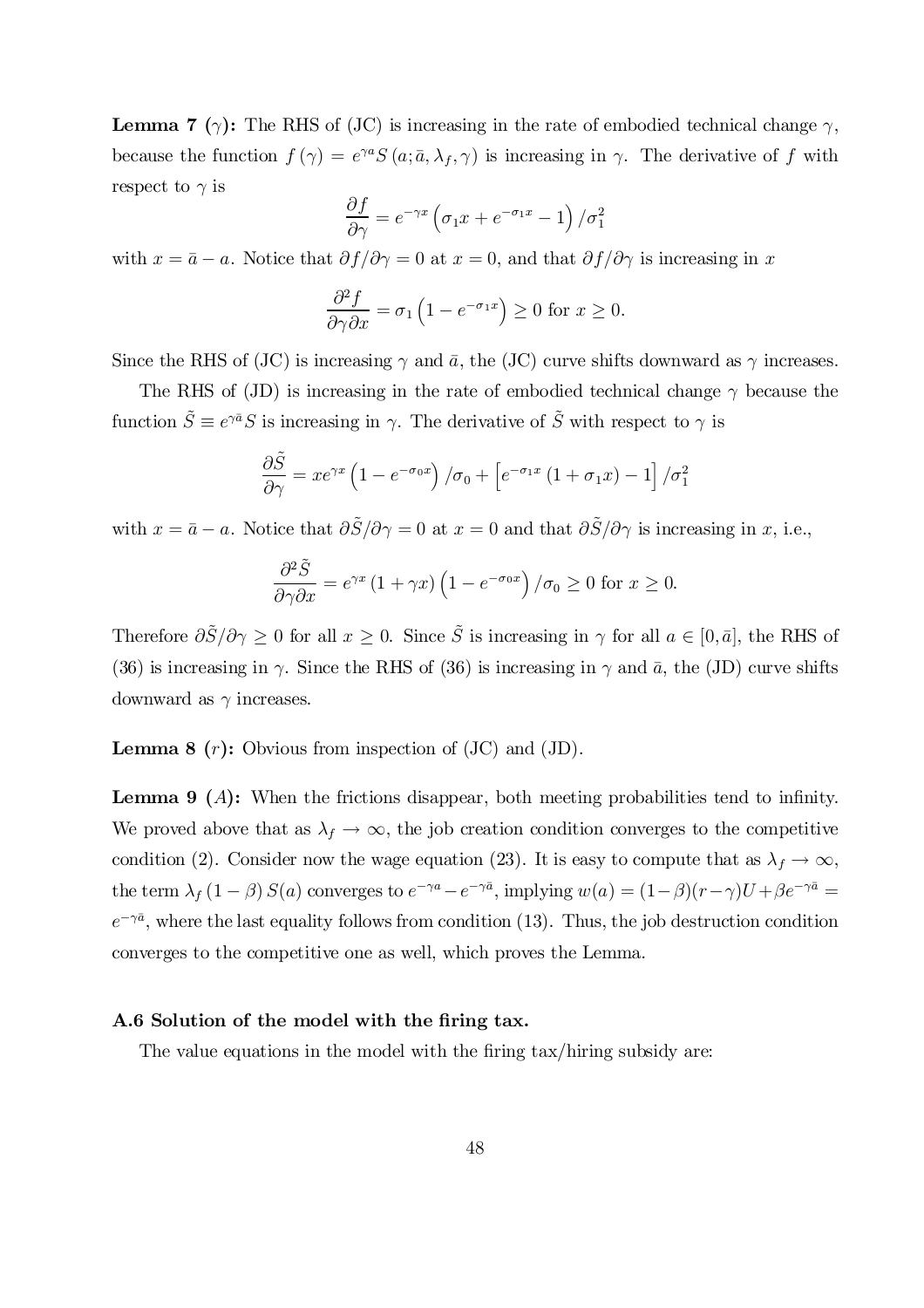**Lemma 7 ($\gamma$):** The RHS of (JC) is increasing in the rate of embodied technical change $\gamma$, because the function $f(\gamma) = e^{\gamma a} S(a; \bar{a}, \lambda_f, \gamma)$ is increasing in $\gamma$. The derivative of $f$ with respect to $\gamma$ is

$$\frac{\partial f}{\partial \gamma} = e^{-\gamma x}\left(\sigma_1 x + e^{-\sigma_1 x} - 1\right)/\sigma_1^2$$

with $x = \bar{a} - a$. Notice that $\partial f / \partial \gamma = 0$ at $x = 0$, and that $\partial f / \partial \gamma$ is increasing in $x$

$$\frac{\partial^2 f}{\partial \gamma \partial x} = \sigma_1\left(1 - e^{-\sigma_1 x}\right) \geq 0 \text{ for } x \geq 0.$$

Since the RHS of (JC) is increasing $\gamma$ and $\bar{a}$, the (JC) curve shifts downward as $\gamma$ increases.

The RHS of (JD) is increasing in the rate of embodied technical change $\gamma$ because the function $\tilde{S} \equiv e^{\gamma \bar{a}} S$ is increasing in $\gamma$. The derivative of $\tilde{S}$ with respect to $\gamma$ is

$$\frac{\partial \tilde{S}}{\partial \gamma} = x e^{\gamma x}\left(1 - e^{-\sigma_0 x}\right)/\sigma_0 + \left[e^{-\sigma_1 x}\left(1 + \sigma_1 x\right) - 1\right]/\sigma_1^2$$

with $x = \bar{a} - a$. Notice that $\partial \tilde{S} / \partial \gamma = 0$ at $x = 0$ and that $\partial \tilde{S} / \partial \gamma$ is increasing in $x$, i.e.,

$$\frac{\partial^2 \tilde{S}}{\partial \gamma \partial x} = e^{\gamma x}\left(1 + \gamma x\right)\left(1 - e^{-\sigma_0 x}\right)/\sigma_0 \geq 0 \text{ for } x \geq 0.$$

Therefore $\partial \tilde{S} / \partial \gamma \geq 0$ for all $x \geq 0$. Since $\tilde{S}$ is increasing in $\gamma$ for all $a \in [0, \bar{a}]$, the RHS of (36) is increasing in $\gamma$. Since the RHS of (36) is increasing in $\gamma$ and $\bar{a}$, the (JD) curve shifts downward as $\gamma$ increases.

**Lemma 8 ($r$):** Obvious from inspection of (JC) and (JD).

**Lemma 9 ($A$):** When the frictions disappear, both meeting probabilities tend to infinity. We proved above that as $\lambda_f \to \infty$, the job creation condition converges to the competitive condition (2). Consider now the wage equation (23). It is easy to compute that as $\lambda_f \to \infty$, the term $\lambda_f (1 - \beta) S(a)$ converges to $e^{-\gamma a} - e^{-\gamma \bar{a}}$, implying $w(a) = (1-\beta)(r-\gamma)U + \beta e^{-\gamma \bar{a}} = e^{-\gamma \bar{a}}$, where the last equality follows from condition (13). Thus, the job destruction condition converges to the competitive one as well, which proves the Lemma.

### A.6 Solution of the model with the firing tax.

The value equations in the model with the firing tax/hiring subsidy are: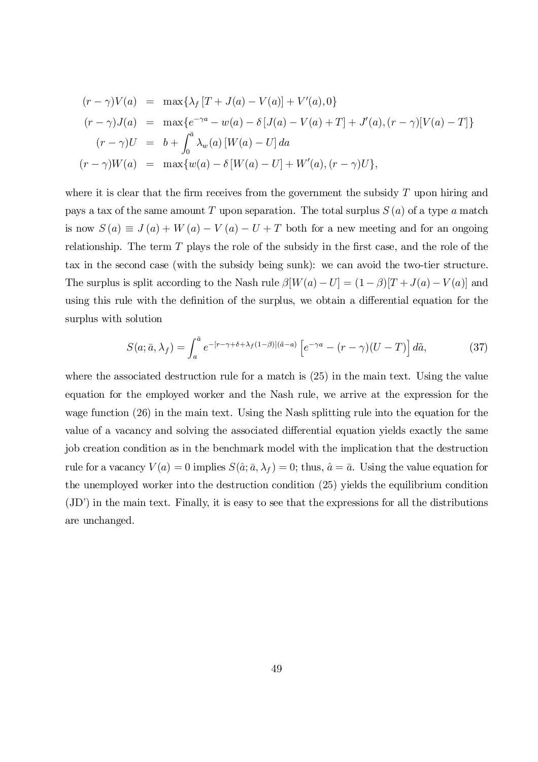$$
\begin{aligned}
(r-\gamma)V(a) &= \max\{\lambda_f\,[T+J(a)-V(a)]+V'(a),0\} \\
(r-\gamma)J(a) &= \max\{e^{-\gamma a}-w(a)-\delta\,[J(a)-V(a)+T]+J'(a),(r-\gamma)[V(a)-T]\} \\
(r-\gamma)U &= b+\int_0^{\bar{a}}\lambda_w(a)\,[W(a)-U]\,da \\
(r-\gamma)W(a) &= \max\{w(a)-\delta\,[W(a)-U]+W'(a),(r-\gamma)U\},
\end{aligned}
$$

where it is clear that the firm receives from the government the subsidy $T$ upon hiring and pays a tax of the same amount $T$ upon separation. The total surplus $S(a)$ of a type $a$ match is now $S(a) \equiv J(a)+W(a)-V(a)-U+T$ both for a new meeting and for an ongoing relationship. The term $T$ plays the role of the subsidy in the first case, and the role of the tax in the second case (with the subsidy being sunk): we can avoid the two-tier structure. The surplus is split according to the Nash rule $\beta[W(a)-U]=(1-\beta)[T+J(a)-V(a)]$ and using this rule with the definition of the surplus, we obtain a differential equation for the surplus with solution

$$
S(a;\bar{a},\lambda_f)=\int_a^{\bar{a}} e^{-[r-\gamma+\delta+\lambda_f(1-\beta)](\tilde{a}-a)}\left[e^{-\gamma a}-(r-\gamma)(U-T)\right]d\tilde{a}, \tag{37}
$$

where the associated destruction rule for a match is (25) in the main text. Using the value equation for the employed worker and the Nash rule, we arrive at the expression for the wage function (26) in the main text. Using the Nash splitting rule into the equation for the value of a vacancy and solving the associated differential equation yields exactly the same job creation condition as in the benchmark model with the implication that the destruction rule for a vacancy $V(a)=0$ implies $S(\hat{a};\bar{a},\lambda_f)=0$; thus, $\hat{a}=\bar{a}$. Using the value equation for the unemployed worker into the destruction condition (25) yields the equilibrium condition (JD') in the main text. Finally, it is easy to see that the expressions for all the distributions are unchanged.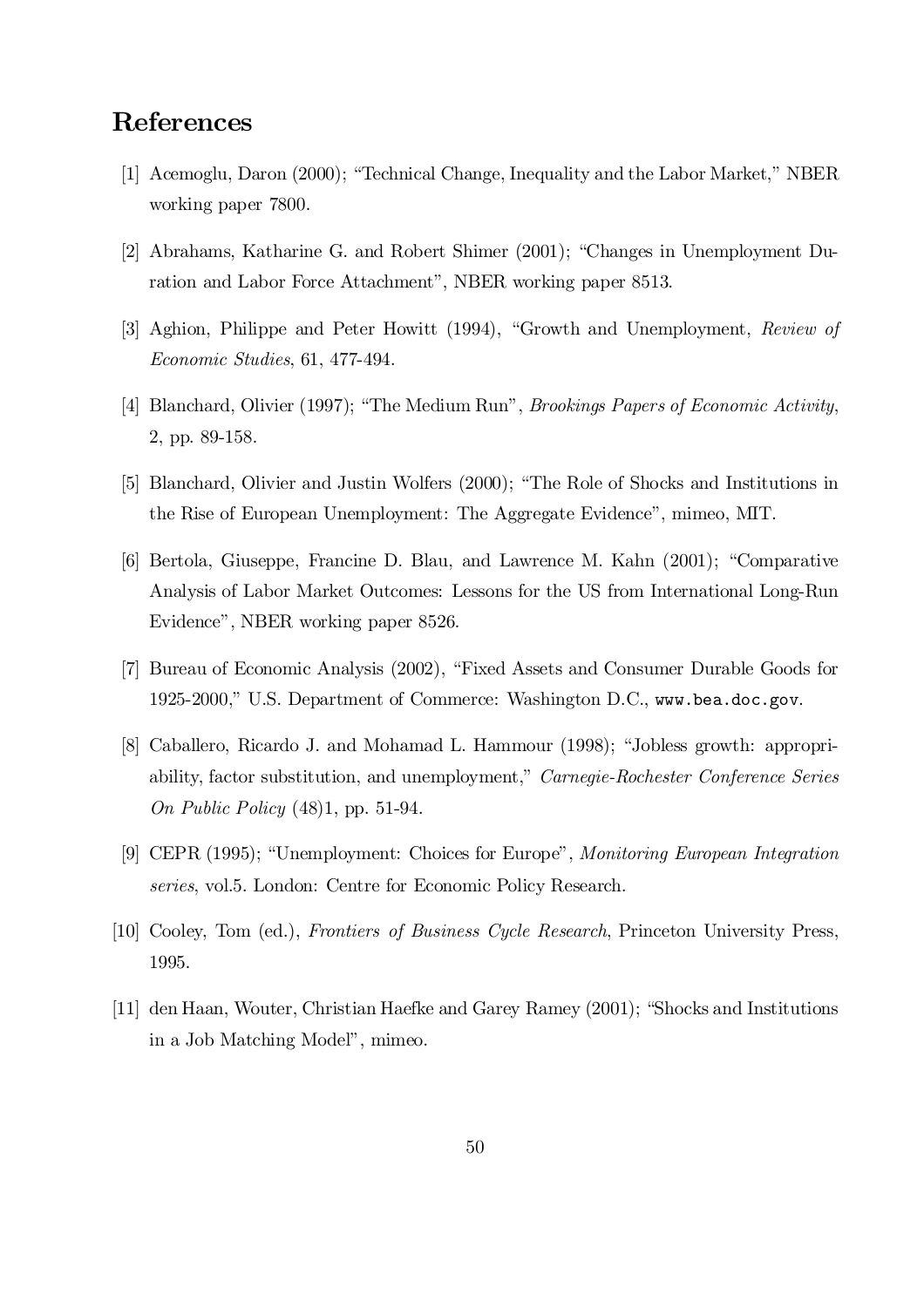# References

[1] Acemoglu, Daron (2000); "Technical Change, Inequality and the Labor Market," NBER working paper 7800.

[2] Abrahams, Katharine G. and Robert Shimer (2001); "Changes in Unemployment Duration and Labor Force Attachment", NBER working paper 8513.

[3] Aghion, Philippe and Peter Howitt (1994), "Growth and Unemployment, *Review of Economic Studies*, 61, 477-494.

[4] Blanchard, Olivier (1997); "The Medium Run", *Brookings Papers of Economic Activity*, 2, pp. 89-158.

[5] Blanchard, Olivier and Justin Wolfers (2000); "The Role of Shocks and Institutions in the Rise of European Unemployment: The Aggregate Evidence", mimeo, MIT.

[6] Bertola, Giuseppe, Francine D. Blau, and Lawrence M. Kahn (2001); "Comparative Analysis of Labor Market Outcomes: Lessons for the US from International Long-Run Evidence", NBER working paper 8526.

[7] Bureau of Economic Analysis (2002), "Fixed Assets and Consumer Durable Goods for 1925-2000," U.S. Department of Commerce: Washington D.C., `www.bea.doc.gov`.

[8] Caballero, Ricardo J. and Mohamad L. Hammour (1998); "Jobless growth: appropriability, factor substitution, and unemployment," *Carnegie-Rochester Conference Series On Public Policy* (48)1, pp. 51-94.

[9] CEPR (1995); "Unemployment: Choices for Europe", *Monitoring European Integration series*, vol.5. London: Centre for Economic Policy Research.

[10] Cooley, Tom (ed.), *Frontiers of Business Cycle Research*, Princeton University Press, 1995.

[11] den Haan, Wouter, Christian Haefke and Garey Ramey (2001); "Shocks and Institutions in a Job Matching Model", mimeo.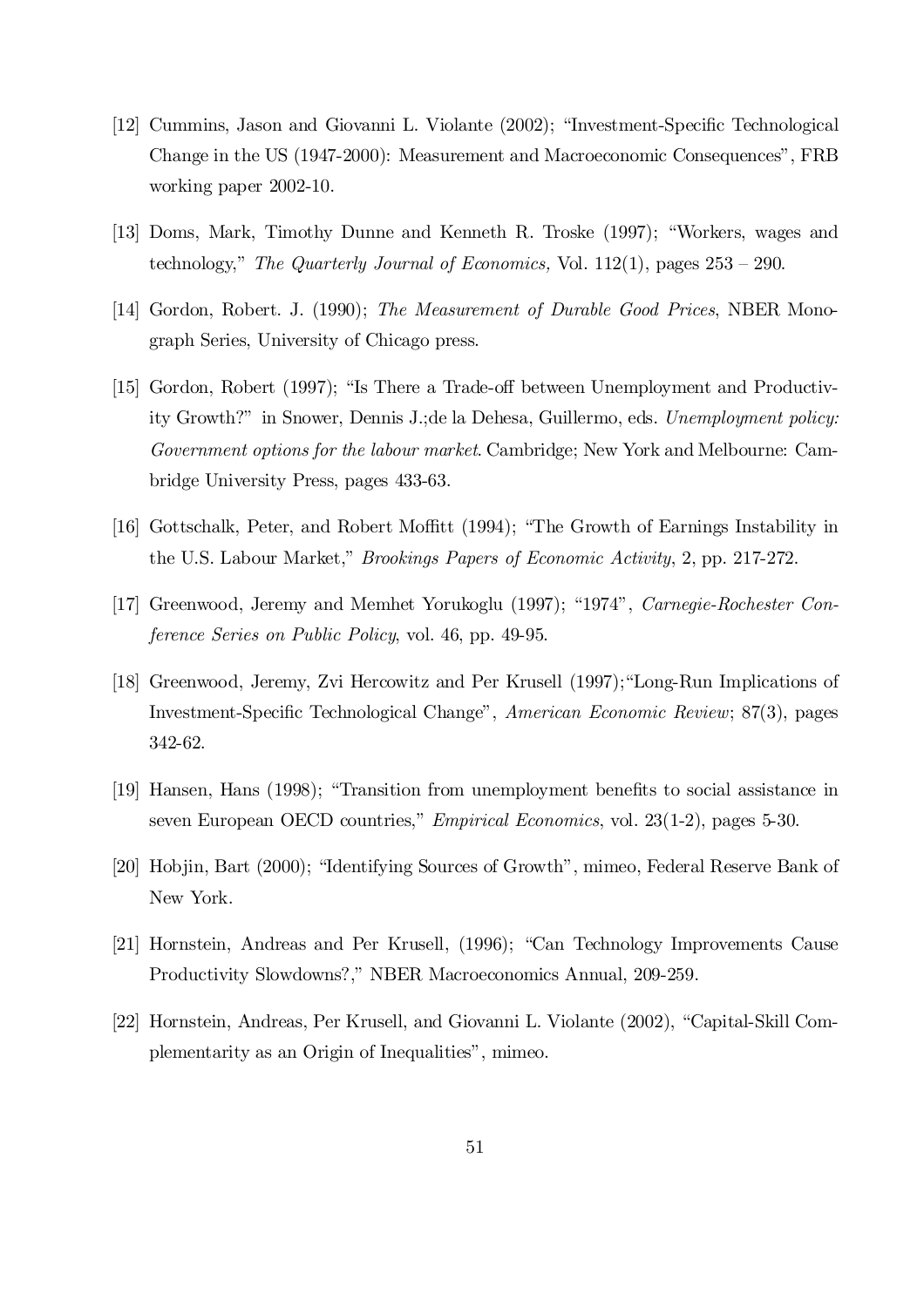[12] Cummins, Jason and Giovanni L. Violante (2002); "Investment-Specific Technological Change in the US (1947-2000): Measurement and Macroeconomic Consequences", FRB working paper 2002-10.

[13] Doms, Mark, Timothy Dunne and Kenneth R. Troske (1997); "Workers, wages and technology," *The Quarterly Journal of Economics,* Vol. 112(1), pages 253 – 290.

[14] Gordon, Robert. J. (1990); *The Measurement of Durable Good Prices*, NBER Monograph Series, University of Chicago press.

[15] Gordon, Robert (1997); "Is There a Trade-off between Unemployment and Productivity Growth?" in Snower, Dennis J.;de la Dehesa, Guillermo, eds. *Unemployment policy: Government options for the labour market*. Cambridge; New York and Melbourne: Cambridge University Press, pages 433-63.

[16] Gottschalk, Peter, and Robert Moffitt (1994); "The Growth of Earnings Instability in the U.S. Labour Market," *Brookings Papers of Economic Activity*, 2, pp. 217-272.

[17] Greenwood, Jeremy and Memhet Yorukoglu (1997); "1974", *Carnegie-Rochester Conference Series on Public Policy*, vol. 46, pp. 49-95.

[18] Greenwood, Jeremy, Zvi Hercowitz and Per Krusell (1997);"Long-Run Implications of Investment-Specific Technological Change", *American Economic Review*; 87(3), pages 342-62.

[19] Hansen, Hans (1998); "Transition from unemployment benefits to social assistance in seven European OECD countries," *Empirical Economics*, vol. 23(1-2), pages 5-30.

[20] Hobjin, Bart (2000); "Identifying Sources of Growth", mimeo, Federal Reserve Bank of New York.

[21] Hornstein, Andreas and Per Krusell, (1996); "Can Technology Improvements Cause Productivity Slowdowns?," NBER Macroeconomics Annual, 209-259.

[22] Hornstein, Andreas, Per Krusell, and Giovanni L. Violante (2002), "Capital-Skill Complementarity as an Origin of Inequalities", mimeo.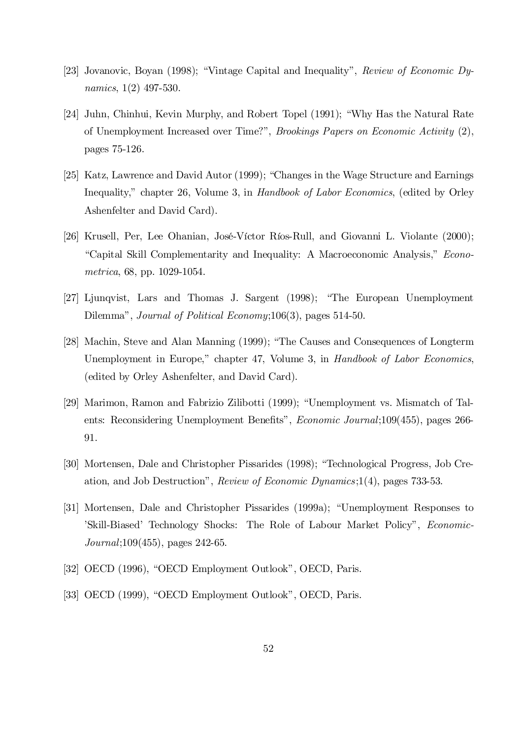[23] Jovanovic, Boyan (1998); "Vintage Capital and Inequality", *Review of Economic Dynamics*, 1(2) 497-530.

[24] Juhn, Chinhui, Kevin Murphy, and Robert Topel (1991); "Why Has the Natural Rate of Unemployment Increased over Time?", *Brookings Papers on Economic Activity* (2), pages 75-126.

[25] Katz, Lawrence and David Autor (1999); "Changes in the Wage Structure and Earnings Inequality," chapter 26, Volume 3, in *Handbook of Labor Economics*, (edited by Orley Ashenfelter and David Card).

[26] Krusell, Per, Lee Ohanian, José-Víctor Ríos-Rull, and Giovanni L. Violante (2000); "Capital Skill Complementarity and Inequality: A Macroeconomic Analysis," *Econometrica*, 68, pp. 1029-1054.

[27] Ljunqvist, Lars and Thomas J. Sargent (1998); "The European Unemployment Dilemma", *Journal of Political Economy*;106(3), pages 514-50.

[28] Machin, Steve and Alan Manning (1999); "The Causes and Consequences of Longterm Unemployment in Europe," chapter 47, Volume 3, in *Handbook of Labor Economics*, (edited by Orley Ashenfelter, and David Card).

[29] Marimon, Ramon and Fabrizio Zilibotti (1999); "Unemployment vs. Mismatch of Talents: Reconsidering Unemployment Benefits", *Economic Journal*;109(455), pages 266-91.

[30] Mortensen, Dale and Christopher Pissarides (1998); "Technological Progress, Job Creation, and Job Destruction", *Review of Economic Dynamics*;1(4), pages 733-53.

[31] Mortensen, Dale and Christopher Pissarides (1999a); "Unemployment Responses to 'Skill-Biased' Technology Shocks: The Role of Labour Market Policy", *Economic-Journal*;109(455), pages 242-65.

[32] OECD (1996), "OECD Employment Outlook", OECD, Paris.

[33] OECD (1999), "OECD Employment Outlook", OECD, Paris.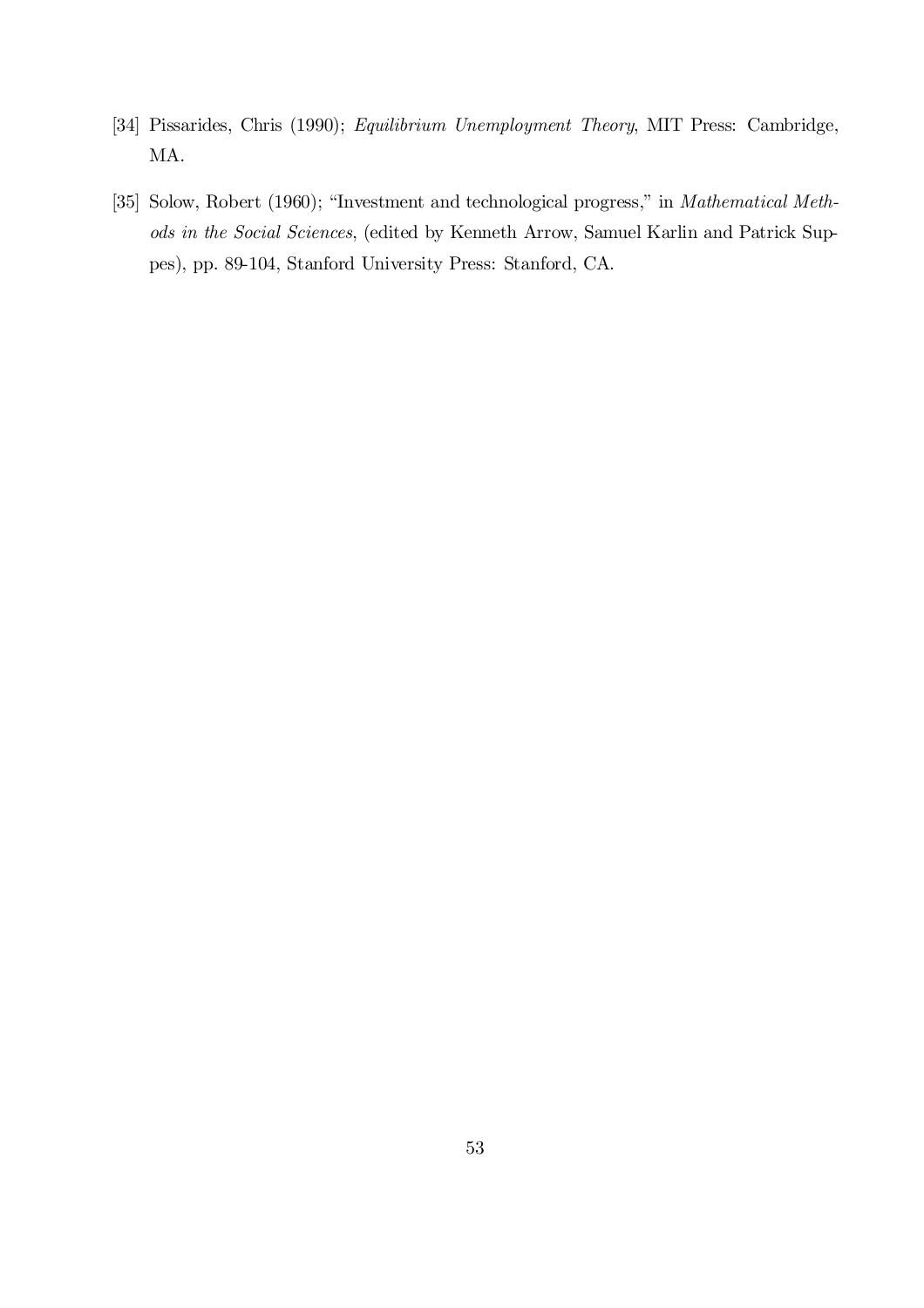[34] Pissarides, Chris (1990); *Equilibrium Unemployment Theory*, MIT Press: Cambridge, MA.

[35] Solow, Robert (1960); "Investment and technological progress," in *Mathematical Methods in the Social Sciences*, (edited by Kenneth Arrow, Samuel Karlin and Patrick Suppes), pp. 89-104, Stanford University Press: Stanford, CA.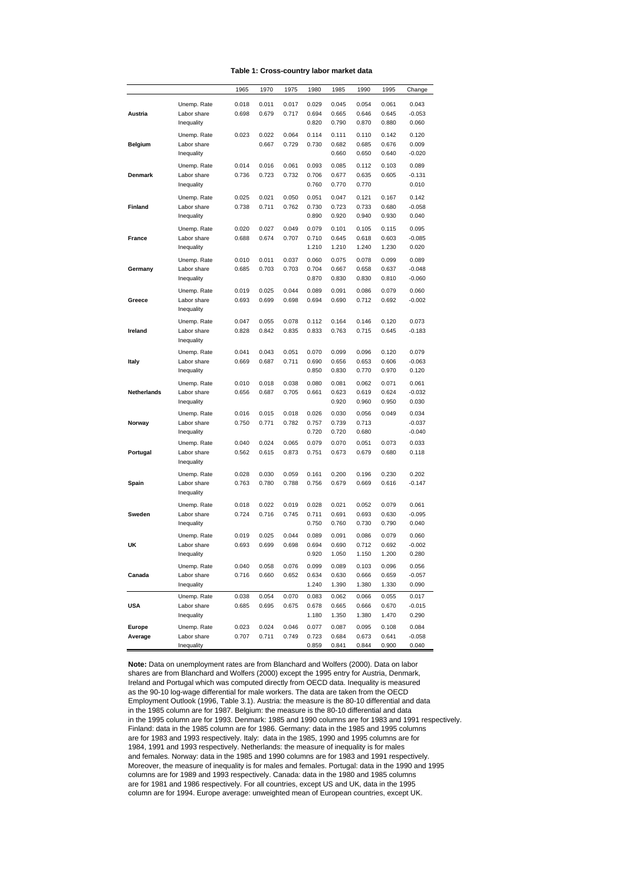**Table 1: Cross-country labor market data**

| | | 1965 | 1970 | 1975 | 1980 | 1985 | 1990 | 1995 | Change |
|---|---|---|---|---|---|---|---|---|---|
| **Austria** | Unemp. Rate | 0.018 | 0.011 | 0.017 | 0.029 | 0.045 | 0.054 | 0.061 | 0.043 |
| | Labor share | 0.698 | 0.679 | 0.717 | 0.694 | 0.665 | 0.646 | 0.645 | -0.053 |
| | Inequality | | | | 0.820 | 0.790 | 0.870 | 0.880 | 0.060 |
| **Belgium** | Unemp. Rate | 0.023 | 0.022 | 0.064 | 0.114 | 0.111 | 0.110 | 0.142 | 0.120 |
| | Labor share | | 0.667 | 0.729 | 0.730 | 0.682 | 0.685 | 0.676 | 0.009 |
| | Inequality | | | | | 0.660 | 0.650 | 0.640 | -0.020 |
| **Denmark** | Unemp. Rate | 0.014 | 0.016 | 0.061 | 0.093 | 0.085 | 0.112 | 0.103 | 0.089 |
| | Labor share | 0.736 | 0.723 | 0.732 | 0.706 | 0.677 | 0.635 | 0.605 | -0.131 |
| | Inequality | | | | 0.760 | 0.770 | 0.770 | | 0.010 |
| **Finland** | Unemp. Rate | 0.025 | 0.021 | 0.050 | 0.051 | 0.047 | 0.121 | 0.167 | 0.142 |
| | Labor share | 0.738 | 0.711 | 0.762 | 0.730 | 0.723 | 0.733 | 0.680 | -0.058 |
| | Inequality | | | | 0.890 | 0.920 | 0.940 | 0.930 | 0.040 |
| **France** | Unemp. Rate | 0.020 | 0.027 | 0.049 | 0.079 | 0.101 | 0.105 | 0.115 | 0.095 |
| | Labor share | 0.688 | 0.674 | 0.707 | 0.710 | 0.645 | 0.618 | 0.603 | -0.085 |
| | Inequality | | | | 1.210 | 1.210 | 1.240 | 1.230 | 0.020 |
| **Germany** | Unemp. Rate | 0.010 | 0.011 | 0.037 | 0.060 | 0.075 | 0.078 | 0.099 | 0.089 |
| | Labor share | 0.685 | 0.703 | 0.703 | 0.704 | 0.667 | 0.658 | 0.637 | -0.048 |
| | Inequality | | | | 0.870 | 0.830 | 0.830 | 0.810 | -0.060 |
| **Greece** | Unemp. Rate | 0.019 | 0.025 | 0.044 | 0.089 | 0.091 | 0.086 | 0.079 | 0.060 |
| | Labor share | 0.693 | 0.699 | 0.698 | 0.694 | 0.690 | 0.712 | 0.692 | -0.002 |
| | Inequality | | | | | | | | |
| **Ireland** | Unemp. Rate | 0.047 | 0.055 | 0.078 | 0.112 | 0.164 | 0.146 | 0.120 | 0.073 |
| | Labor share | 0.828 | 0.842 | 0.835 | 0.833 | 0.763 | 0.715 | 0.645 | -0.183 |
| | Inequality | | | | | | | | |
| **Italy** | Unemp. Rate | 0.041 | 0.043 | 0.051 | 0.070 | 0.099 | 0.096 | 0.120 | 0.079 |
| | Labor share | 0.669 | 0.687 | 0.711 | 0.690 | 0.656 | 0.653 | 0.606 | -0.063 |
| | Inequality | | | | 0.850 | 0.830 | 0.770 | 0.970 | 0.120 |
| **Netherlands** | Unemp. Rate | 0.010 | 0.018 | 0.038 | 0.080 | 0.081 | 0.062 | 0.071 | 0.061 |
| | Labor share | 0.656 | 0.687 | 0.705 | 0.661 | 0.623 | 0.619 | 0.624 | -0.032 |
| | Inequality | | | | | 0.920 | 0.960 | 0.950 | 0.030 |
| **Norway** | Unemp. Rate | 0.016 | 0.015 | 0.018 | 0.026 | 0.030 | 0.056 | 0.049 | 0.034 |
| | Labor share | 0.750 | 0.771 | 0.782 | 0.757 | 0.739 | 0.713 | | -0.037 |
| | Inequality | | | | 0.720 | 0.720 | 0.680 | | -0.040 |
| **Portugal** | Unemp. Rate | 0.040 | 0.024 | 0.065 | 0.079 | 0.070 | 0.051 | 0.073 | 0.033 |
| | Labor share | 0.562 | 0.615 | 0.873 | 0.751 | 0.673 | 0.679 | 0.680 | 0.118 |
| | Inequality | | | | | | | | |
| **Spain** | Unemp. Rate | 0.028 | 0.030 | 0.059 | 0.161 | 0.200 | 0.196 | 0.230 | 0.202 |
| | Labor share | 0.763 | 0.780 | 0.788 | 0.756 | 0.679 | 0.669 | 0.616 | -0.147 |
| | Inequality | | | | | | | | |
| **Sweden** | Unemp. Rate | 0.018 | 0.022 | 0.019 | 0.028 | 0.021 | 0.052 | 0.079 | 0.061 |
| | Labor share | 0.724 | 0.716 | 0.745 | 0.711 | 0.691 | 0.693 | 0.630 | -0.095 |
| | Inequality | | | | 0.750 | 0.760 | 0.730 | 0.790 | 0.040 |
| **UK** | Unemp. Rate | 0.019 | 0.025 | 0.044 | 0.089 | 0.091 | 0.086 | 0.079 | 0.060 |
| | Labor share | 0.693 | 0.699 | 0.698 | 0.694 | 0.690 | 0.712 | 0.692 | -0.002 |
| | Inequality | | | | 0.920 | 1.050 | 1.150 | 1.200 | 0.280 |
| **Canada** | Unemp. Rate | 0.040 | 0.058 | 0.076 | 0.099 | 0.089 | 0.103 | 0.096 | 0.056 |
| | Labor share | 0.716 | 0.660 | 0.652 | 0.634 | 0.630 | 0.666 | 0.659 | -0.057 |
| | Inequality | | | | 1.240 | 1.390 | 1.380 | 1.330 | 0.090 |
| **USA** | Unemp. Rate | 0.038 | 0.054 | 0.070 | 0.083 | 0.062 | 0.066 | 0.055 | 0.017 |
| | Labor share | 0.685 | 0.695 | 0.675 | 0.678 | 0.665 | 0.666 | 0.670 | -0.015 |
| | Inequality | | | | 1.180 | 1.350 | 1.380 | 1.470 | 0.290 |
| **Europe Average** | Unemp. Rate | 0.023 | 0.024 | 0.046 | 0.077 | 0.087 | 0.095 | 0.108 | 0.084 |
| | Labor share | 0.707 | 0.711 | 0.749 | 0.723 | 0.684 | 0.673 | 0.641 | -0.058 |
| | Inequality | | | | 0.859 | 0.841 | 0.844 | 0.900 | 0.040 |

**Note:** Data on unemployment rates are from Blanchard and Wolfers (2000). Data on labor shares are from Blanchard and Wolfers (2000) except the 1995 entry for Austria, Denmark, Ireland and Portugal which was computed directly from OECD data. Inequality is measured as the 90-10 log-wage differential for male workers. The data are taken from the OECD Employment Outlook (1996, Table 3.1). Austria: the measure is the 80-10 differential and data in the 1985 column are for 1987. Belgium: the measure is the 80-10 differential and data in the 1995 column are for 1993. Denmark: 1985 and 1990 columns are for 1983 and 1991 respectively. Finland: data in the 1985 column are for 1986. Germany: data in the 1985 and 1995 columns are for 1983 and 1993 respectively. Italy: data in the 1985, 1990 and 1995 columns are for 1984, 1991 and 1993 respectively. Netherlands: the measure of inequality is for males and females. Norway: data in the 1985 and 1990 columns are for 1983 and 1991 respectively. Moreover, the measure of inequality is for males and females. Portugal: data in the 1990 and 1995 columns are for 1989 and 1993 respectively. Canada: data in the 1980 and 1985 columns are for 1981 and 1986 respectively. For all countries, except US and UK, data in the 1995 column are for 1994. Europe average: unweighted mean of European countries, except UK.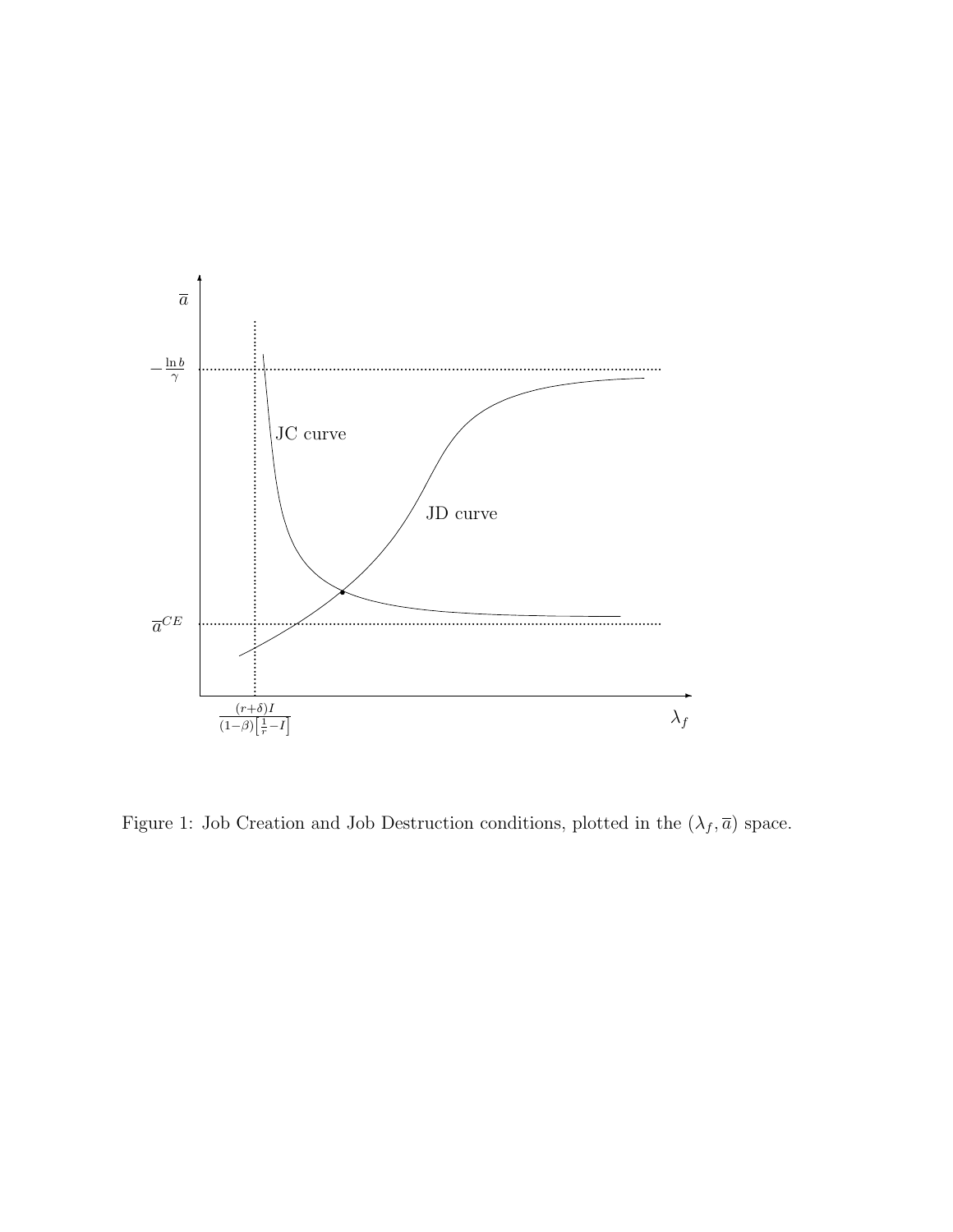Figure 1: Job Creation and Job Destruction conditions, plotted in the $(\lambda_f, \overline{a})$ space.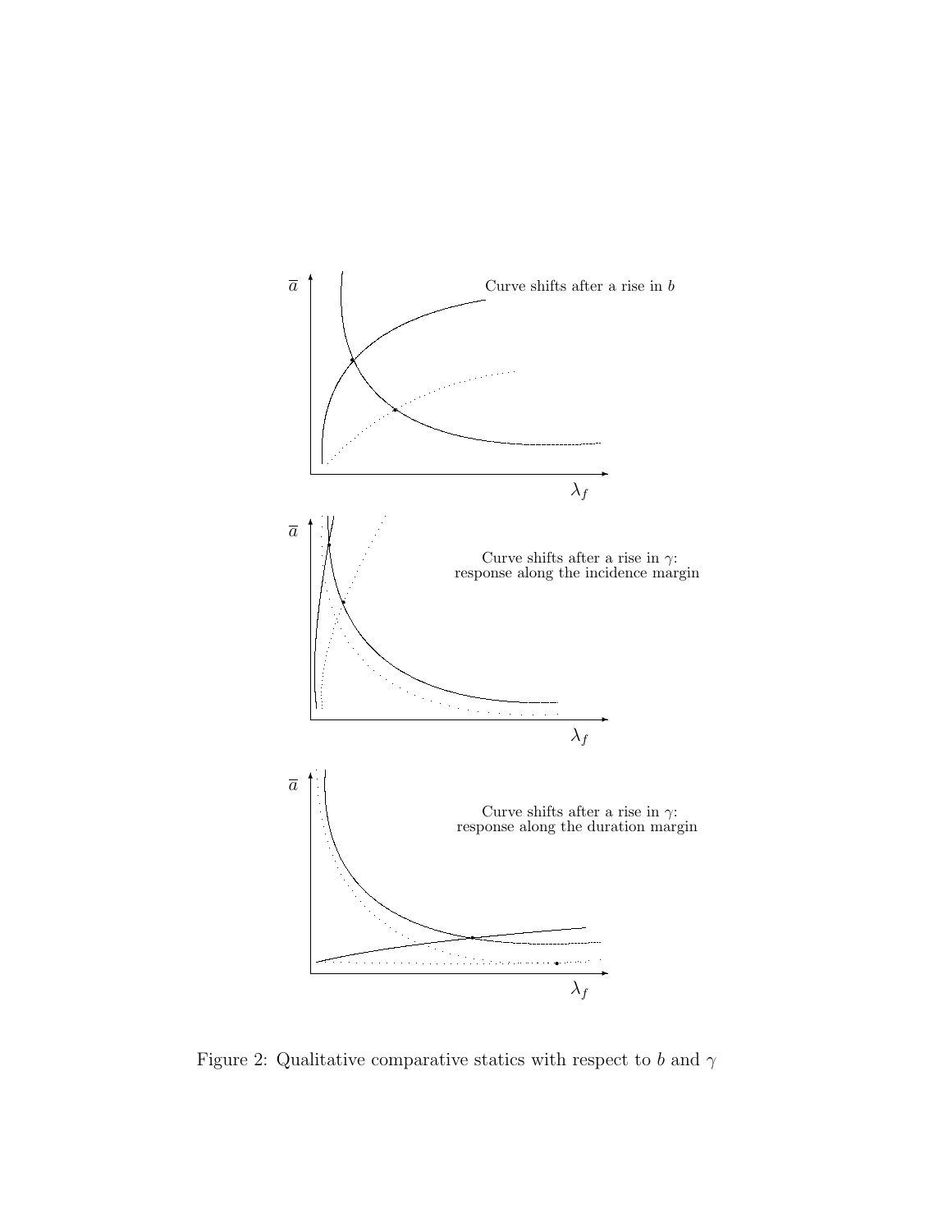Figure 2: Qualitative comparative statics with respect to $b$ and $\gamma$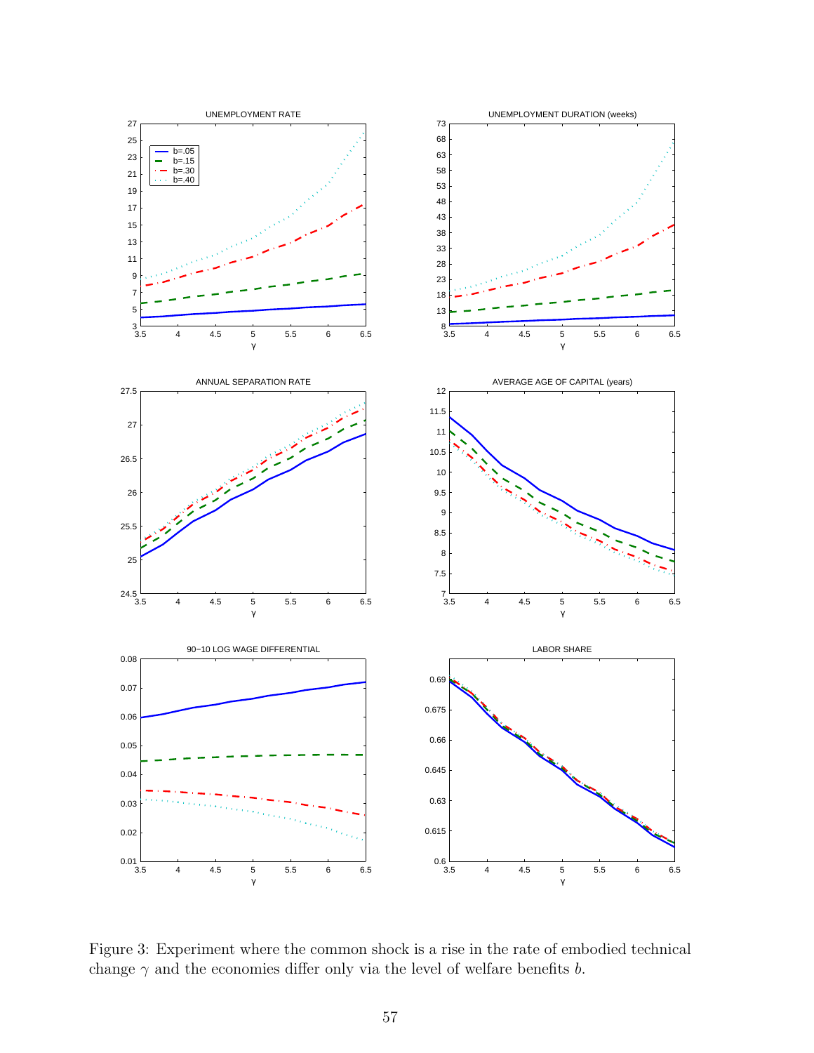Figure 3: Experiment where the common shock is a rise in the rate of embodied technical change $\gamma$ and the economies differ only via the level of welfare benefits $b$.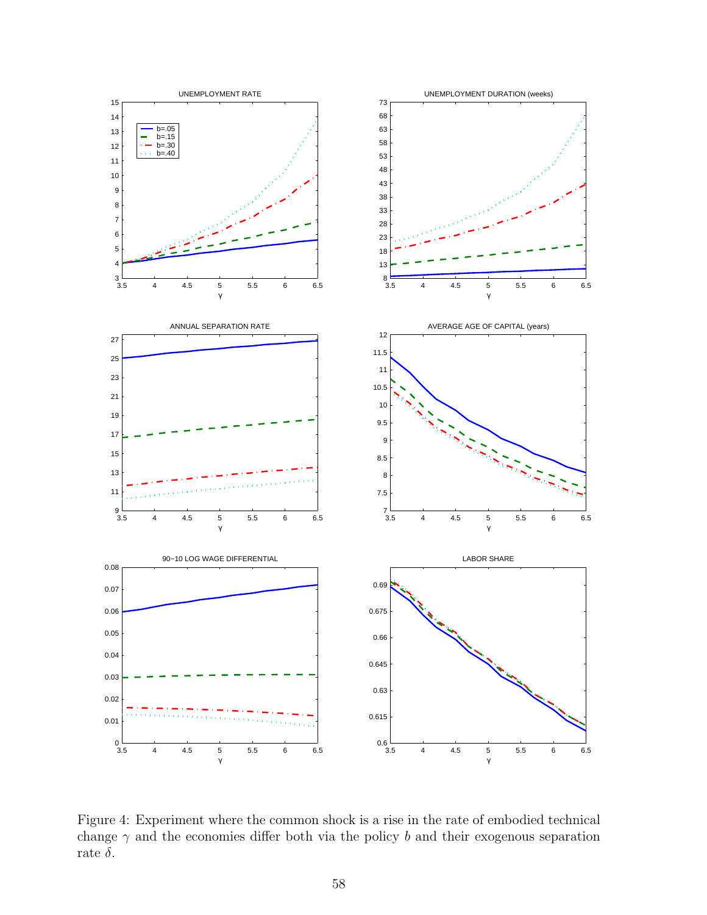Figure 4: Experiment where the common shock is a rise in the rate of embodied technical change $\gamma$ and the economies differ both via the policy $b$ and their exogenous separation rate $\delta$.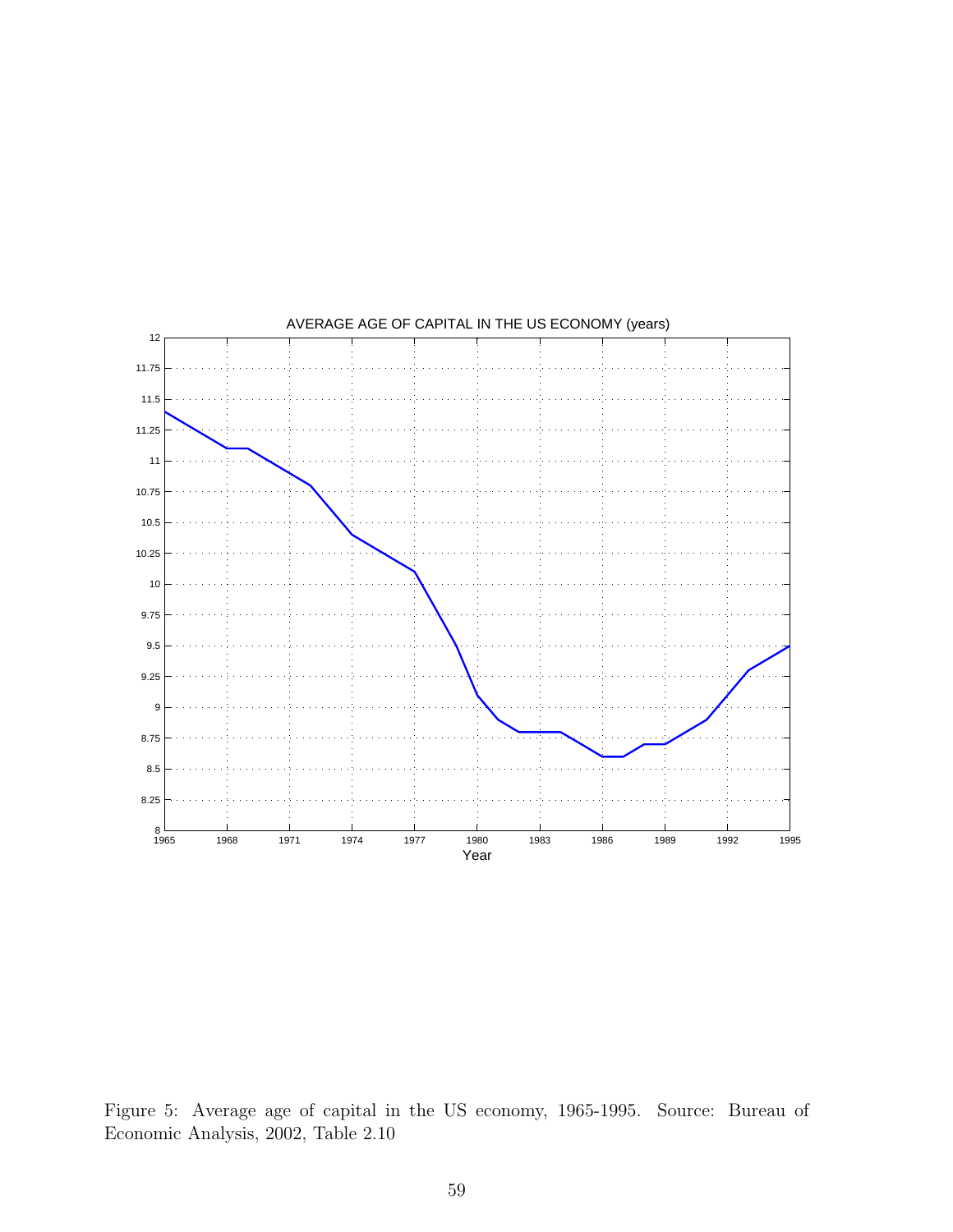AVERAGE AGE OF CAPITAL IN THE US ECONOMY (years)

Figure 5: Average age of capital in the US economy, 1965-1995. Source: Bureau of Economic Analysis, 2002, Table 2.10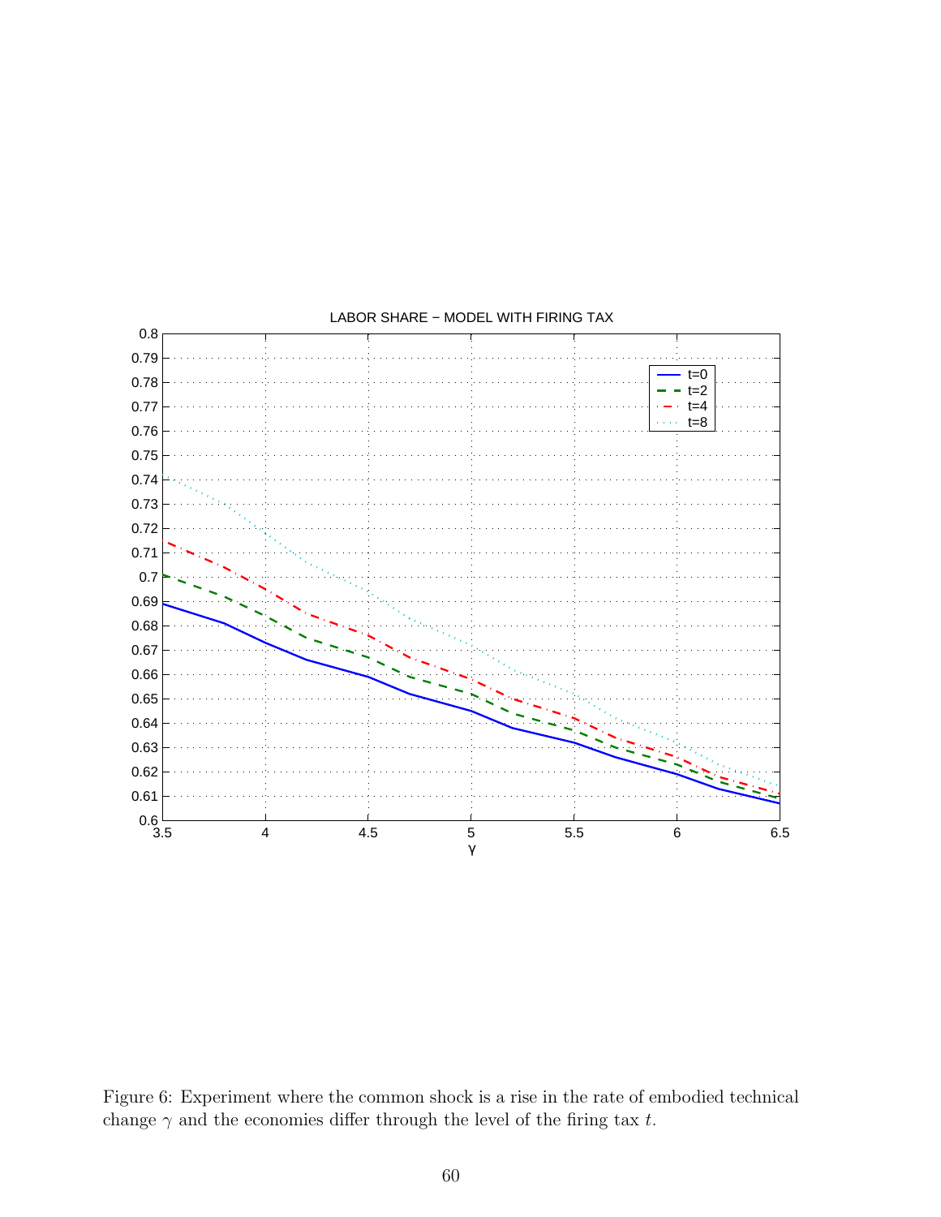Figure 6: Experiment where the common shock is a rise in the rate of embodied technical change $\gamma$ and the economies differ through the level of the firing tax $t$.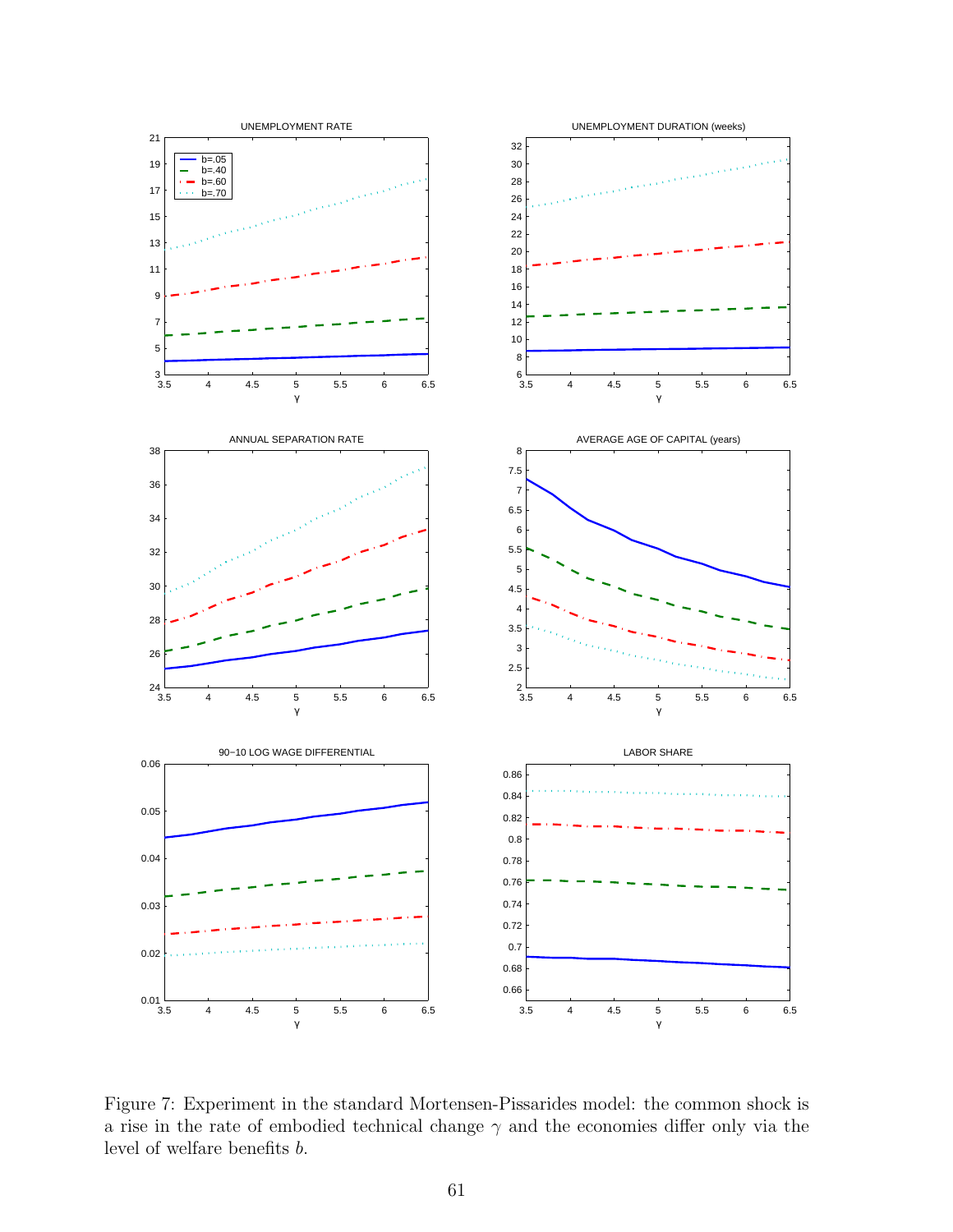UNEMPLOYMENT RATE

21
19
17
15
13
11
9
7
5
3

b=.05
b=.40
b=.60
b=.70

3.5 4 4.5 5 5.5 6 6.5

γ

UNEMPLOYMENT DURATION (weeks)

32
30
28
26
24
22
20
18
16
14
12
10
8
6

3.5 4 4.5 5 5.5 6 6.5

γ

ANNUAL SEPARATION RATE

38
36
34
32
30
28
26
24

3.5 4 4.5 5 5.5 6 6.5

γ

AVERAGE AGE OF CAPITAL (years)

8
7.5
7
6.5
6
5.5
5
4.5
4
3.5
3
2.5
2

3.5 4 4.5 5 5.5 6 6.5

γ

90−10 LOG WAGE DIFFERENTIAL

0.06
0.05
0.04
0.03
0.02
0.01

3.5 4 4.5 5 5.5 6 6.5

γ

LABOR SHARE

0.86
0.84
0.82
0.8
0.78
0.76
0.74
0.72
0.7
0.68
0.66

3.5 4 4.5 5 5.5 6 6.5

γ

Figure 7: Experiment in the standard Mortensen-Pissarides model: the common shock is a rise in the rate of embodied technical change $\gamma$ and the economies differ only via the level of welfare benefits $b$.